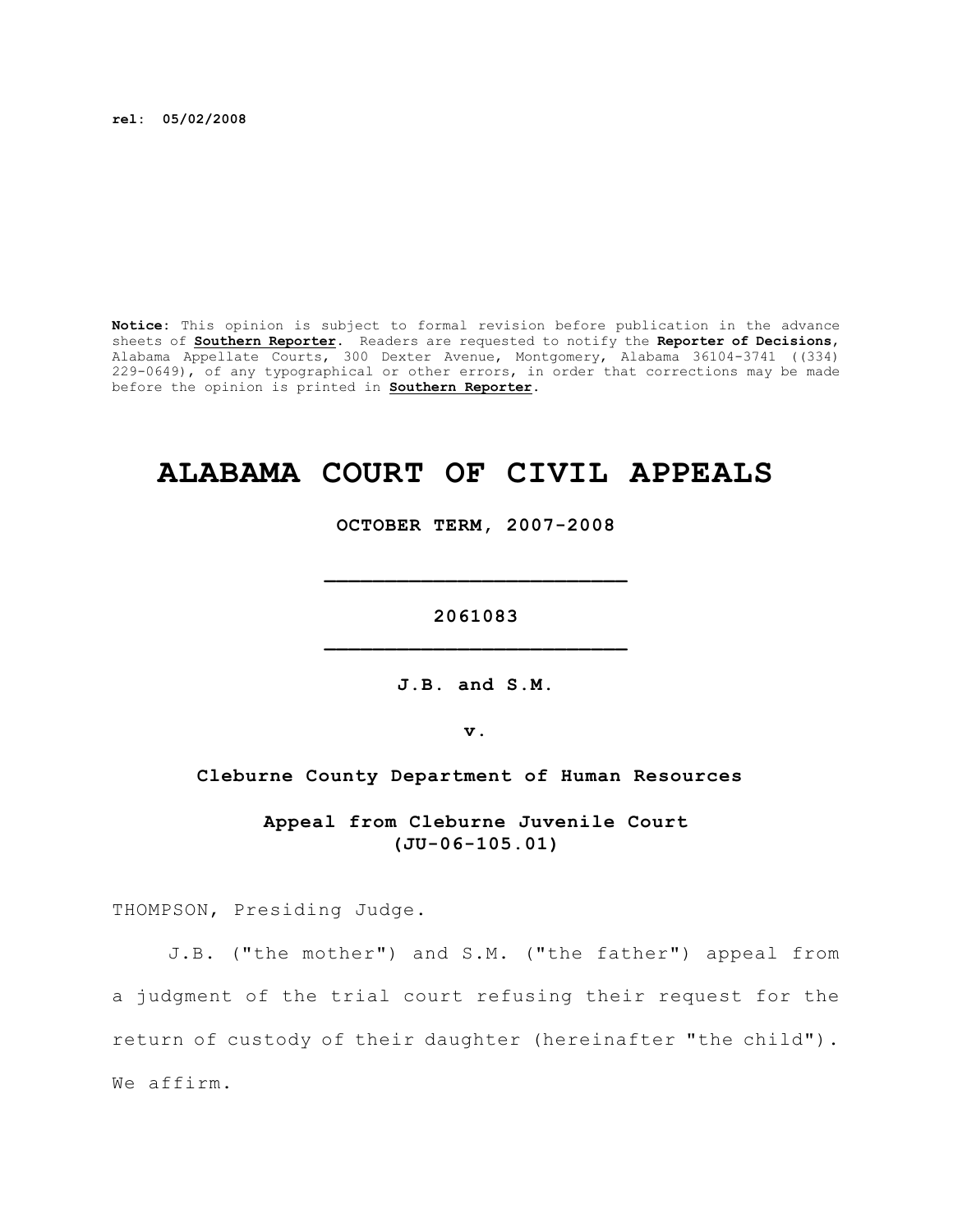**rel: 05/02/2008**

**Notice:** This opinion is subject to formal revision before publication in the advance sheets of **Southern Reporter**. Readers are requested to notify the **Reporter of Decisions**, Alabama Appellate Courts, 300 Dexter Avenue, Montgomery, Alabama 36104-3741 ((334) 229-0649), of any typographical or other errors, in order that corrections may be made before the opinion is printed in **Southern Reporter**.

# ALABAMA COURT OF CIVIL APPEALS

**OCTOBER TERM, 2007-2008**

_________________________

**2061083**

_________________________

**J.B. and S.M.**

**v.**

**Cleburne County Department of Human Resources**

**Appeal from Cleburne Juvenile Court**
**(JU-06-105.01)**

THOMPSON, Presiding Judge.

J.B. ("the mother") and S.M. ("the father") appeal from a judgment of the trial court refusing their request for the return of custody of their daughter (hereinafter "the child"). We affirm.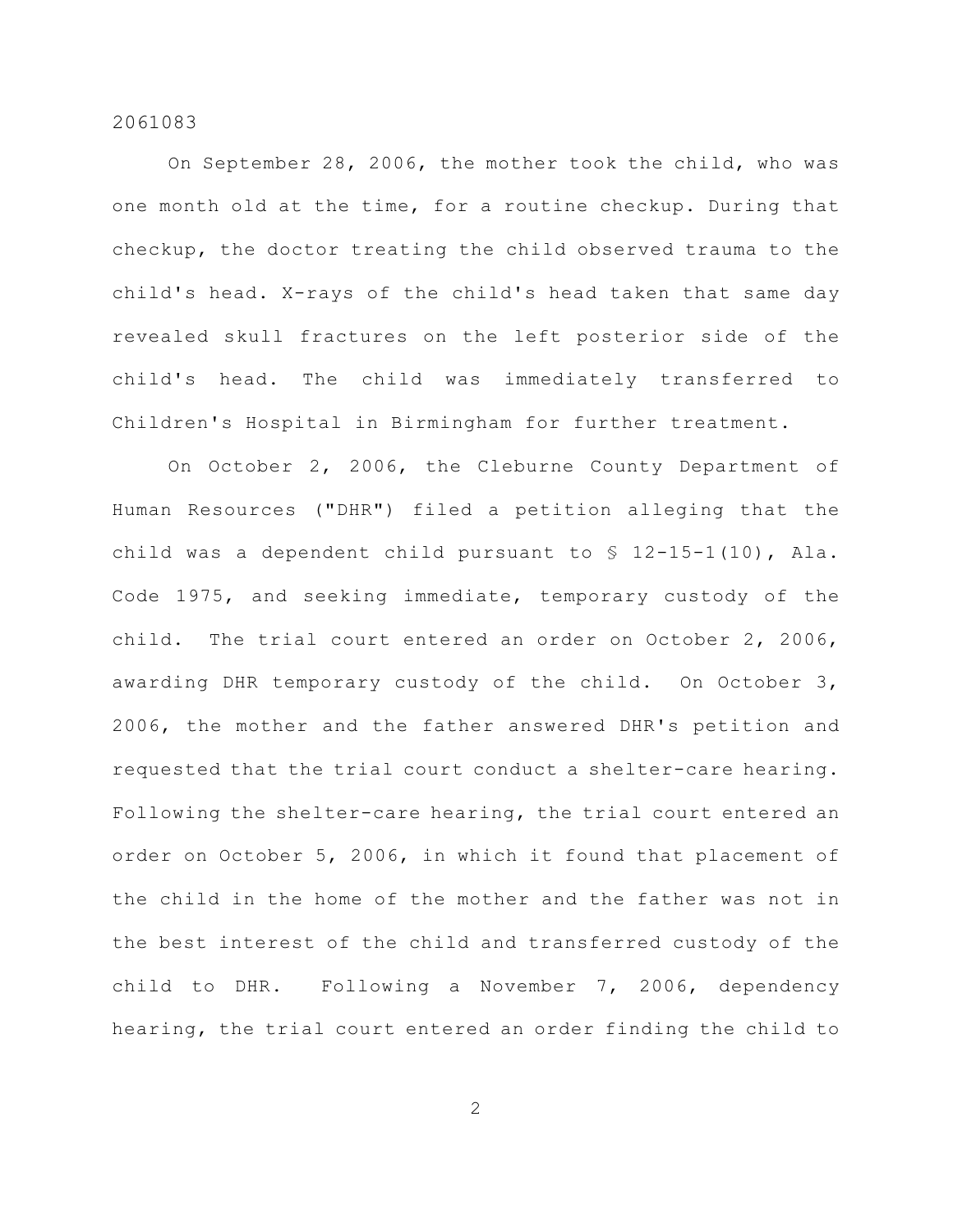On September 28, 2006, the mother took the child, who was one month old at the time, for a routine checkup. During that checkup, the doctor treating the child observed trauma to the child's head. X-rays of the child's head taken that same day revealed skull fractures on the left posterior side of the child's head. The child was immediately transferred to Children's Hospital in Birmingham for further treatment.

On October 2, 2006, the Cleburne County Department of Human Resources ("DHR") filed a petition alleging that the child was a dependent child pursuant to § 12-15-1(10), Ala. Code 1975, and seeking immediate, temporary custody of the child. The trial court entered an order on October 2, 2006, awarding DHR temporary custody of the child. On October 3, 2006, the mother and the father answered DHR's petition and requested that the trial court conduct a shelter-care hearing. Following the shelter-care hearing, the trial court entered an order on October 5, 2006, in which it found that placement of the child in the home of the mother and the father was not in the best interest of the child and transferred custody of the child to DHR. Following a November 7, 2006, dependency hearing, the trial court entered an order finding the child to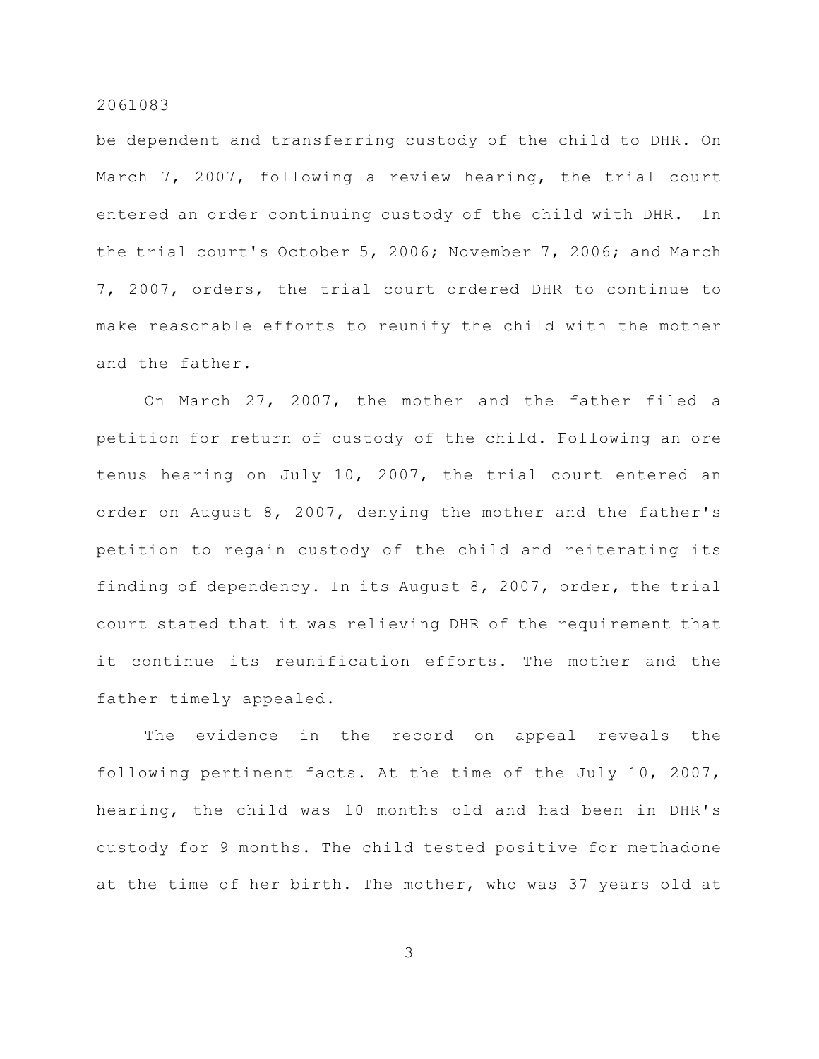be dependent and transferring custody of the child to DHR. On March 7, 2007, following a review hearing, the trial court entered an order continuing custody of the child with DHR. In the trial court's October 5, 2006; November 7, 2006; and March 7, 2007, orders, the trial court ordered DHR to continue to make reasonable efforts to reunify the child with the mother and the father.

On March 27, 2007, the mother and the father filed a petition for return of custody of the child. Following an ore tenus hearing on July 10, 2007, the trial court entered an order on August 8, 2007, denying the mother and the father's petition to regain custody of the child and reiterating its finding of dependency. In its August 8, 2007, order, the trial court stated that it was relieving DHR of the requirement that it continue its reunification efforts. The mother and the father timely appealed.

The evidence in the record on appeal reveals the following pertinent facts. At the time of the July 10, 2007, hearing, the child was 10 months old and had been in DHR's custody for 9 months. The child tested positive for methadone at the time of her birth. The mother, who was 37 years old at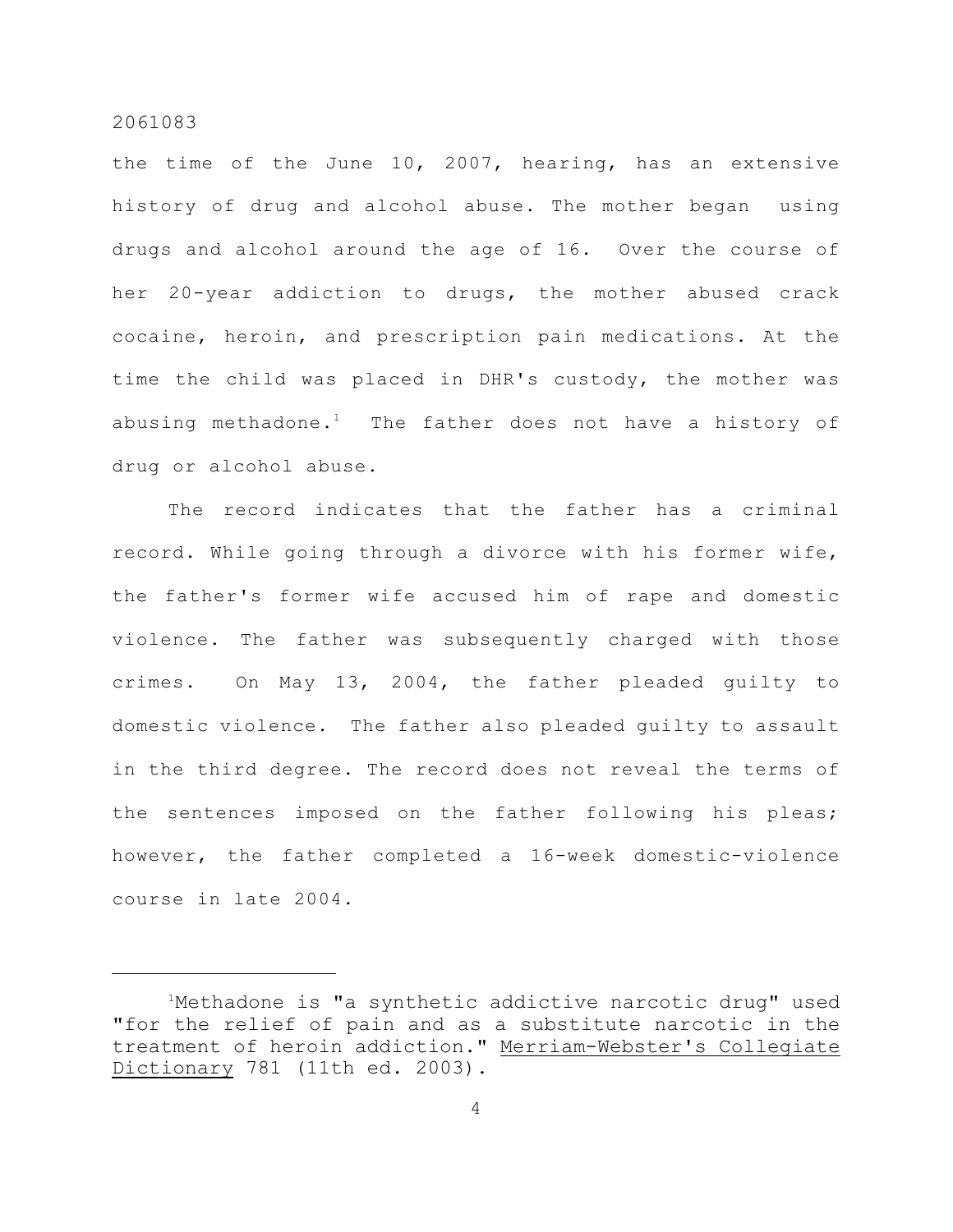the time of the June 10, 2007, hearing, has an extensive history of drug and alcohol abuse. The mother began using drugs and alcohol around the age of 16. Over the course of her 20-year addiction to drugs, the mother abused crack cocaine, heroin, and prescription pain medications. At the time the child was placed in DHR's custody, the mother was abusing methadone.[1] The father does not have a history of drug or alcohol abuse.

The record indicates that the father has a criminal record. While going through a divorce with his former wife, the father's former wife accused him of rape and domestic violence. The father was subsequently charged with those crimes. On May 13, 2004, the father pleaded guilty to domestic violence. The father also pleaded guilty to assault in the third degree. The record does not reveal the terms of the sentences imposed on the father following his pleas; however, the father completed a 16-week domestic-violence course in late 2004.

---

[1]Methadone is "a synthetic addictive narcotic drug" used "for the relief of pain and as a substitute narcotic in the treatment of heroin addiction." Merriam-Webster's Collegiate Dictionary 781 (11th ed. 2003).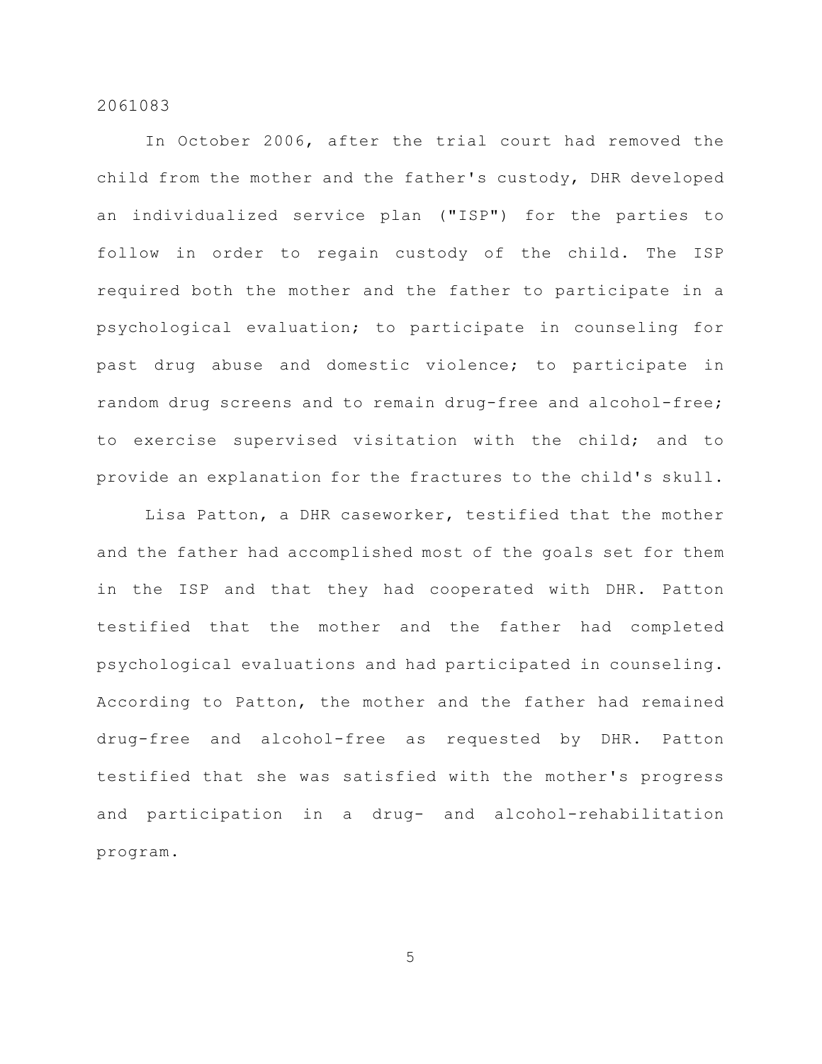In October 2006, after the trial court had removed the child from the mother and the father's custody, DHR developed an individualized service plan ("ISP") for the parties to follow in order to regain custody of the child. The ISP required both the mother and the father to participate in a psychological evaluation; to participate in counseling for past drug abuse and domestic violence; to participate in random drug screens and to remain drug-free and alcohol-free; to exercise supervised visitation with the child; and to provide an explanation for the fractures to the child's skull.

Lisa Patton, a DHR caseworker, testified that the mother and the father had accomplished most of the goals set for them in the ISP and that they had cooperated with DHR. Patton testified that the mother and the father had completed psychological evaluations and had participated in counseling. According to Patton, the mother and the father had remained drug-free and alcohol-free as requested by DHR. Patton testified that she was satisfied with the mother's progress and participation in a drug- and alcohol-rehabilitation program.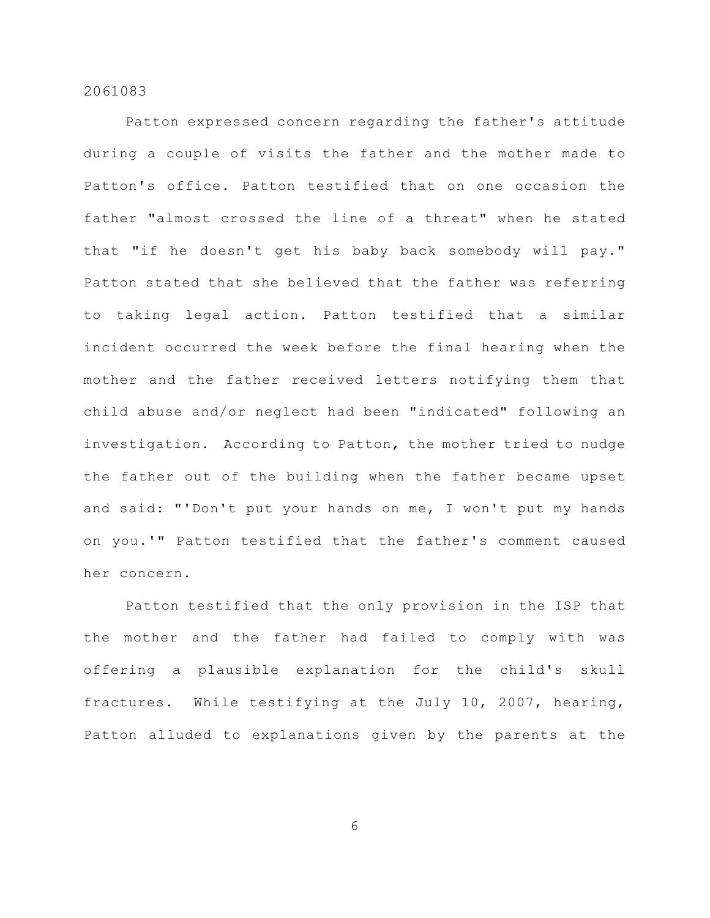Patton expressed concern regarding the father's attitude during a couple of visits the father and the mother made to Patton's office. Patton testified that on one occasion the father "almost crossed the line of a threat" when he stated that "if he doesn't get his baby back somebody will pay." Patton stated that she believed that the father was referring to taking legal action. Patton testified that a similar incident occurred the week before the final hearing when the mother and the father received letters notifying them that child abuse and/or neglect had been "indicated" following an investigation. According to Patton, the mother tried to nudge the father out of the building when the father became upset and said: "'Don't put your hands on me, I won't put my hands on you.'" Patton testified that the father's comment caused her concern.

Patton testified that the only provision in the ISP that the mother and the father had failed to comply with was offering a plausible explanation for the child's skull fractures. While testifying at the July 10, 2007, hearing, Patton alluded to explanations given by the parents at the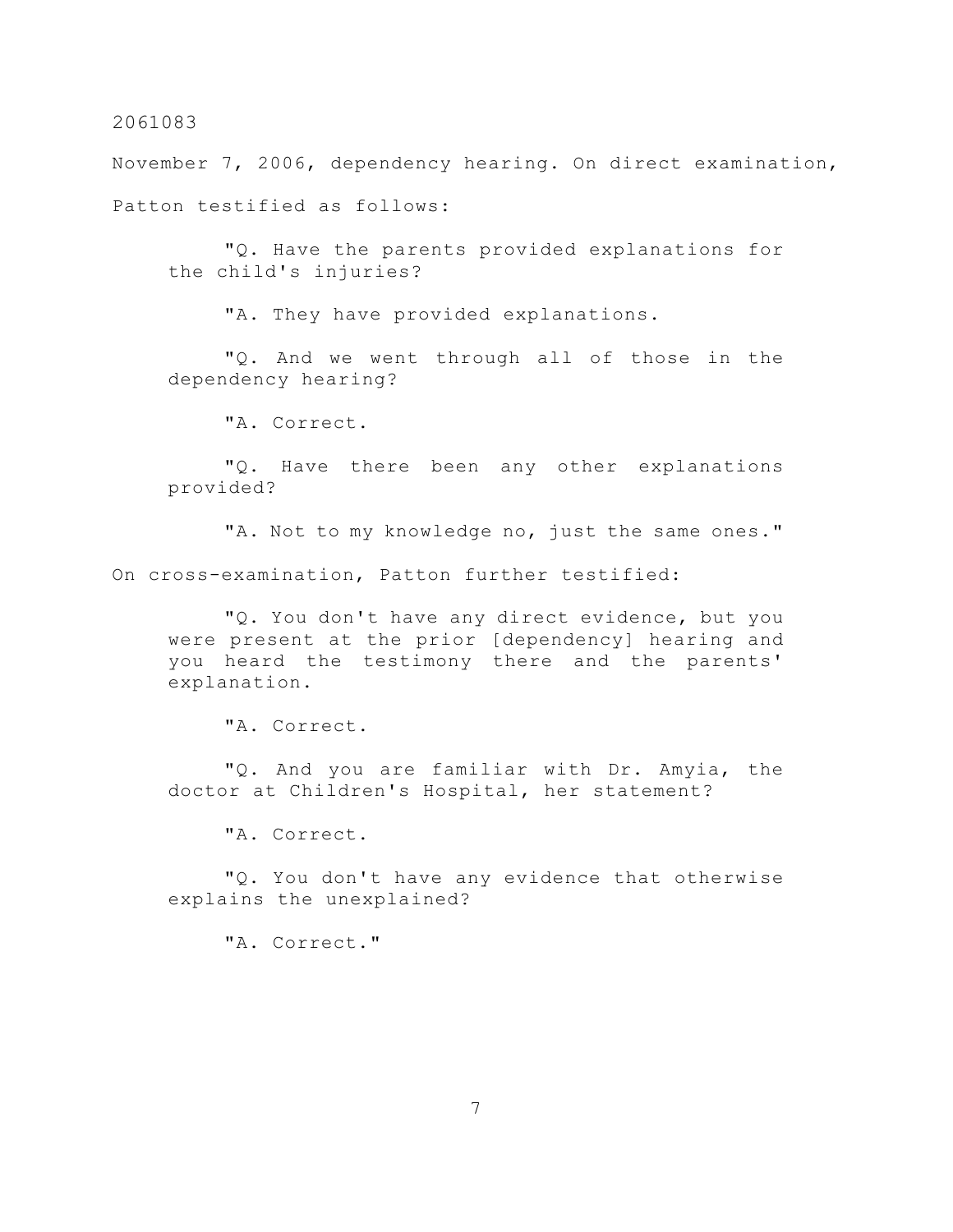November 7, 2006, dependency hearing. On direct examination, Patton testified as follows:

> "Q. Have the parents provided explanations for the child's injuries?
>
> "A. They have provided explanations.
>
> "Q. And we went through all of those in the dependency hearing?
>
> "A. Correct.
>
> "Q. Have there been any other explanations provided?
>
> "A. Not to my knowledge no, just the same ones."

On cross-examination, Patton further testified:

> "Q. You don't have any direct evidence, but you were present at the prior [dependency] hearing and you heard the testimony there and the parents' explanation.
>
> "A. Correct.
>
> "Q. And you are familiar with Dr. Amyia, the doctor at Children's Hospital, her statement?
>
> "A. Correct.
>
> "Q. You don't have any evidence that otherwise explains the unexplained?
>
> "A. Correct."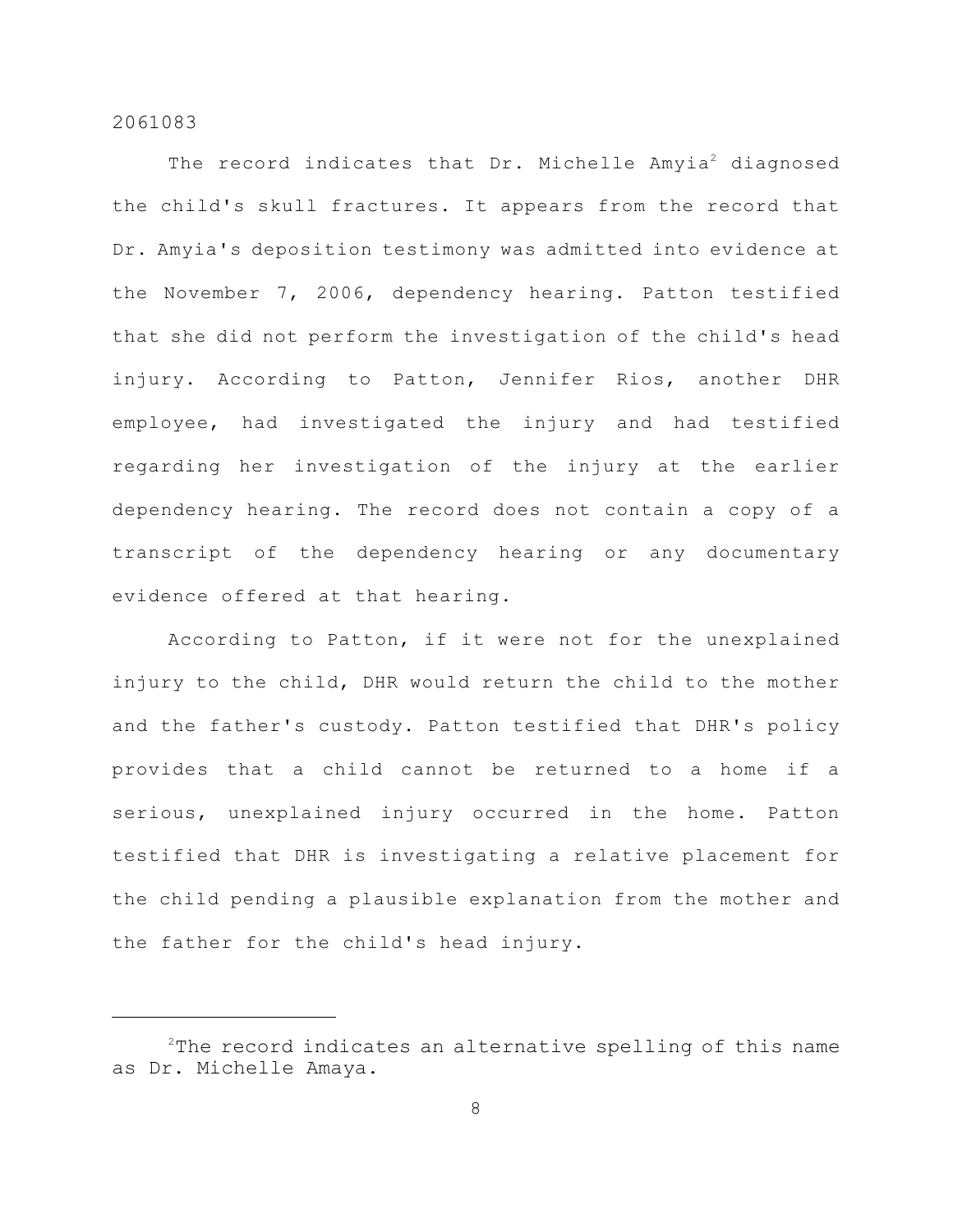The record indicates that Dr. Michelle Amyia[2] diagnosed the child's skull fractures. It appears from the record that Dr. Amyia's deposition testimony was admitted into evidence at the November 7, 2006, dependency hearing. Patton testified that she did not perform the investigation of the child's head injury. According to Patton, Jennifer Rios, another DHR employee, had investigated the injury and had testified regarding her investigation of the injury at the earlier dependency hearing. The record does not contain a copy of a transcript of the dependency hearing or any documentary evidence offered at that hearing.

According to Patton, if it were not for the unexplained injury to the child, DHR would return the child to the mother and the father's custody. Patton testified that DHR's policy provides that a child cannot be returned to a home if a serious, unexplained injury occurred in the home. Patton testified that DHR is investigating a relative placement for the child pending a plausible explanation from the mother and the father for the child's head injury.

---

[2]The record indicates an alternative spelling of this name as Dr. Michelle Amaya.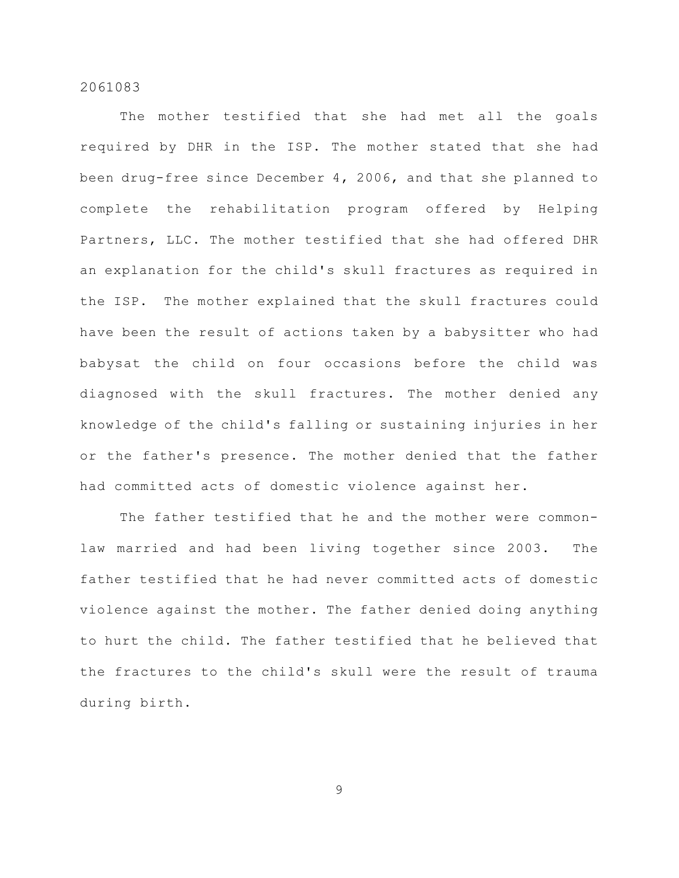The mother testified that she had met all the goals required by DHR in the ISP. The mother stated that she had been drug-free since December 4, 2006, and that she planned to complete the rehabilitation program offered by Helping Partners, LLC. The mother testified that she had offered DHR an explanation for the child's skull fractures as required in the ISP. The mother explained that the skull fractures could have been the result of actions taken by a babysitter who had babysat the child on four occasions before the child was diagnosed with the skull fractures. The mother denied any knowledge of the child's falling or sustaining injuries in her or the father's presence. The mother denied that the father had committed acts of domestic violence against her.

The father testified that he and the mother were common-law married and had been living together since 2003. The father testified that he had never committed acts of domestic violence against the mother. The father denied doing anything to hurt the child. The father testified that he believed that the fractures to the child's skull were the result of trauma during birth.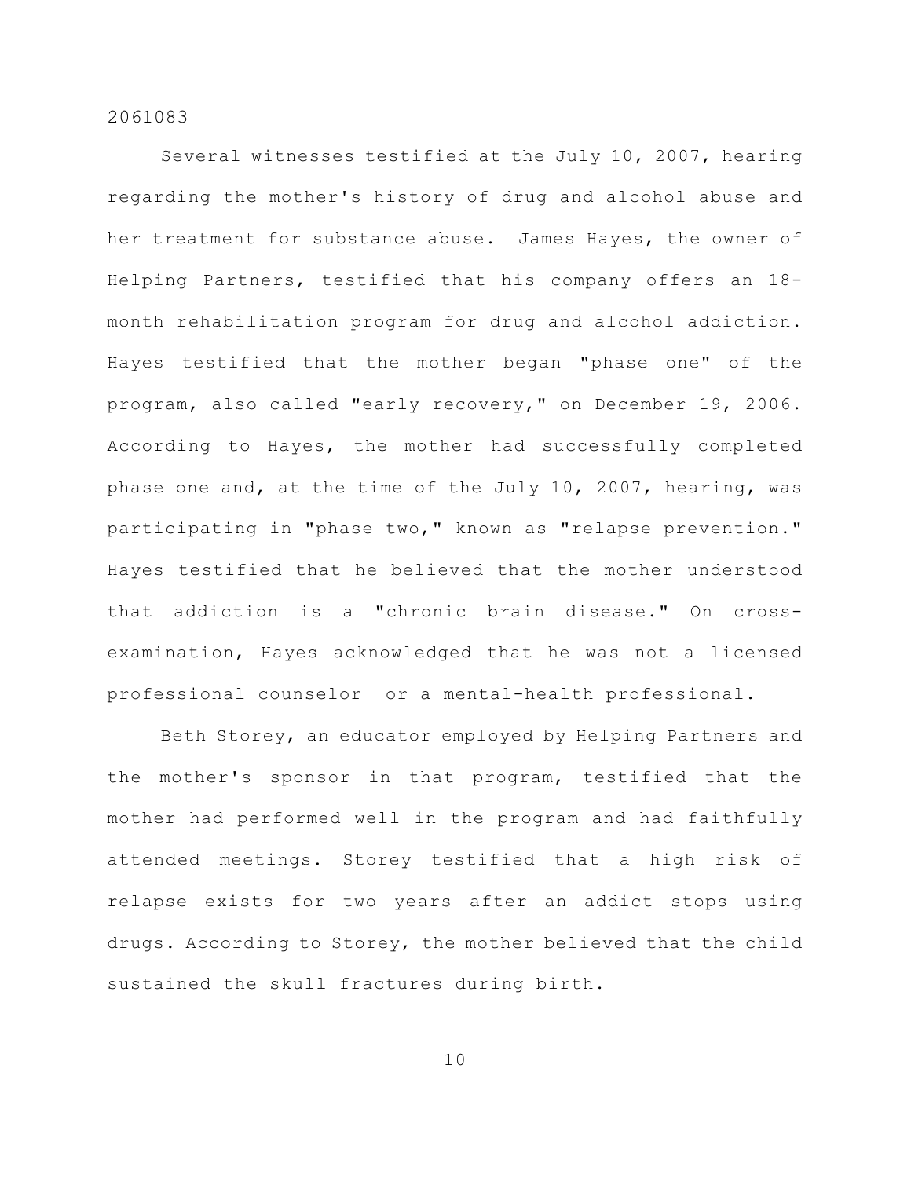Several witnesses testified at the July 10, 2007, hearing regarding the mother's history of drug and alcohol abuse and her treatment for substance abuse. James Hayes, the owner of Helping Partners, testified that his company offers an 18-month rehabilitation program for drug and alcohol addiction. Hayes testified that the mother began "phase one" of the program, also called "early recovery," on December 19, 2006. According to Hayes, the mother had successfully completed phase one and, at the time of the July 10, 2007, hearing, was participating in "phase two," known as "relapse prevention." Hayes testified that he believed that the mother understood that addiction is a "chronic brain disease." On cross-examination, Hayes acknowledged that he was not a licensed professional counselor or a mental-health professional.

Beth Storey, an educator employed by Helping Partners and the mother's sponsor in that program, testified that the mother had performed well in the program and had faithfully attended meetings. Storey testified that a high risk of relapse exists for two years after an addict stops using drugs. According to Storey, the mother believed that the child sustained the skull fractures during birth.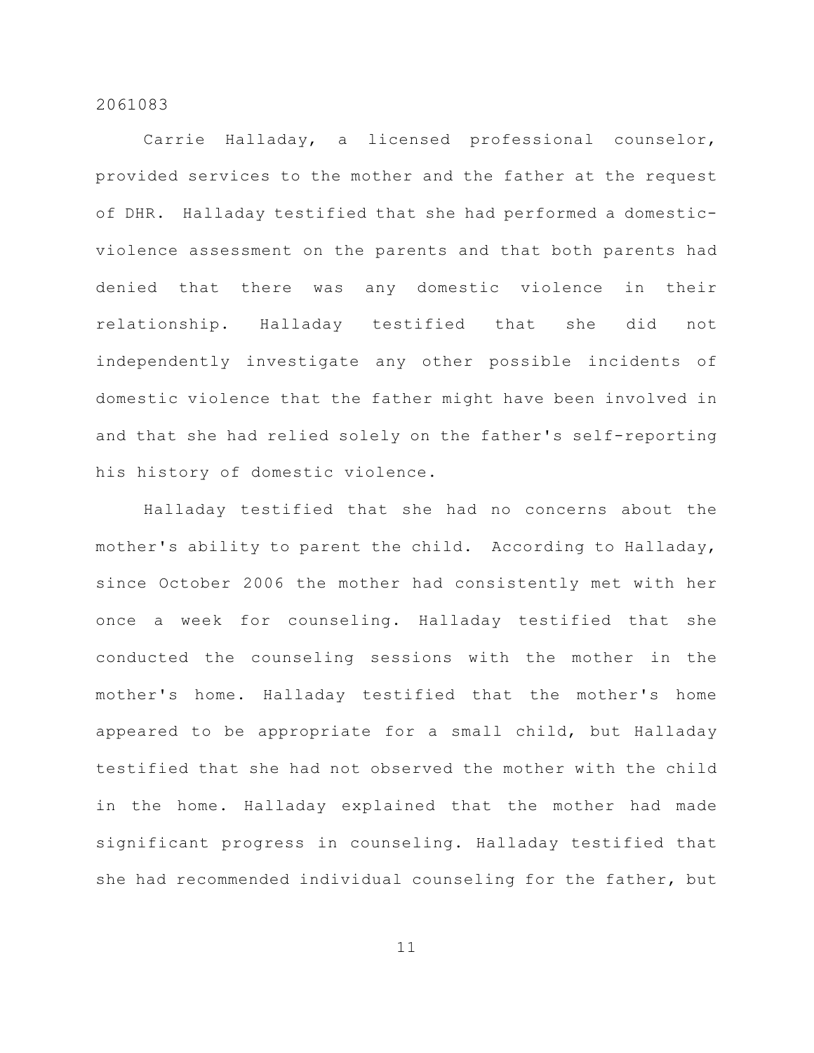Carrie Halladay, a licensed professional counselor, provided services to the mother and the father at the request of DHR. Halladay testified that she had performed a domestic-violence assessment on the parents and that both parents had denied that there was any domestic violence in their relationship. Halladay testified that she did not independently investigate any other possible incidents of domestic violence that the father might have been involved in and that she had relied solely on the father's self-reporting his history of domestic violence.

Halladay testified that she had no concerns about the mother's ability to parent the child. According to Halladay, since October 2006 the mother had consistently met with her once a week for counseling. Halladay testified that she conducted the counseling sessions with the mother in the mother's home. Halladay testified that the mother's home appeared to be appropriate for a small child, but Halladay testified that she had not observed the mother with the child in the home. Halladay explained that the mother had made significant progress in counseling. Halladay testified that she had recommended individual counseling for the father, but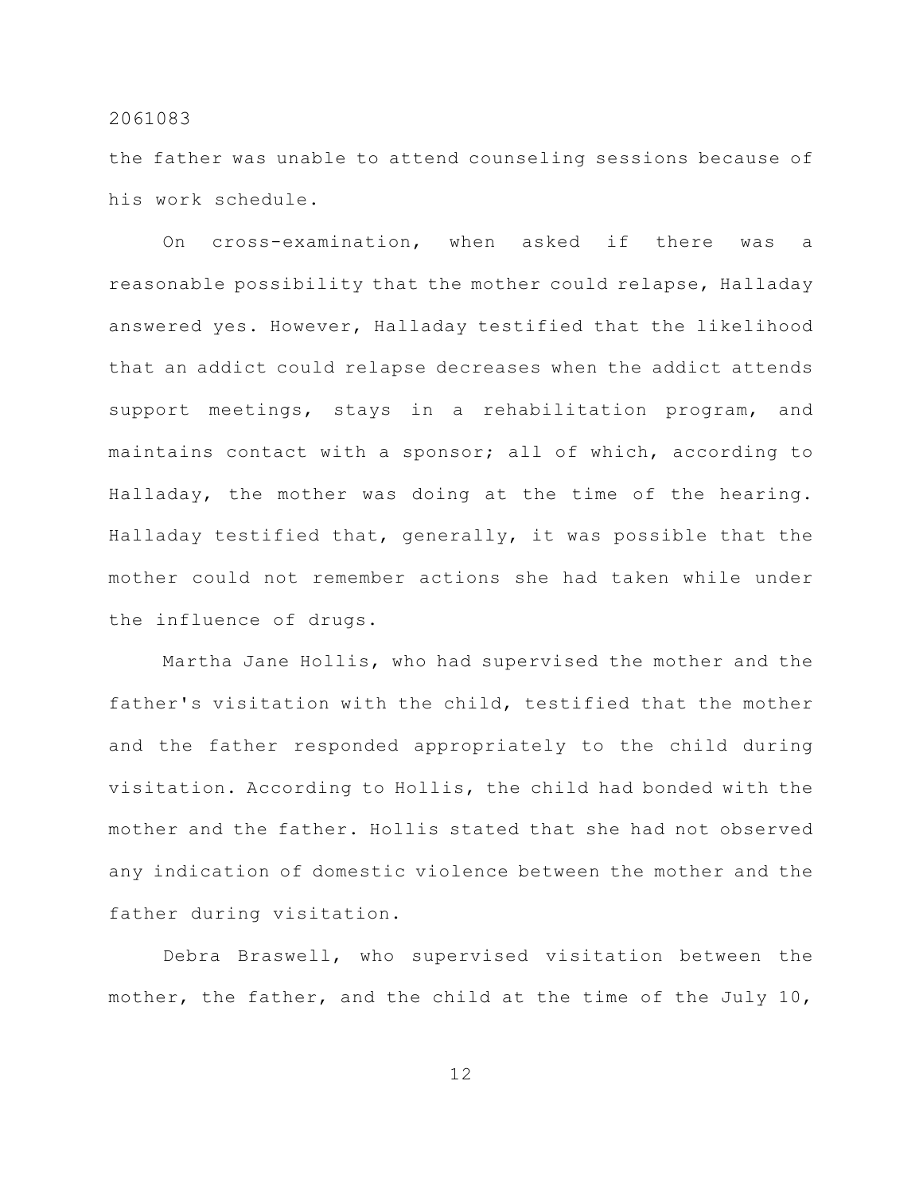the father was unable to attend counseling sessions because of his work schedule.

On cross-examination, when asked if there was a reasonable possibility that the mother could relapse, Halladay answered yes. However, Halladay testified that the likelihood that an addict could relapse decreases when the addict attends support meetings, stays in a rehabilitation program, and maintains contact with a sponsor; all of which, according to Halladay, the mother was doing at the time of the hearing. Halladay testified that, generally, it was possible that the mother could not remember actions she had taken while under the influence of drugs.

Martha Jane Hollis, who had supervised the mother and the father's visitation with the child, testified that the mother and the father responded appropriately to the child during visitation. According to Hollis, the child had bonded with the mother and the father. Hollis stated that she had not observed any indication of domestic violence between the mother and the father during visitation.

Debra Braswell, who supervised visitation between the mother, the father, and the child at the time of the July 10,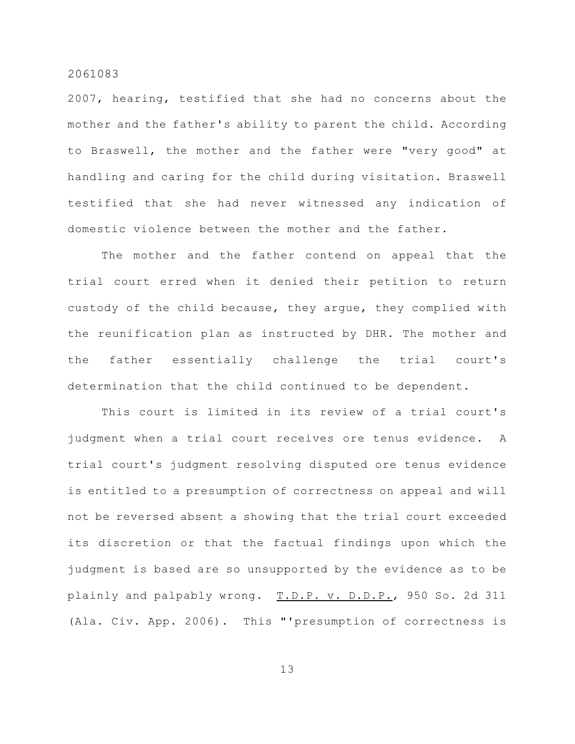2007, hearing, testified that she had no concerns about the mother and the father's ability to parent the child. According to Braswell, the mother and the father were "very good" at handling and caring for the child during visitation. Braswell testified that she had never witnessed any indication of domestic violence between the mother and the father.

The mother and the father contend on appeal that the trial court erred when it denied their petition to return custody of the child because, they argue, they complied with the reunification plan as instructed by DHR. The mother and the father essentially challenge the trial court's determination that the child continued to be dependent.

This court is limited in its review of a trial court's judgment when a trial court receives ore tenus evidence. A trial court's judgment resolving disputed ore tenus evidence is entitled to a presumption of correctness on appeal and will not be reversed absent a showing that the trial court exceeded its discretion or that the factual findings upon which the judgment is based are so unsupported by the evidence as to be plainly and palpably wrong. T.D.P. v. D.D.P., 950 So. 2d 311 (Ala. Civ. App. 2006). This "'presumption of correctness is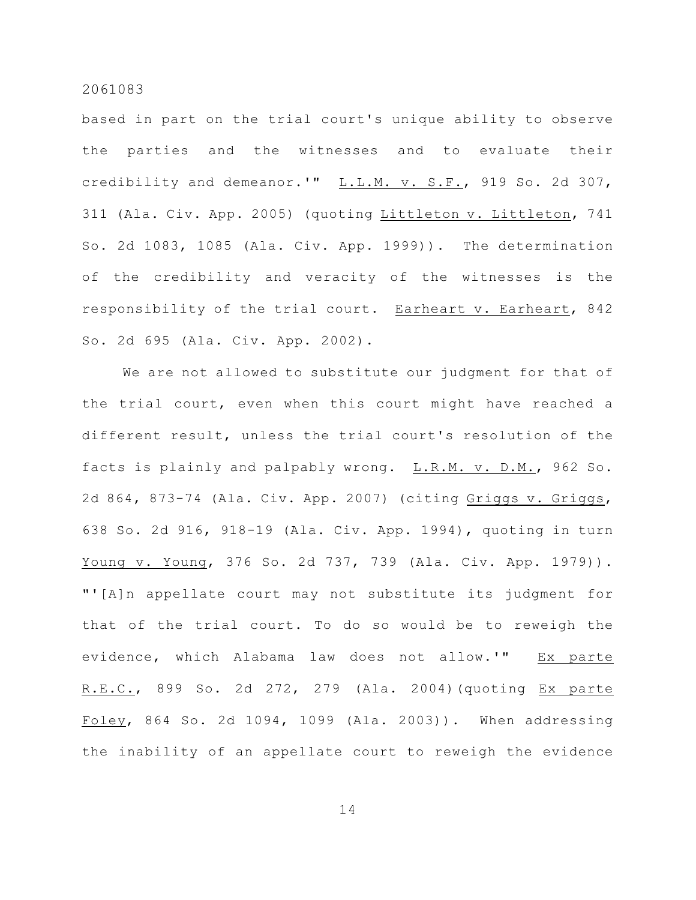based in part on the trial court's unique ability to observe the parties and the witnesses and to evaluate their credibility and demeanor.'" L.L.M. v. S.F., 919 So. 2d 307, 311 (Ala. Civ. App. 2005) (quoting Littleton v. Littleton, 741 So. 2d 1083, 1085 (Ala. Civ. App. 1999)). The determination of the credibility and veracity of the witnesses is the responsibility of the trial court. Earheart v. Earheart, 842 So. 2d 695 (Ala. Civ. App. 2002).

We are not allowed to substitute our judgment for that of the trial court, even when this court might have reached a different result, unless the trial court's resolution of the facts is plainly and palpably wrong. L.R.M. v. D.M., 962 So. 2d 864, 873-74 (Ala. Civ. App. 2007) (citing Griggs v. Griggs, 638 So. 2d 916, 918-19 (Ala. Civ. App. 1994), quoting in turn Young v. Young, 376 So. 2d 737, 739 (Ala. Civ. App. 1979)). "'[A]n appellate court may not substitute its judgment for that of the trial court. To do so would be to reweigh the evidence, which Alabama law does not allow.'" Ex parte R.E.C., 899 So. 2d 272, 279 (Ala. 2004)(quoting Ex parte Foley, 864 So. 2d 1094, 1099 (Ala. 2003)). When addressing the inability of an appellate court to reweigh the evidence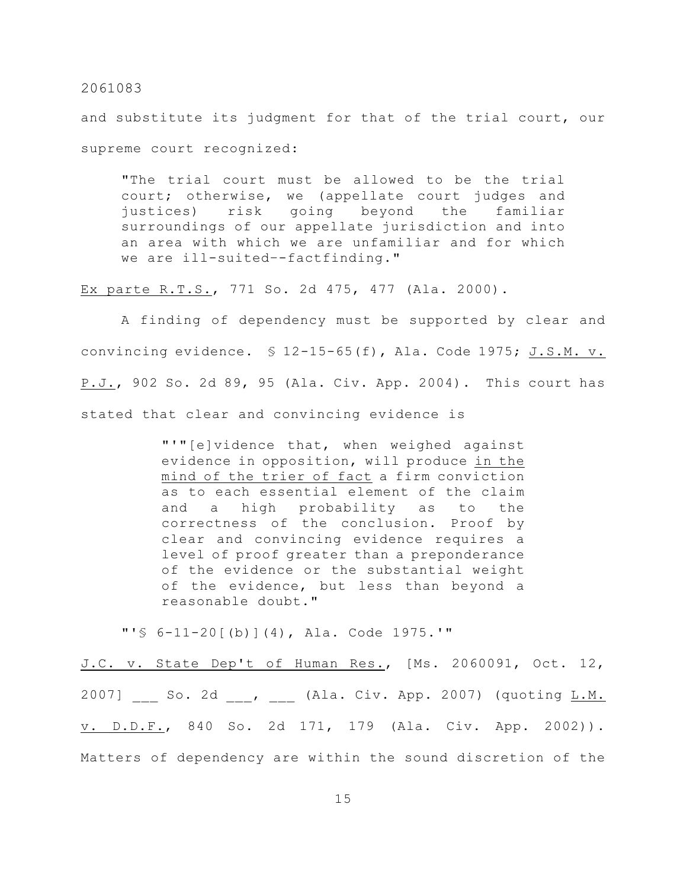and substitute its judgment for that of the trial court, our supreme court recognized:

> "The trial court must be allowed to be the trial court; otherwise, we (appellate court judges and justices) risk going beyond the familiar surroundings of our appellate jurisdiction and into an area with which we are unfamiliar and for which we are ill-suited--factfinding."

Ex parte R.T.S., 771 So. 2d 475, 477 (Ala. 2000).

A finding of dependency must be supported by clear and convincing evidence. § 12-15-65(f), Ala. Code 1975; J.S.M. v. P.J., 902 So. 2d 89, 95 (Ala. Civ. App. 2004). This court has stated that clear and convincing evidence is

> "'"[e]vidence that, when weighed against evidence in opposition, will produce _in the mind of the trier of fact_ a firm conviction as to each essential element of the claim and a high probability as to the correctness of the conclusion. Proof by clear and convincing evidence requires a level of proof greater than a preponderance of the evidence or the substantial weight of the evidence, but less than beyond a reasonable doubt."
>
> "'§ 6-11-20[(b)](4), Ala. Code 1975.'"

J.C. v. State Dep't of Human Res., [Ms. 2060091, Oct. 12, 2007] ___ So. 2d ___, ___ (Ala. Civ. App. 2007) (quoting L.M. v. D.D.F., 840 So. 2d 171, 179 (Ala. Civ. App. 2002)). Matters of dependency are within the sound discretion of the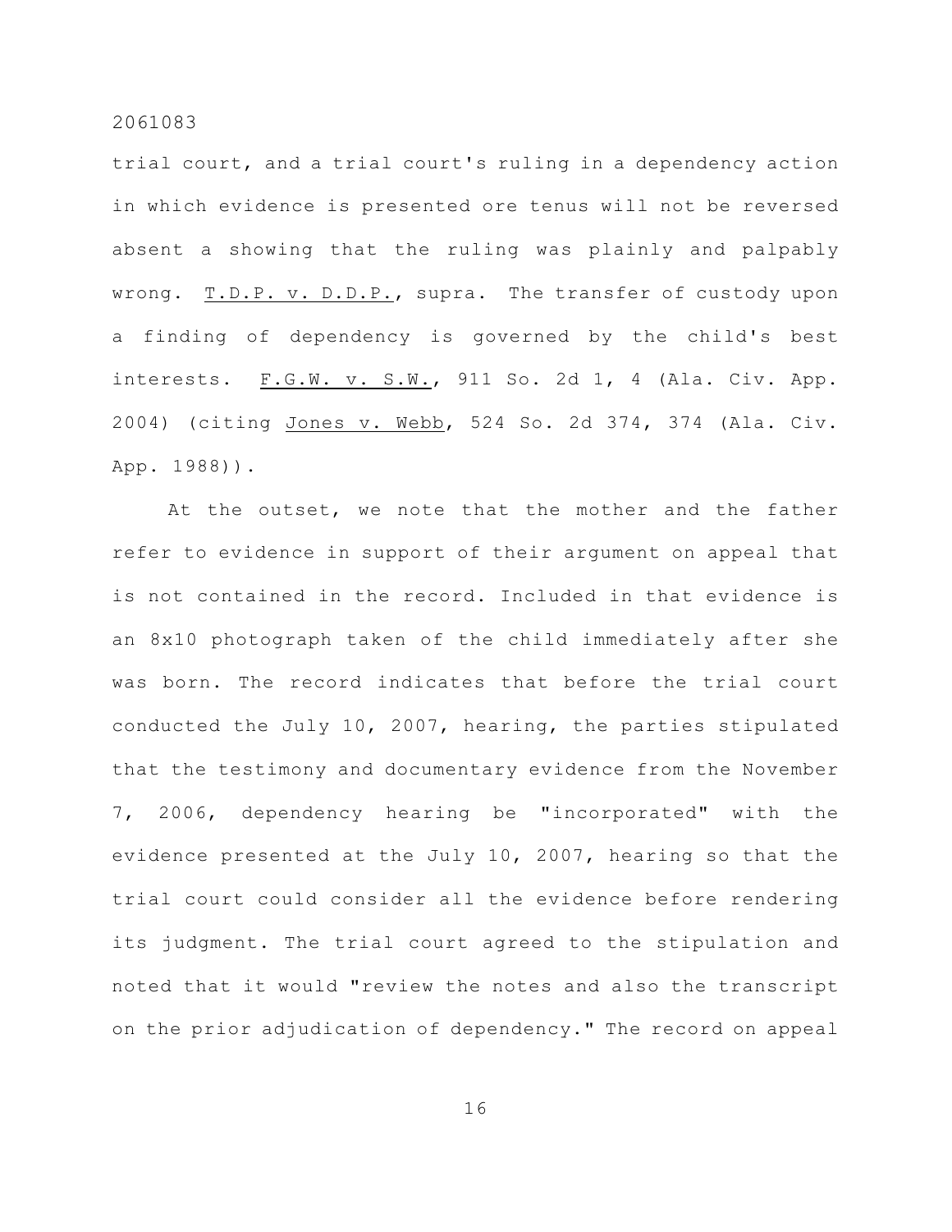trial court, and a trial court's ruling in a dependency action in which evidence is presented ore tenus will not be reversed absent a showing that the ruling was plainly and palpably wrong. T.D.P. v. D.D.P., supra. The transfer of custody upon a finding of dependency is governed by the child's best interests. F.G.W. v. S.W., 911 So. 2d 1, 4 (Ala. Civ. App. 2004) (citing Jones v. Webb, 524 So. 2d 374, 374 (Ala. Civ. App. 1988)).

At the outset, we note that the mother and the father refer to evidence in support of their argument on appeal that is not contained in the record. Included in that evidence is an 8x10 photograph taken of the child immediately after she was born. The record indicates that before the trial court conducted the July 10, 2007, hearing, the parties stipulated that the testimony and documentary evidence from the November 7, 2006, dependency hearing be "incorporated" with the evidence presented at the July 10, 2007, hearing so that the trial court could consider all the evidence before rendering its judgment. The trial court agreed to the stipulation and noted that it would "review the notes and also the transcript on the prior adjudication of dependency." The record on appeal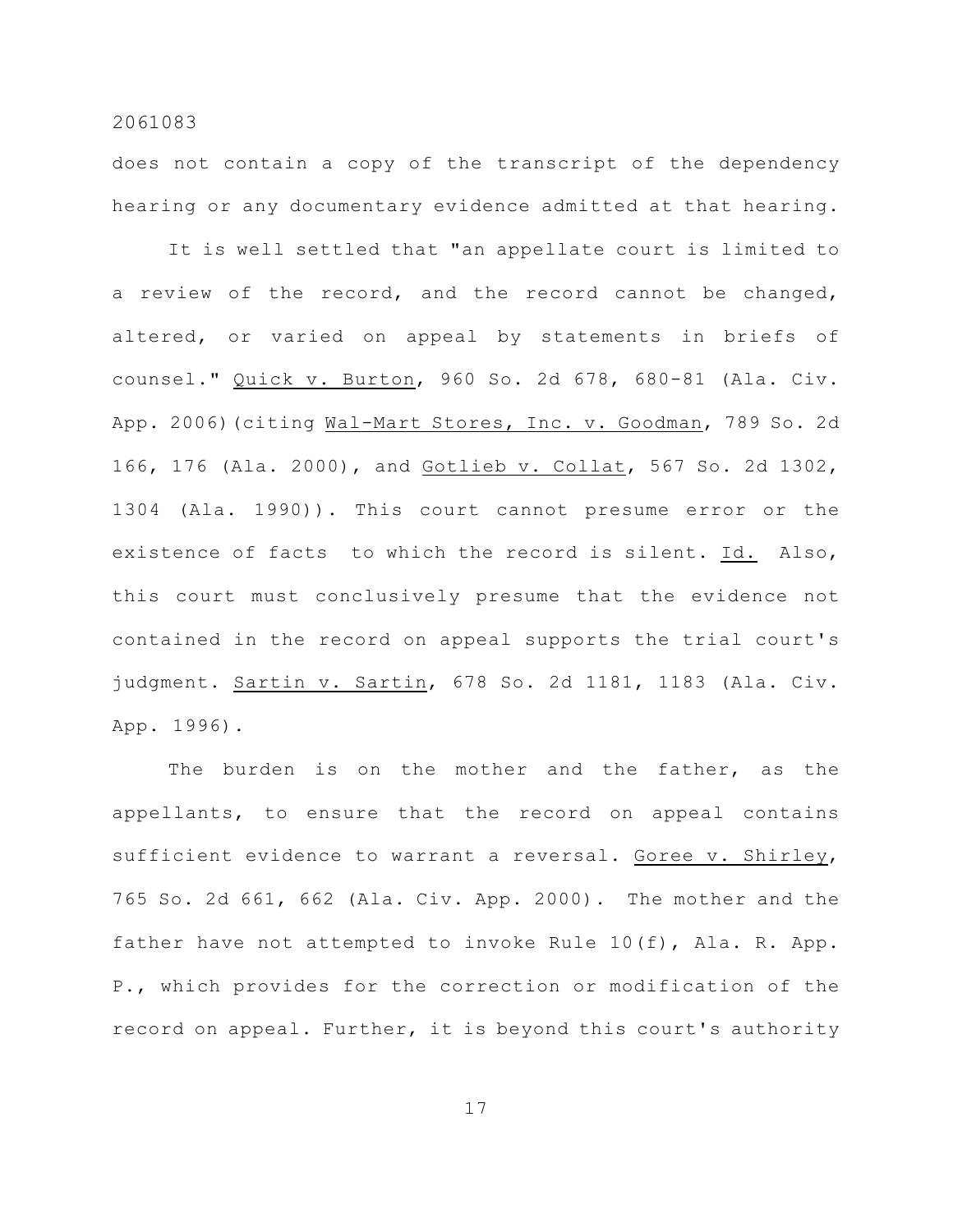does not contain a copy of the transcript of the dependency hearing or any documentary evidence admitted at that hearing.

It is well settled that "an appellate court is limited to a review of the record, and the record cannot be changed, altered, or varied on appeal by statements in briefs of counsel." Quick v. Burton, 960 So. 2d 678, 680-81 (Ala. Civ. App. 2006)(citing Wal-Mart Stores, Inc. v. Goodman, 789 So. 2d 166, 176 (Ala. 2000), and Gotlieb v. Collat, 567 So. 2d 1302, 1304 (Ala. 1990)). This court cannot presume error or the existence of facts to which the record is silent. Id. Also, this court must conclusively presume that the evidence not contained in the record on appeal supports the trial court's judgment. Sartin v. Sartin, 678 So. 2d 1181, 1183 (Ala. Civ. App. 1996).

The burden is on the mother and the father, as the appellants, to ensure that the record on appeal contains sufficient evidence to warrant a reversal. Goree v. Shirley, 765 So. 2d 661, 662 (Ala. Civ. App. 2000). The mother and the father have not attempted to invoke Rule 10(f), Ala. R. App. P., which provides for the correction or modification of the record on appeal. Further, it is beyond this court's authority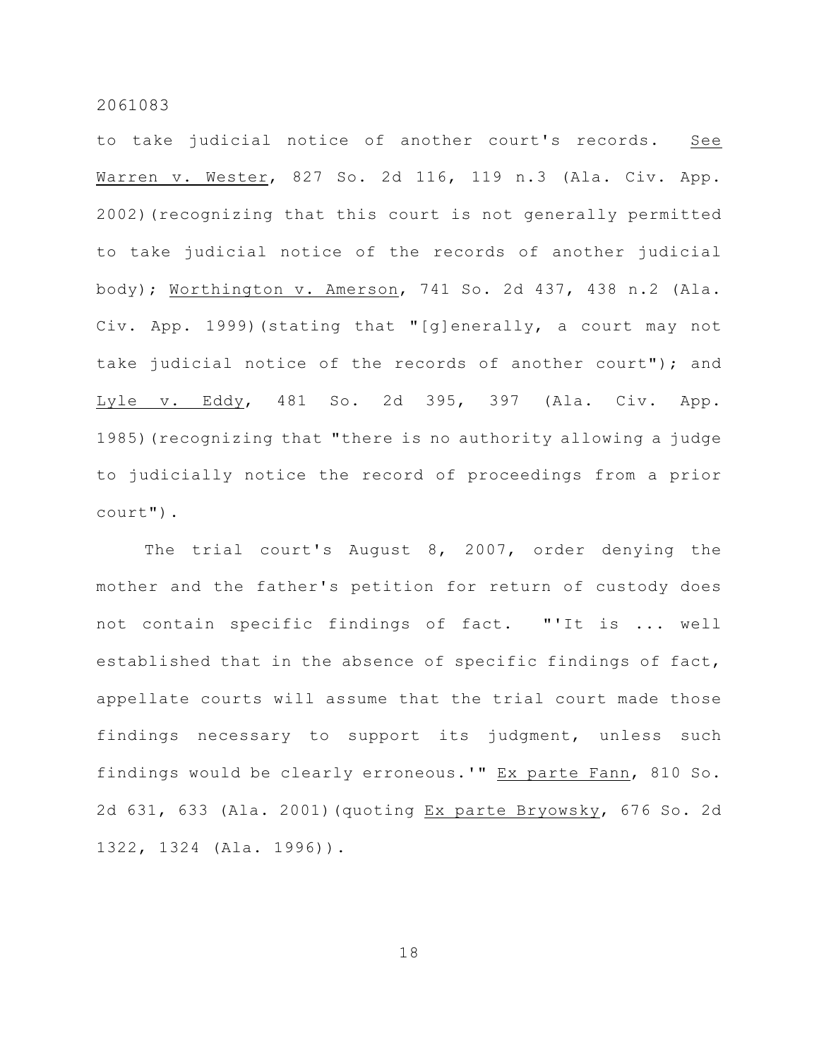to take judicial notice of another court's records. See Warren v. Wester, 827 So. 2d 116, 119 n.3 (Ala. Civ. App. 2002)(recognizing that this court is not generally permitted to take judicial notice of the records of another judicial body); Worthington v. Amerson, 741 So. 2d 437, 438 n.2 (Ala. Civ. App. 1999)(stating that "[g]enerally, a court may not take judicial notice of the records of another court"); and Lyle v. Eddy, 481 So. 2d 395, 397 (Ala. Civ. App. 1985)(recognizing that "there is no authority allowing a judge to judicially notice the record of proceedings from a prior court").

The trial court's August 8, 2007, order denying the mother and the father's petition for return of custody does not contain specific findings of fact. "'It is ... well established that in the absence of specific findings of fact, appellate courts will assume that the trial court made those findings necessary to support its judgment, unless such findings would be clearly erroneous.'" Ex parte Fann, 810 So. 2d 631, 633 (Ala. 2001)(quoting Ex parte Bryowsky, 676 So. 2d 1322, 1324 (Ala. 1996)).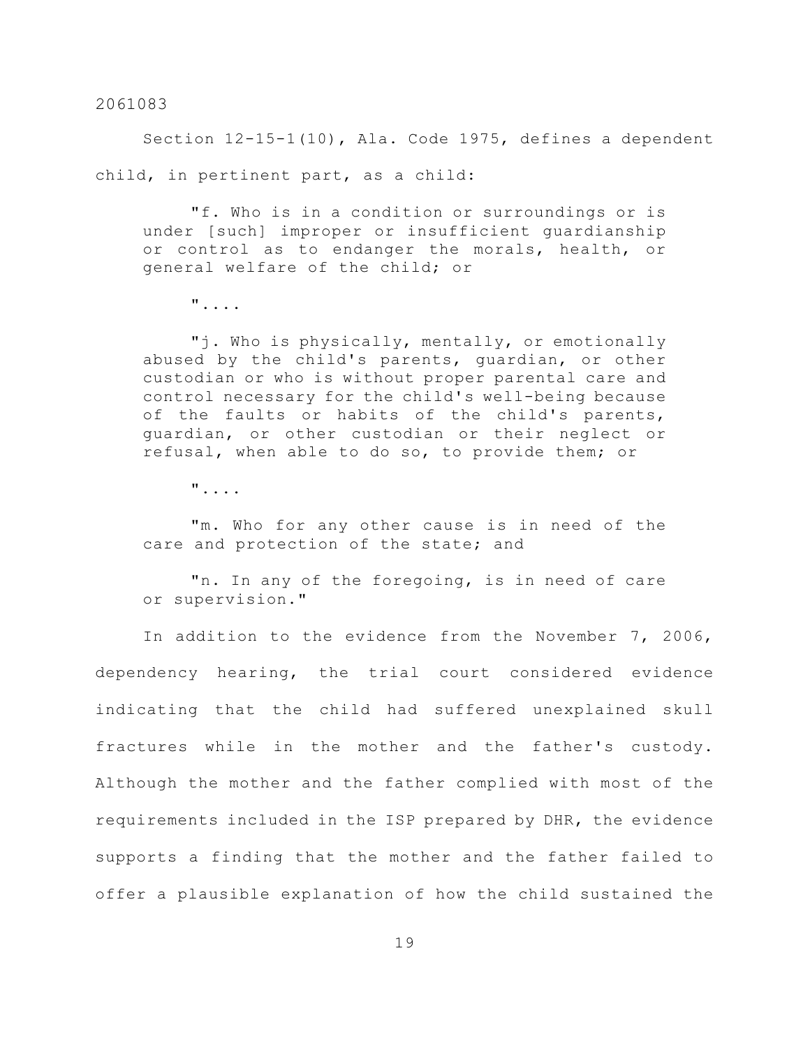Section 12-15-1(10), Ala. Code 1975, defines a dependent child, in pertinent part, as a child:

> "f. Who is in a condition or surroundings or is under [such] improper or insufficient guardianship or control as to endanger the morals, health, or general welfare of the child; or
>
> "....
>
> "j. Who is physically, mentally, or emotionally abused by the child's parents, guardian, or other custodian or who is without proper parental care and control necessary for the child's well-being because of the faults or habits of the child's parents, guardian, or other custodian or their neglect or refusal, when able to do so, to provide them; or
>
> "....
>
> "m. Who for any other cause is in need of the care and protection of the state; and
>
> "n. In any of the foregoing, is in need of care or supervision."

In addition to the evidence from the November 7, 2006, dependency hearing, the trial court considered evidence indicating that the child had suffered unexplained skull fractures while in the mother and the father's custody. Although the mother and the father complied with most of the requirements included in the ISP prepared by DHR, the evidence supports a finding that the mother and the father failed to offer a plausible explanation of how the child sustained the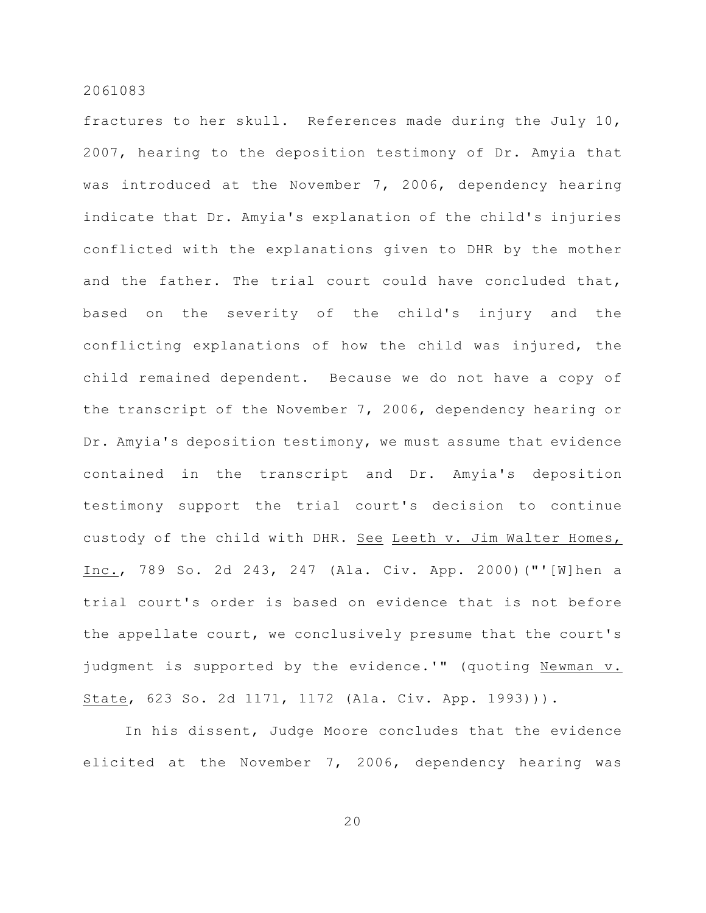fractures to her skull. References made during the July 10, 2007, hearing to the deposition testimony of Dr. Amyia that was introduced at the November 7, 2006, dependency hearing indicate that Dr. Amyia's explanation of the child's injuries conflicted with the explanations given to DHR by the mother and the father. The trial court could have concluded that, based on the severity of the child's injury and the conflicting explanations of how the child was injured, the child remained dependent. Because we do not have a copy of the transcript of the November 7, 2006, dependency hearing or Dr. Amyia's deposition testimony, we must assume that evidence contained in the transcript and Dr. Amyia's deposition testimony support the trial court's decision to continue custody of the child with DHR. See Leeth v. Jim Walter Homes, Inc., 789 So. 2d 243, 247 (Ala. Civ. App. 2000)("'[W]hen a trial court's order is based on evidence that is not before the appellate court, we conclusively presume that the court's judgment is supported by the evidence.'" (quoting Newman v. State, 623 So. 2d 1171, 1172 (Ala. Civ. App. 1993))).

In his dissent, Judge Moore concludes that the evidence elicited at the November 7, 2006, dependency hearing was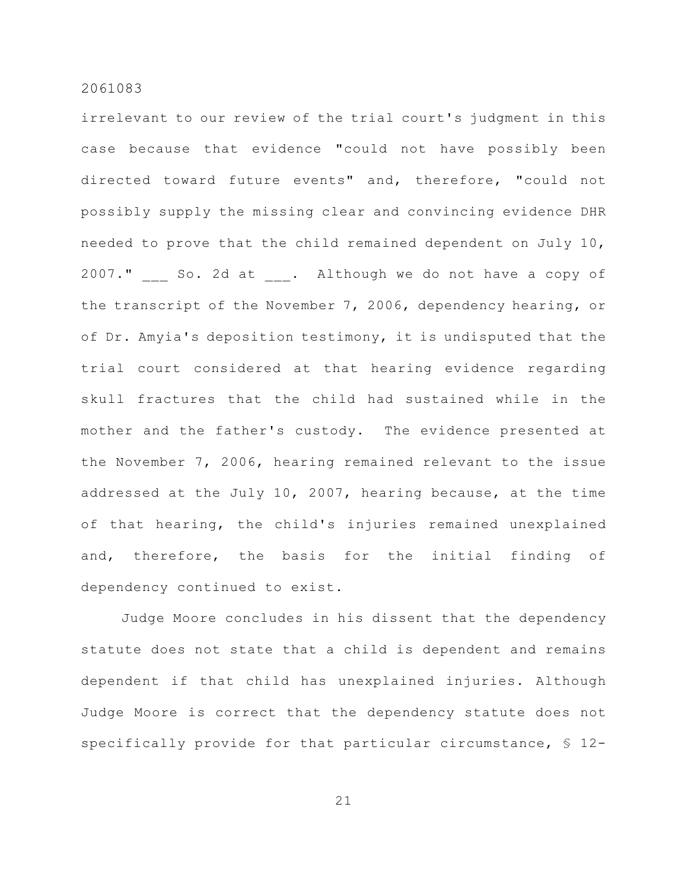irrelevant to our review of the trial court's judgment in this case because that evidence "could not have possibly been directed toward future events" and, therefore, "could not possibly supply the missing clear and convincing evidence DHR needed to prove that the child remained dependent on July 10, 2007." ___ So. 2d at ___. Although we do not have a copy of the transcript of the November 7, 2006, dependency hearing, or of Dr. Amyia's deposition testimony, it is undisputed that the trial court considered at that hearing evidence regarding skull fractures that the child had sustained while in the mother and the father's custody. The evidence presented at the November 7, 2006, hearing remained relevant to the issue addressed at the July 10, 2007, hearing because, at the time of that hearing, the child's injuries remained unexplained and, therefore, the basis for the initial finding of dependency continued to exist.

Judge Moore concludes in his dissent that the dependency statute does not state that a child is dependent and remains dependent if that child has unexplained injuries. Although Judge Moore is correct that the dependency statute does not specifically provide for that particular circumstance, § 12-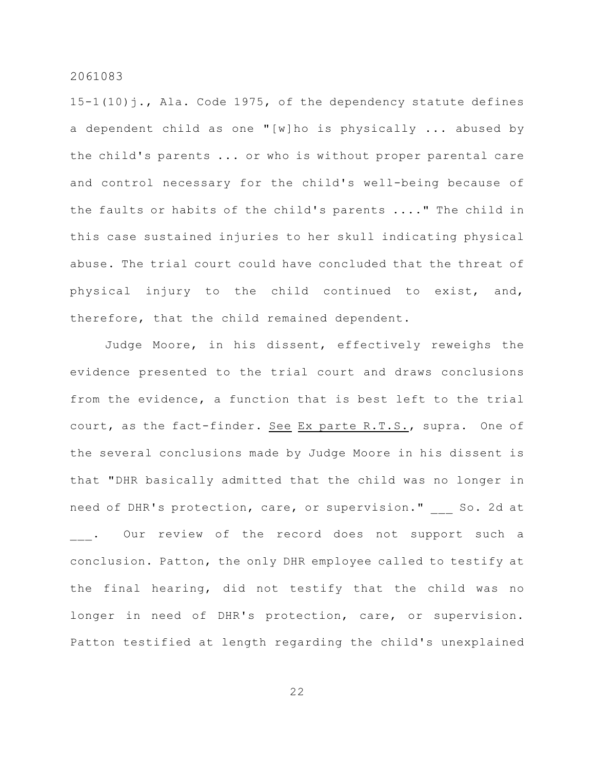15-1(10)j., Ala. Code 1975, of the dependency statute defines a dependent child as one "[w]ho is physically ... abused by the child's parents ... or who is without proper parental care and control necessary for the child's well-being because of the faults or habits of the child's parents ...." The child in this case sustained injuries to her skull indicating physical abuse. The trial court could have concluded that the threat of physical injury to the child continued to exist, and, therefore, that the child remained dependent.

Judge Moore, in his dissent, effectively reweighs the evidence presented to the trial court and draws conclusions from the evidence, a function that is best left to the trial court, as the fact-finder. See Ex parte R.T.S., supra. One of the several conclusions made by Judge Moore in his dissent is that "DHR basically admitted that the child was no longer in need of DHR's protection, care, or supervision." ___ So. 2d at ___. Our review of the record does not support such a conclusion. Patton, the only DHR employee called to testify at the final hearing, did not testify that the child was no longer in need of DHR's protection, care, or supervision. Patton testified at length regarding the child's unexplained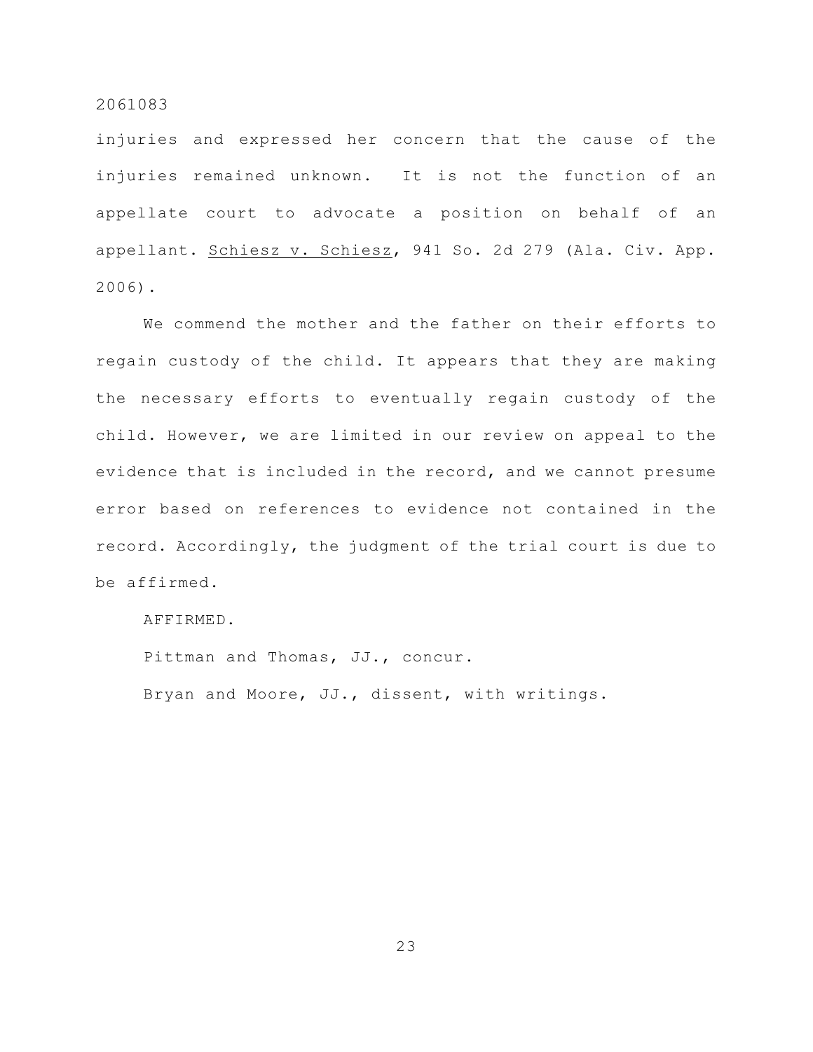injuries and expressed her concern that the cause of the injuries remained unknown. It is not the function of an appellate court to advocate a position on behalf of an appellant. Schiesz v. Schiesz, 941 So. 2d 279 (Ala. Civ. App. 2006).

We commend the mother and the father on their efforts to regain custody of the child. It appears that they are making the necessary efforts to eventually regain custody of the child. However, we are limited in our review on appeal to the evidence that is included in the record, and we cannot presume error based on references to evidence not contained in the record. Accordingly, the judgment of the trial court is due to be affirmed.

AFFIRMED.

Pittman and Thomas, JJ., concur.

Bryan and Moore, JJ., dissent, with writings.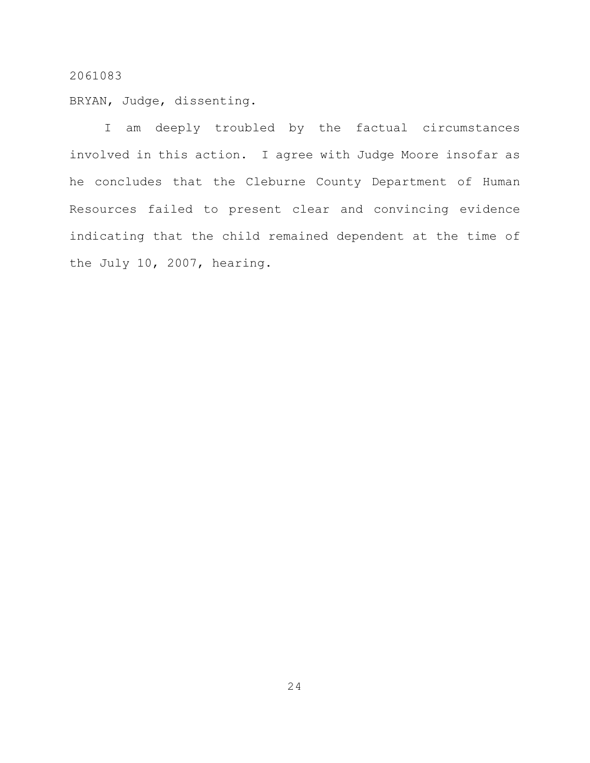BRYAN, Judge, dissenting.

I am deeply troubled by the factual circumstances involved in this action. I agree with Judge Moore insofar as he concludes that the Cleburne County Department of Human Resources failed to present clear and convincing evidence indicating that the child remained dependent at the time of the July 10, 2007, hearing.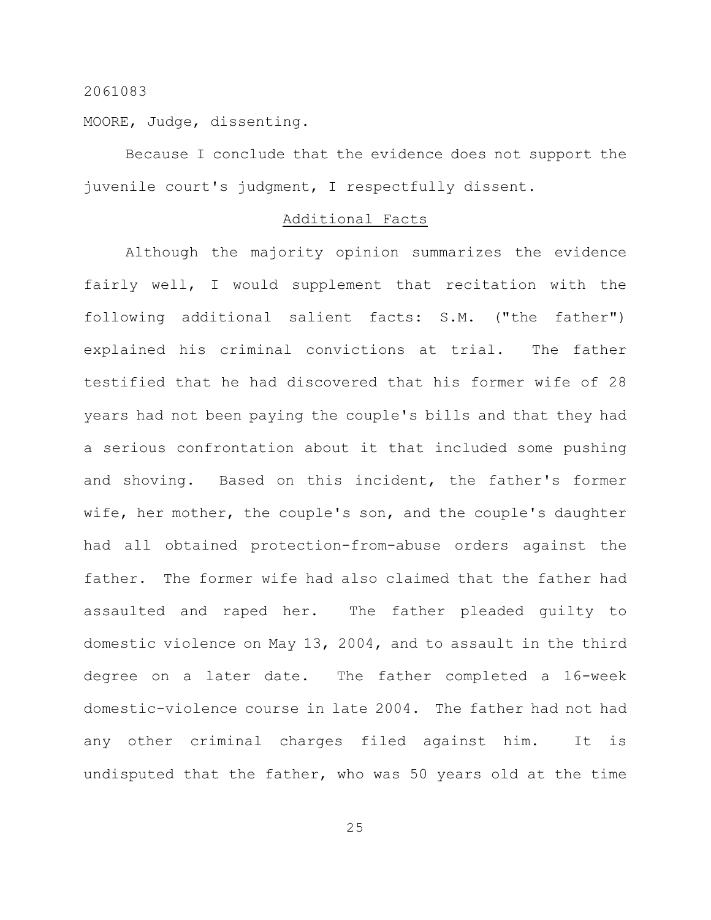2061083

MORE, Judge, dissenting.

Because I conclude that the evidence does not support the juvenile court's judgment, I respectfully dissent.

## Additional Facts

Although the majority opinion summarizes the evidence fairly well, I would supplement that recitation with the following additional salient facts: S.M. ("the father") explained his criminal convictions at trial. The father testified that he had discovered that his former wife of 28 years had not been paying the couple's bills and that they had a serious confrontation about it that included some pushing and shoving. Based on this incident, the father's former wife, her mother, the couple's son, and the couple's daughter had all obtained protection-from-abuse orders against the father. The former wife had also claimed that the father had assaulted and raped her. The father pleaded guilty to domestic violence on May 13, 2004, and to assault in the third degree on a later date. The father completed a 16-week domestic-violence course in late 2004. The father had not had any other criminal charges filed against him. It is undisputed that the father, who was 50 years old at the time

2061083

MOORE, Judge, dissenting.

Because I conclude that the evidence does not support the juvenile court's judgment, I respectfully dissent.

## Additional Facts

Although the majority opinion summarizes the evidence fairly well, I would supplement that recitation with the following additional salient facts: S.M. ("the father") explained his criminal convictions at trial. The father testified that he had discovered that his former wife of 28 years had not been paying the couple's bills and that they had a serious confrontation about it that included some pushing and shoving. Based on this incident, the father's former wife, her mother, the couple's son, and the couple's daughter had all obtained protection-from-abuse orders against the father. The former wife had also claimed that the father had assaulted and raped her. The father pleaded guilty to domestic violence on May 13, 2004, and to assault in the third degree on a later date. The father completed a 16-week domestic-violence course in late 2004. The father had not had any other criminal charges filed against him. It is undisputed that the father, who was 50 years old at the time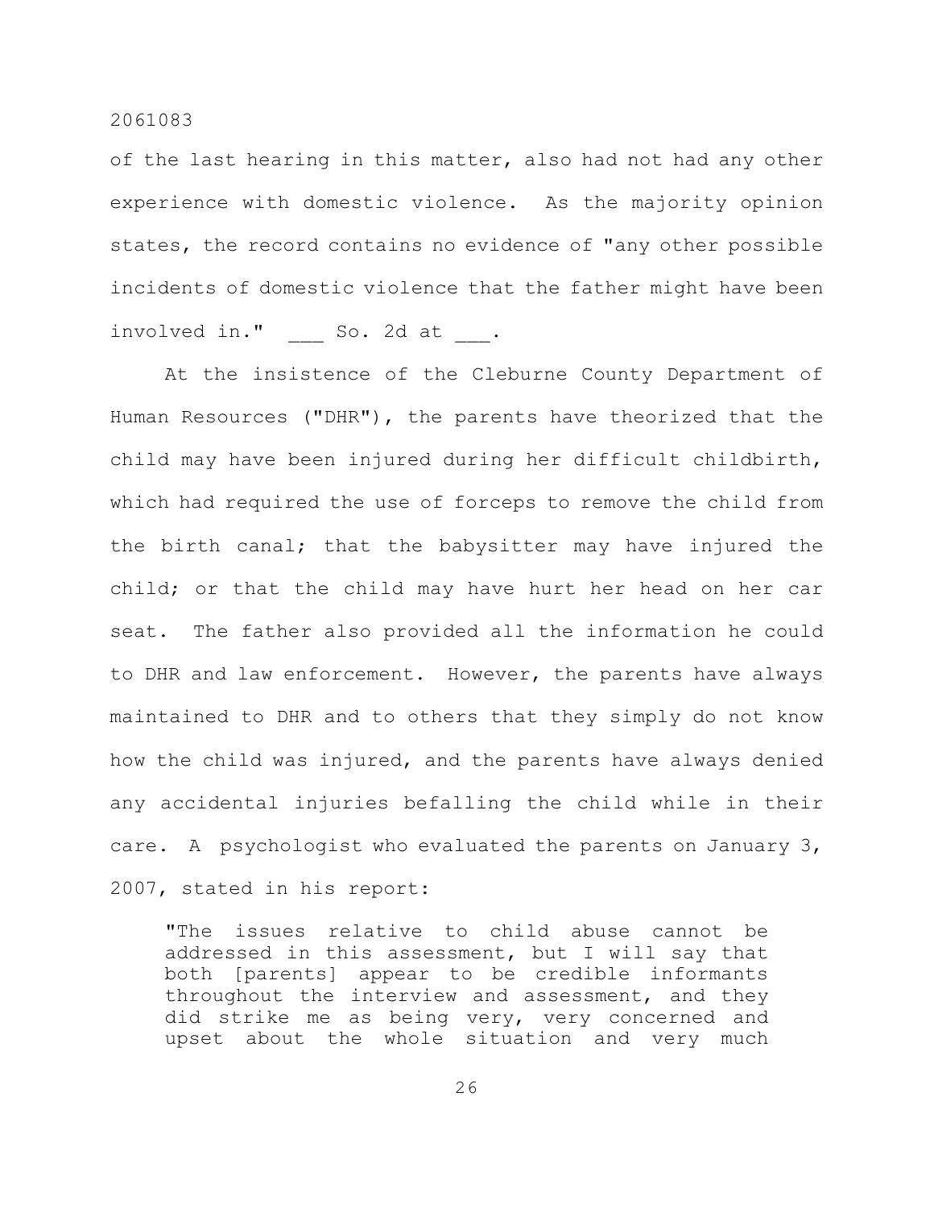of the last hearing in this matter, also had not had any other experience with domestic violence. As the majority opinion states, the record contains no evidence of "any other possible incidents of domestic violence that the father might have been involved in." ___ So. 2d at ___.

At the insistence of the Cleburne County Department of Human Resources ("DHR"), the parents have theorized that the child may have been injured during her difficult childbirth, which had required the use of forceps to remove the child from the birth canal; that the babysitter may have injured the child; or that the child may have hurt her head on her car seat. The father also provided all the information he could to DHR and law enforcement. However, the parents have always maintained to DHR and to others that they simply do not know how the child was injured, and the parents have always denied any accidental injuries befalling the child while in their care. A psychologist who evaluated the parents on January 3, 2007, stated in his report:

> "The issues relative to child abuse cannot be addressed in this assessment, but I will say that both [parents] appear to be credible informants throughout the interview and assessment, and they did strike me as being very, very concerned and upset about the whole situation and very much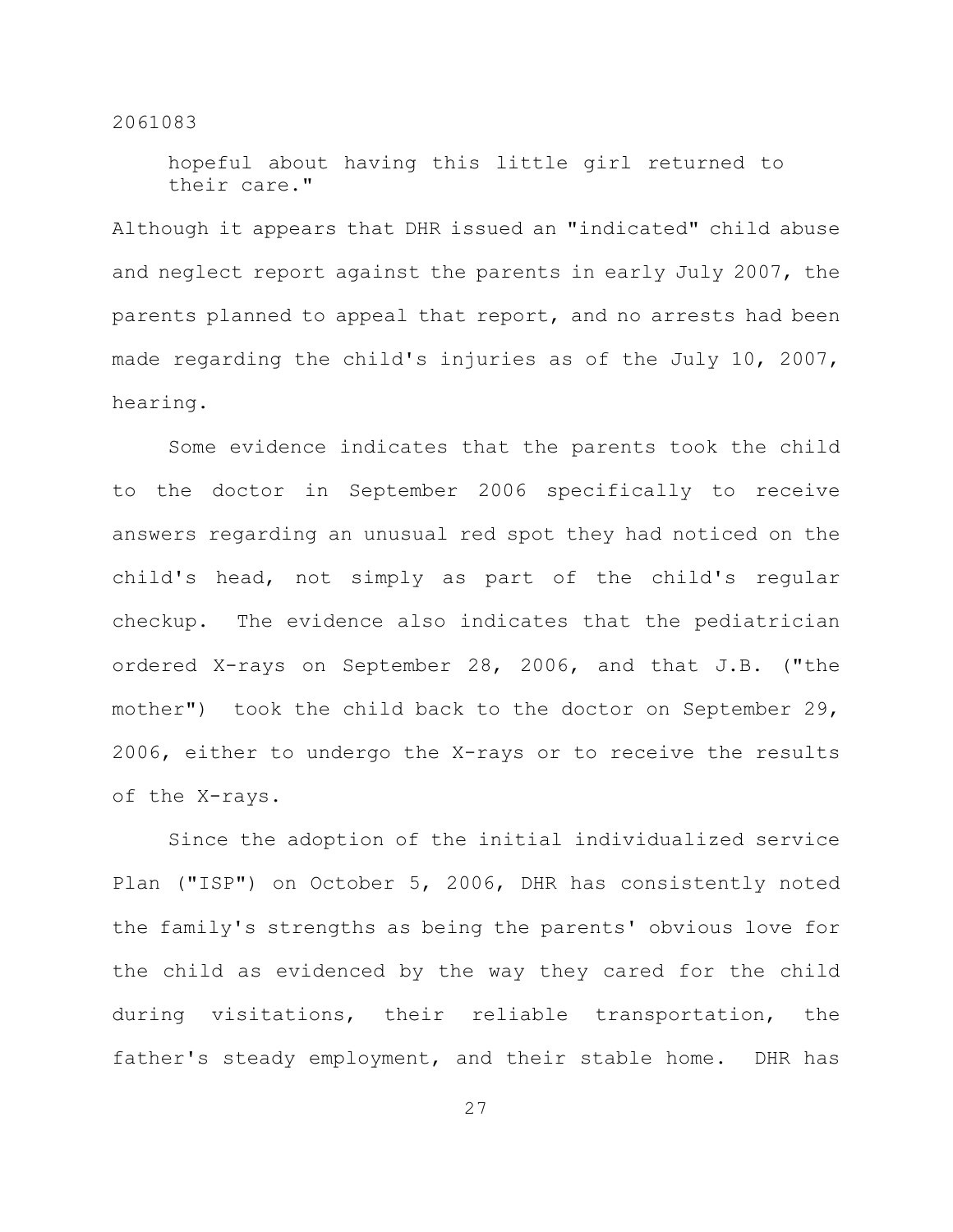hopeful about having this little girl returned to their care."

Although it appears that DHR issued an "indicated" child abuse and neglect report against the parents in early July 2007, the parents planned to appeal that report, and no arrests had been made regarding the child's injuries as of the July 10, 2007, hearing.

Some evidence indicates that the parents took the child to the doctor in September 2006 specifically to receive answers regarding an unusual red spot they had noticed on the child's head, not simply as part of the child's regular checkup. The evidence also indicates that the pediatrician ordered X-rays on September 28, 2006, and that J.B. ("the mother") took the child back to the doctor on September 29, 2006, either to undergo the X-rays or to receive the results of the X-rays.

Since the adoption of the initial individualized service Plan ("ISP") on October 5, 2006, DHR has consistently noted the family's strengths as being the parents' obvious love for the child as evidenced by the way they cared for the child during visitations, their reliable transportation, the father's steady employment, and their stable home. DHR has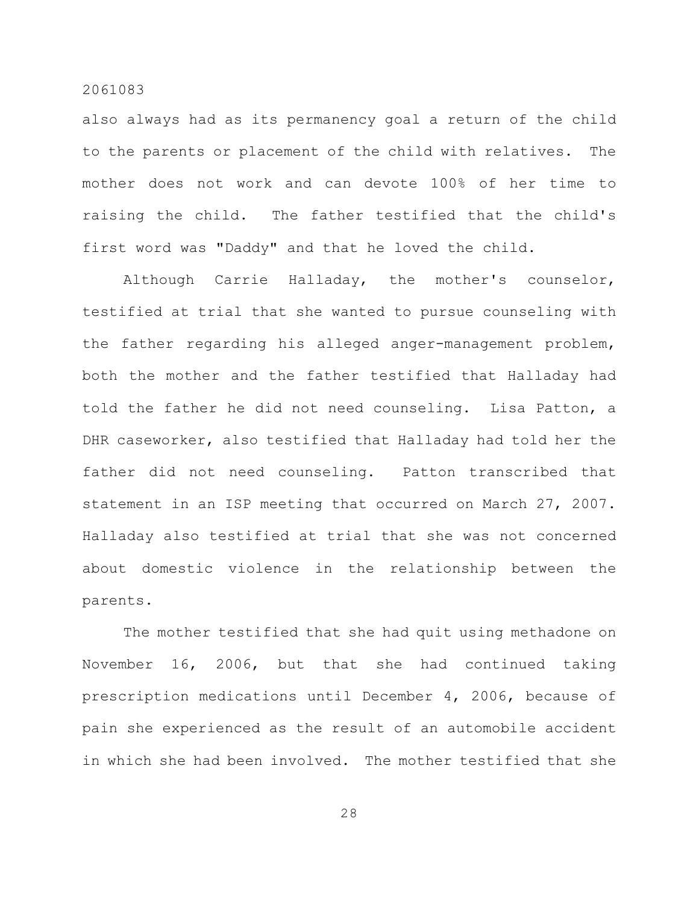also always had as its permanency goal a return of the child to the parents or placement of the child with relatives. The mother does not work and can devote 100% of her time to raising the child. The father testified that the child's first word was "Daddy" and that he loved the child.

Although Carrie Halladay, the mother's counselor, testified at trial that she wanted to pursue counseling with the father regarding his alleged anger-management problem, both the mother and the father testified that Halladay had told the father he did not need counseling. Lisa Patton, a DHR caseworker, also testified that Halladay had told her the father did not need counseling. Patton transcribed that statement in an ISP meeting that occurred on March 27, 2007. Halladay also testified at trial that she was not concerned about domestic violence in the relationship between the parents.

The mother testified that she had quit using methadone on November 16, 2006, but that she had continued taking prescription medications until December 4, 2006, because of pain she experienced as the result of an automobile accident in which she had been involved. The mother testified that she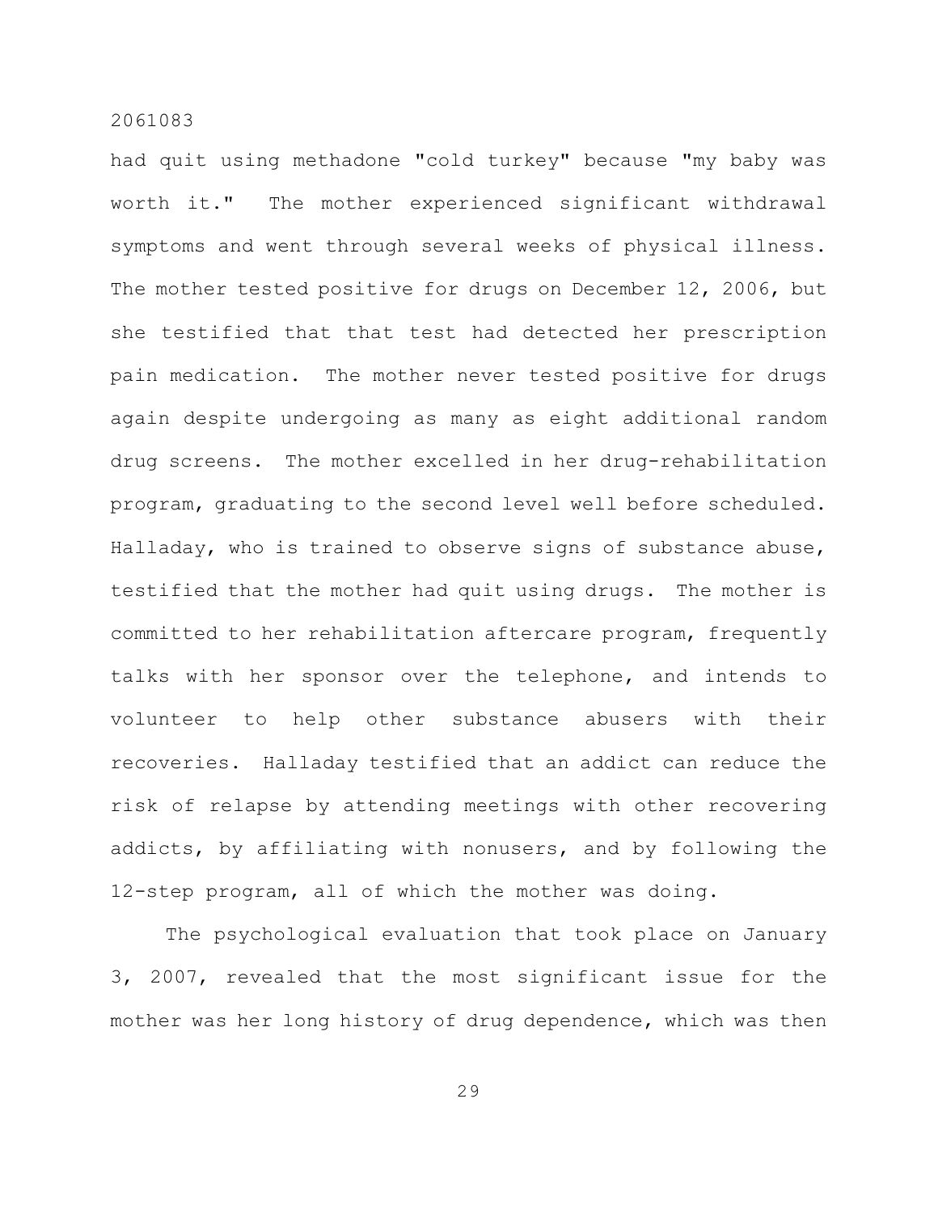had quit using methadone "cold turkey" because "my baby was worth it." The mother experienced significant withdrawal symptoms and went through several weeks of physical illness. The mother tested positive for drugs on December 12, 2006, but she testified that that test had detected her prescription pain medication. The mother never tested positive for drugs again despite undergoing as many as eight additional random drug screens. The mother excelled in her drug-rehabilitation program, graduating to the second level well before scheduled. Halladay, who is trained to observe signs of substance abuse, testified that the mother had quit using drugs. The mother is committed to her rehabilitation aftercare program, frequently talks with her sponsor over the telephone, and intends to volunteer to help other substance abusers with their recoveries. Halladay testified that an addict can reduce the risk of relapse by attending meetings with other recovering addicts, by affiliating with nonusers, and by following the 12-step program, all of which the mother was doing.

The psychological evaluation that took place on January 3, 2007, revealed that the most significant issue for the mother was her long history of drug dependence, which was then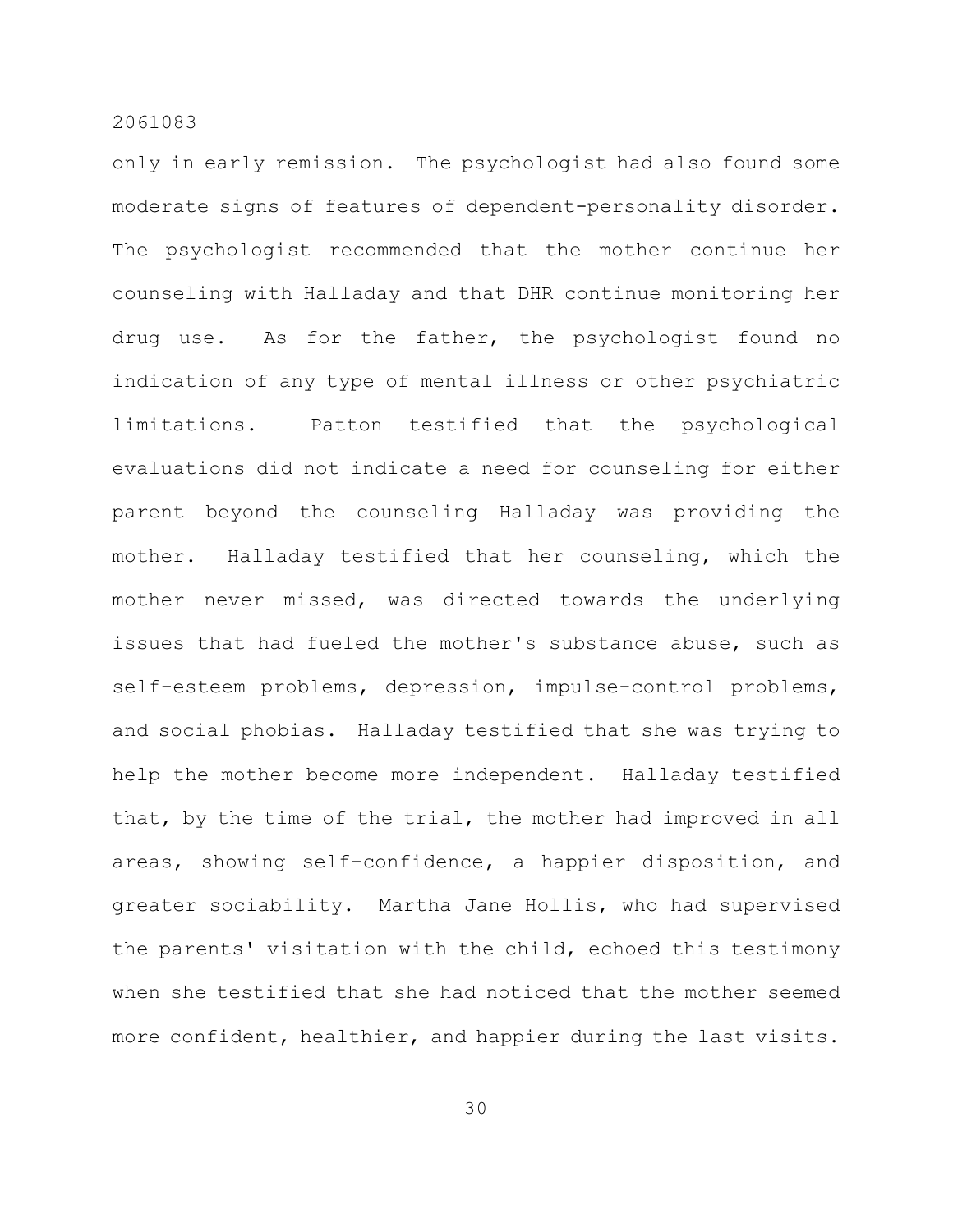only in early remission. The psychologist had also found some moderate signs of features of dependent-personality disorder. The psychologist recommended that the mother continue her counseling with Halladay and that DHR continue monitoring her drug use. As for the father, the psychologist found no indication of any type of mental illness or other psychiatric limitations. Patton testified that the psychological evaluations did not indicate a need for counseling for either parent beyond the counseling Halladay was providing the mother. Halladay testified that her counseling, which the mother never missed, was directed towards the underlying issues that had fueled the mother's substance abuse, such as self-esteem problems, depression, impulse-control problems, and social phobias. Halladay testified that she was trying to help the mother become more independent. Halladay testified that, by the time of the trial, the mother had improved in all areas, showing self-confidence, a happier disposition, and greater sociability. Martha Jane Hollis, who had supervised the parents' visitation with the child, echoed this testimony when she testified that she had noticed that the mother seemed more confident, healthier, and happier during the last visits.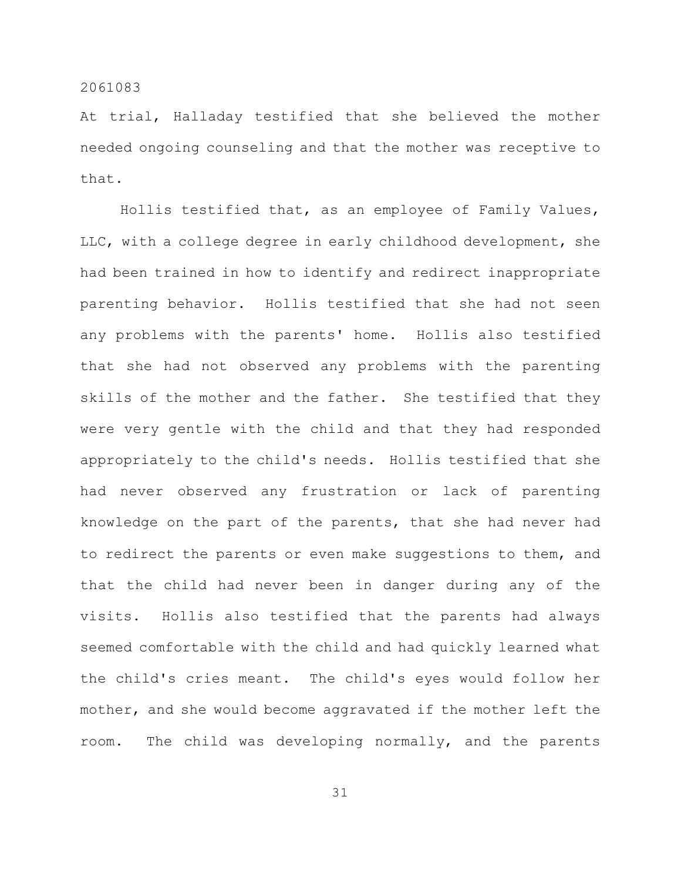At trial, Halladay testified that she believed the mother needed ongoing counseling and that the mother was receptive to that.

Hollis testified that, as an employee of Family Values, LLC, with a college degree in early childhood development, she had been trained in how to identify and redirect inappropriate parenting behavior. Hollis testified that she had not seen any problems with the parents' home. Hollis also testified that she had not observed any problems with the parenting skills of the mother and the father. She testified that they were very gentle with the child and that they had responded appropriately to the child's needs. Hollis testified that she had never observed any frustration or lack of parenting knowledge on the part of the parents, that she had never had to redirect the parents or even make suggestions to them, and that the child had never been in danger during any of the visits. Hollis also testified that the parents had always seemed comfortable with the child and had quickly learned what the child's cries meant. The child's eyes would follow her mother, and she would become aggravated if the mother left the room. The child was developing normally, and the parents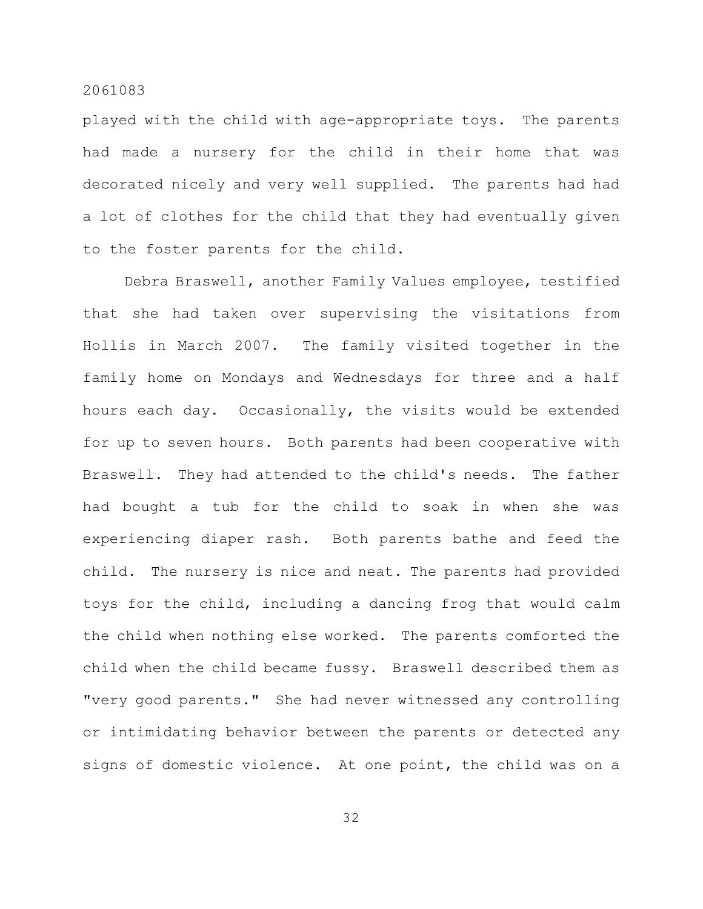played with the child with age-appropriate toys. The parents had made a nursery for the child in their home that was decorated nicely and very well supplied. The parents had had a lot of clothes for the child that they had eventually given to the foster parents for the child.

Debra Braswell, another Family Values employee, testified that she had taken over supervising the visitations from Hollis in March 2007. The family visited together in the family home on Mondays and Wednesdays for three and a half hours each day. Occasionally, the visits would be extended for up to seven hours. Both parents had been cooperative with Braswell. They had attended to the child's needs. The father had bought a tub for the child to soak in when she was experiencing diaper rash. Both parents bathe and feed the child. The nursery is nice and neat. The parents had provided toys for the child, including a dancing frog that would calm the child when nothing else worked. The parents comforted the child when the child became fussy. Braswell described them as "very good parents." She had never witnessed any controlling or intimidating behavior between the parents or detected any signs of domestic violence. At one point, the child was on a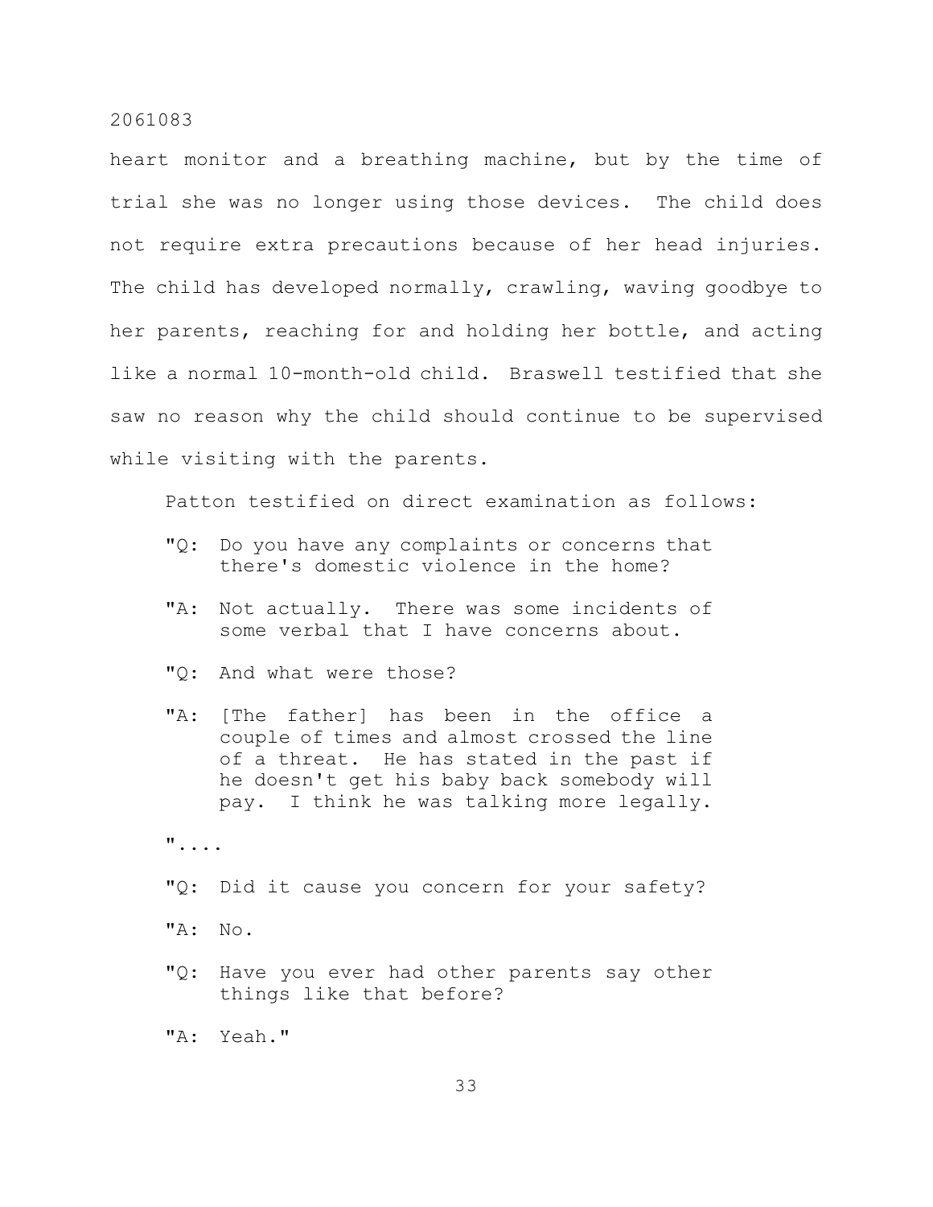heart monitor and a breathing machine, but by the time of trial she was no longer using those devices. The child does not require extra precautions because of her head injuries. The child has developed normally, crawling, waving goodbye to her parents, reaching for and holding her bottle, and acting like a normal 10-month-old child. Braswell testified that she saw no reason why the child should continue to be supervised while visiting with the parents.

Patton testified on direct examination as follows:

> "Q: Do you have any complaints or concerns that there's domestic violence in the home?
>
> "A: Not actually. There was some incidents of some verbal that I have concerns about.
>
> "Q: And what were those?
>
> "A: [The father] has been in the office a couple of times and almost crossed the line of a threat. He has stated in the past if he doesn't get his baby back somebody will pay. I think he was talking more legally.
>
> "....
>
> "Q: Did it cause you concern for your safety?
>
> "A: No.
>
> "Q: Have you ever had other parents say other things like that before?
>
> "A: Yeah."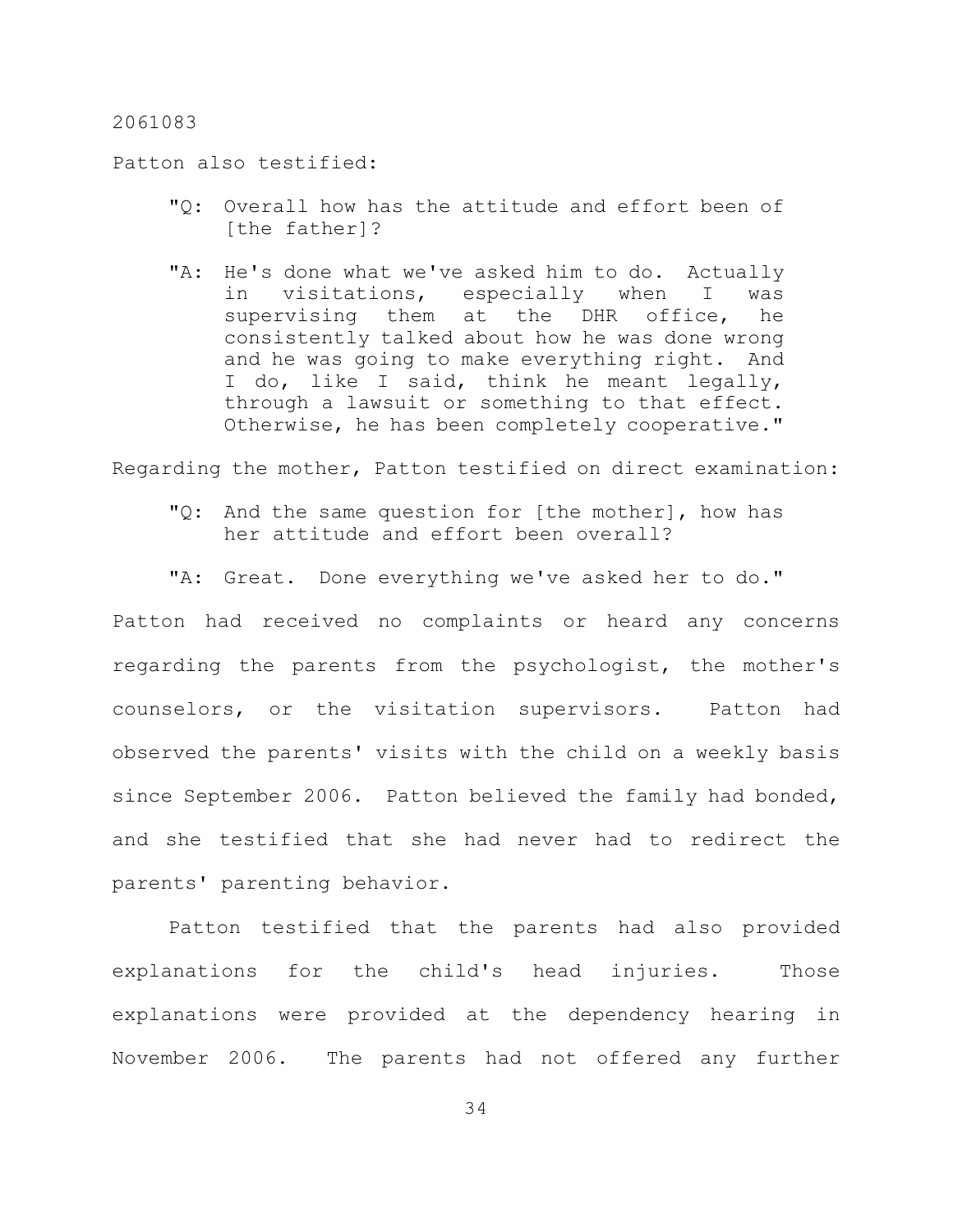Patton also testified:

> "Q: Overall how has the attitude and effort been of [the father]?
>
> "A: He's done what we've asked him to do. Actually in visitations, especially when I was supervising them at the DHR office, he consistently talked about how he was done wrong and he was going to make everything right. And I do, like I said, think he meant legally, through a lawsuit or something to that effect. Otherwise, he has been completely cooperative."

Regarding the mother, Patton testified on direct examination:

> "Q: And the same question for [the mother], how has her attitude and effort been overall?
>
> "A: Great. Done everything we've asked her to do."

Patton had received no complaints or heard any concerns regarding the parents from the psychologist, the mother's counselors, or the visitation supervisors. Patton had observed the parents' visits with the child on a weekly basis since September 2006. Patton believed the family had bonded, and she testified that she had never had to redirect the parents' parenting behavior.

Patton testified that the parents had also provided explanations for the child's head injuries. Those explanations were provided at the dependency hearing in November 2006. The parents had not offered any further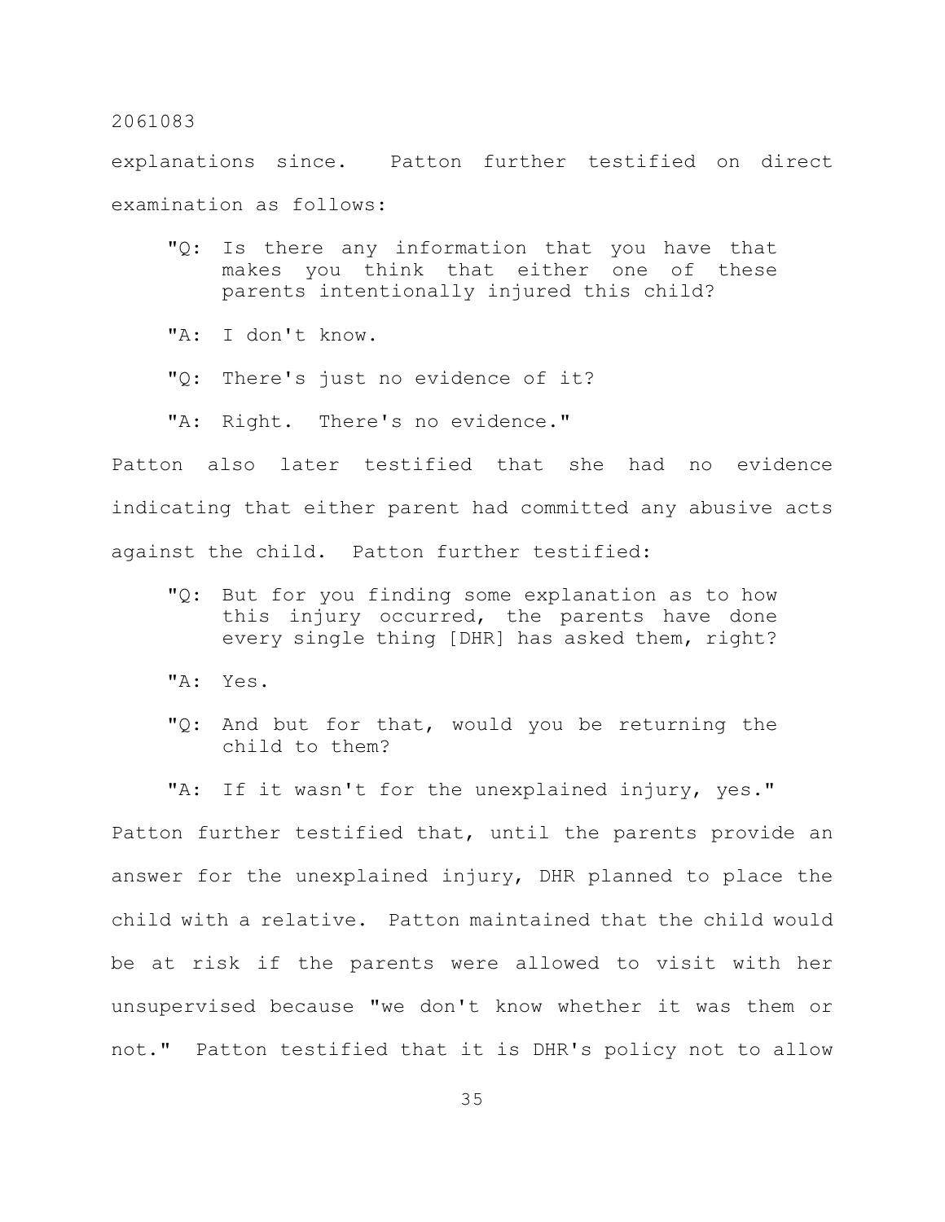explanations since. Patton further testified on direct examination as follows:

> "Q: Is there any information that you have that makes you think that either one of these parents intentionally injured this child?
>
> "A: I don't know.
>
> "Q: There's just no evidence of it?
>
> "A: Right. There's no evidence."

Patton also later testified that she had no evidence indicating that either parent had committed any abusive acts against the child. Patton further testified:

> "Q: But for you finding some explanation as to how this injury occurred, the parents have done every single thing [DHR] has asked them, right?
>
> "A: Yes.
>
> "Q: And but for that, would you be returning the child to them?
>
> "A: If it wasn't for the unexplained injury, yes."

Patton further testified that, until the parents provide an answer for the unexplained injury, DHR planned to place the child with a relative. Patton maintained that the child would be at risk if the parents were allowed to visit with her unsupervised because "we don't know whether it was them or not." Patton testified that it is DHR's policy not to allow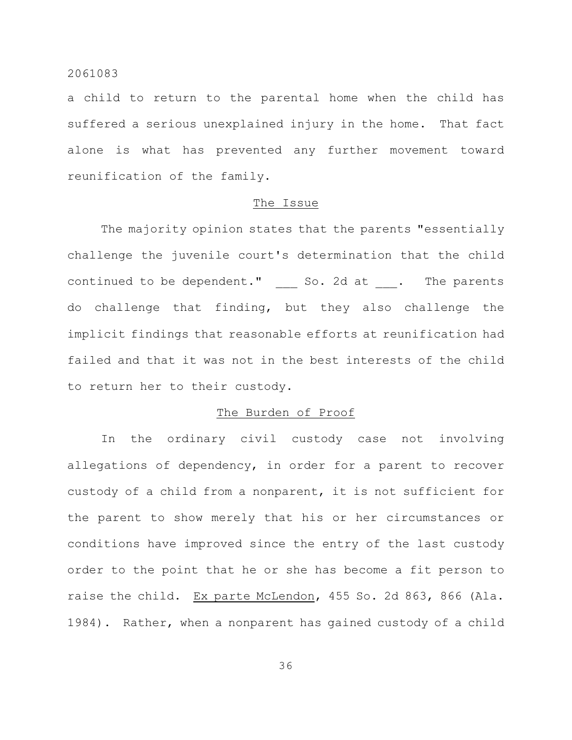a child to return to the parental home when the child has suffered a serious unexplained injury in the home. That fact alone is what has prevented any further movement toward reunification of the family.

## The Issue

The majority opinion states that the parents "essentially challenge the juvenile court's determination that the child continued to be dependent." ___ So. 2d at ___. The parents do challenge that finding, but they also challenge the implicit findings that reasonable efforts at reunification had failed and that it was not in the best interests of the child to return her to their custody.

## The Burden of Proof

In the ordinary civil custody case not involving allegations of dependency, in order for a parent to recover custody of a child from a nonparent, it is not sufficient for the parent to show merely that his or her circumstances or conditions have improved since the entry of the last custody order to the point that he or she has become a fit person to raise the child. Ex parte McLendon, 455 So. 2d 863, 866 (Ala. 1984). Rather, when a nonparent has gained custody of a child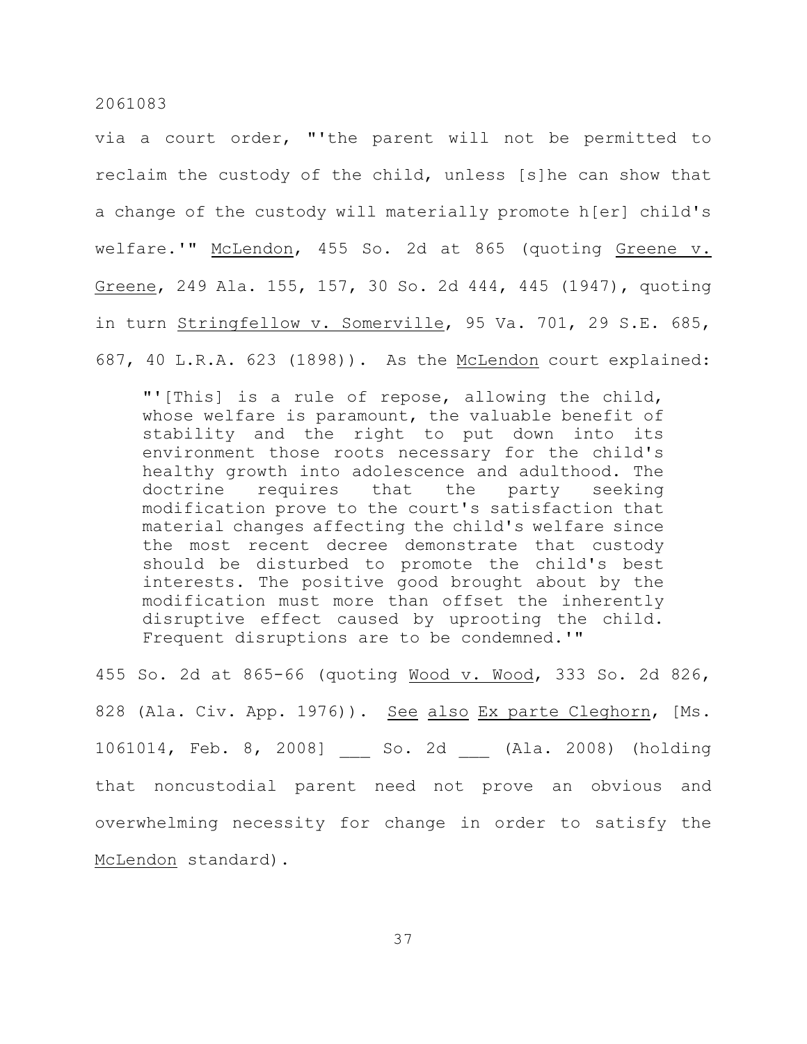via a court order, "'the parent will not be permitted to reclaim the custody of the child, unless [s]he can show that a change of the custody will materially promote h[er] child's welfare.'" McLendon, 455 So. 2d at 865 (quoting Greene v. Greene, 249 Ala. 155, 157, 30 So. 2d 444, 445 (1947), quoting in turn Stringfellow v. Somerville, 95 Va. 701, 29 S.E. 685, 687, 40 L.R.A. 623 (1898)). As the McLendon court explained:

> "'[This] is a rule of repose, allowing the child, whose welfare is paramount, the valuable benefit of stability and the right to put down into its environment those roots necessary for the child's healthy growth into adolescence and adulthood. The doctrine requires that the party seeking modification prove to the court's satisfaction that material changes affecting the child's welfare since the most recent decree demonstrate that custody should be disturbed to promote the child's best interests. The positive good brought about by the modification must more than offset the inherently disruptive effect caused by uprooting the child. Frequent disruptions are to be condemned.'"

455 So. 2d at 865-66 (quoting Wood v. Wood, 333 So. 2d 826, 828 (Ala. Civ. App. 1976)). See also Ex parte Cleghorn, [Ms. 1061014, Feb. 8, 2008] ___ So. 2d ___ (Ala. 2008) (holding that noncustodial parent need not prove an obvious and overwhelming necessity for change in order to satisfy the McLendon standard).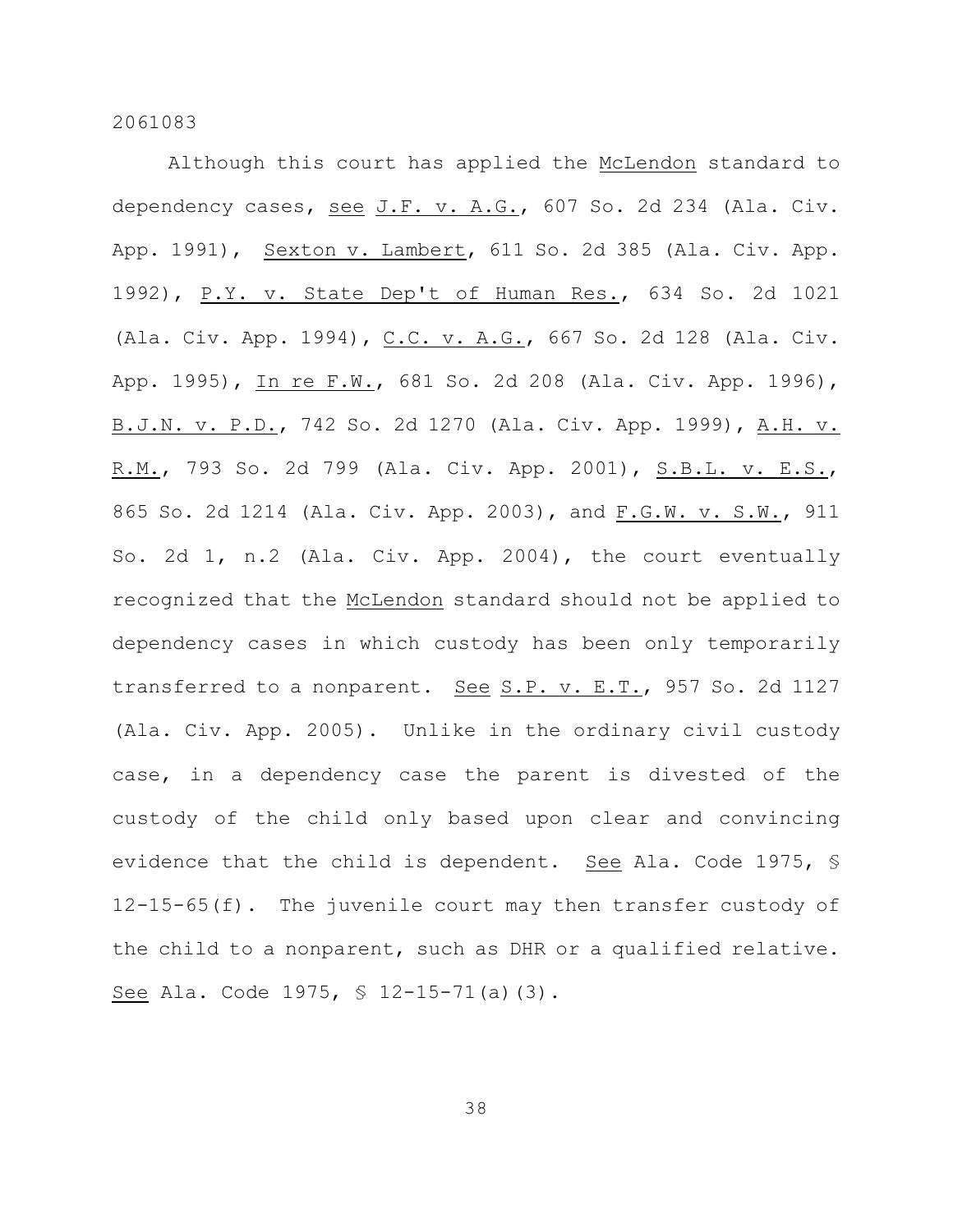Although this court has applied the McLendon standard to dependency cases, see J.F. v. A.G., 607 So. 2d 234 (Ala. Civ. App. 1991), Sexton v. Lambert, 611 So. 2d 385 (Ala. Civ. App. 1992), P.Y. v. State Dep't of Human Res., 634 So. 2d 1021 (Ala. Civ. App. 1994), C.C. v. A.G., 667 So. 2d 128 (Ala. Civ. App. 1995), In re F.W., 681 So. 2d 208 (Ala. Civ. App. 1996), B.J.N. v. P.D., 742 So. 2d 1270 (Ala. Civ. App. 1999), A.H. v. R.M., 793 So. 2d 799 (Ala. Civ. App. 2001), S.B.L. v. E.S., 865 So. 2d 1214 (Ala. Civ. App. 2003), and F.G.W. v. S.W., 911 So. 2d 1, n.2 (Ala. Civ. App. 2004), the court eventually recognized that the McLendon standard should not be applied to dependency cases in which custody has been only temporarily transferred to a nonparent. See S.P. v. E.T., 957 So. 2d 1127 (Ala. Civ. App. 2005). Unlike in the ordinary civil custody case, in a dependency case the parent is divested of the custody of the child only based upon clear and convincing evidence that the child is dependent. See Ala. Code 1975, § 12-15-65(f). The juvenile court may then transfer custody of the child to a nonparent, such as DHR or a qualified relative. See Ala. Code 1975, § 12-15-71(a)(3).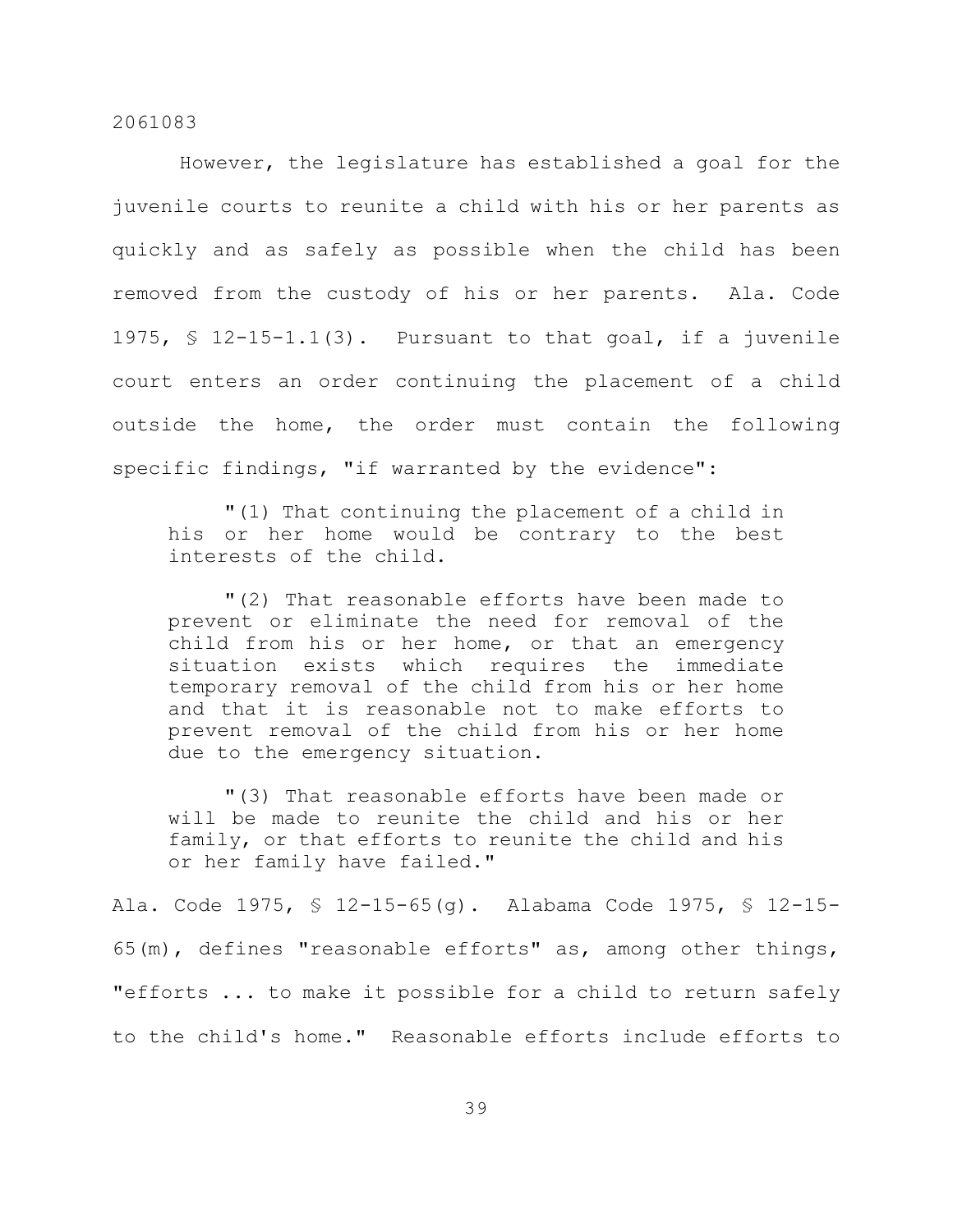However, the legislature has established a goal for the juvenile courts to reunite a child with his or her parents as quickly and as safely as possible when the child has been removed from the custody of his or her parents. Ala. Code 1975, § 12-15-1.1(3). Pursuant to that goal, if a juvenile court enters an order continuing the placement of a child outside the home, the order must contain the following specific findings, "if warranted by the evidence":

> "(1) That continuing the placement of a child in his or her home would be contrary to the best interests of the child.
>
> "(2) That reasonable efforts have been made to prevent or eliminate the need for removal of the child from his or her home, or that an emergency situation exists which requires the immediate temporary removal of the child from his or her home and that it is reasonable not to make efforts to prevent removal of the child from his or her home due to the emergency situation.
>
> "(3) That reasonable efforts have been made or will be made to reunite the child and his or her family, or that efforts to reunite the child and his or her family have failed."

Ala. Code 1975, § 12-15-65(g). Alabama Code 1975, § 12-15-65(m), defines "reasonable efforts" as, among other things, "efforts ... to make it possible for a child to return safely to the child's home." Reasonable efforts include efforts to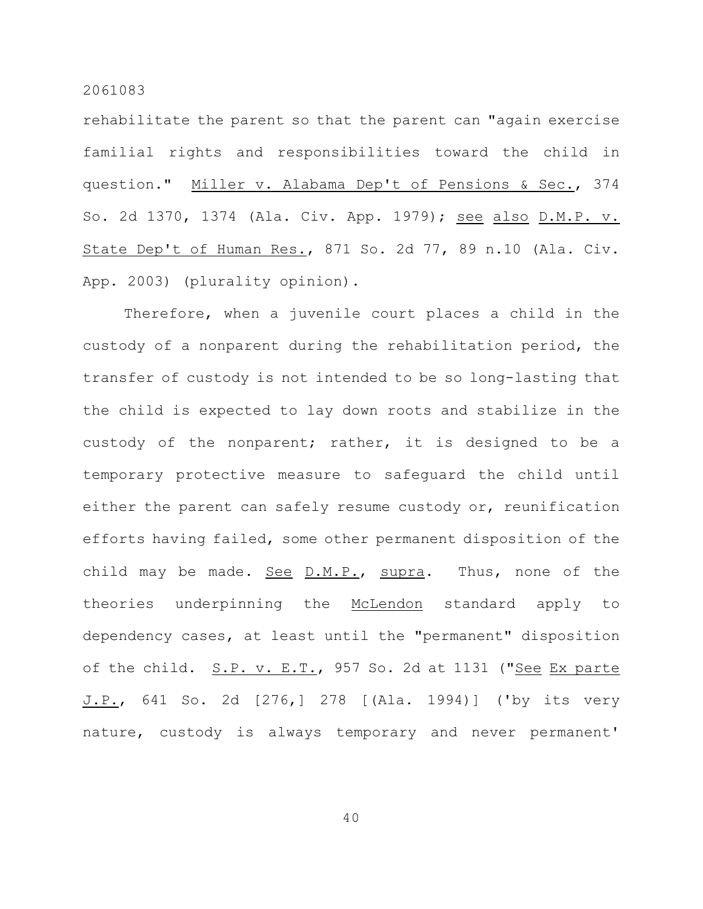rehabilitate the parent so that the parent can "again exercise familial rights and responsibilities toward the child in question." _Miller v. Alabama Dep't of Pensions & Sec._, 374 So. 2d 1370, 1374 (Ala. Civ. App. 1979); _see also D.M.P. v. State Dep't of Human Res._, 871 So. 2d 77, 89 n.10 (Ala. Civ. App. 2003) (plurality opinion).

Therefore, when a juvenile court places a child in the custody of a nonparent during the rehabilitation period, the transfer of custody is not intended to be so long-lasting that the child is expected to lay down roots and stabilize in the custody of the nonparent; rather, it is designed to be a temporary protective measure to safeguard the child until either the parent can safely resume custody or, reunification efforts having failed, some other permanent disposition of the child may be made. _See D.M.P._, _supra_. Thus, none of the theories underpinning the _McLendon_ standard apply to dependency cases, at least until the "permanent" disposition of the child. _S.P. v. E.T._, 957 So. 2d at 1131 ("_See Ex parte J.P._, 641 So. 2d [276,] 278 [(Ala. 1994)] ('by its very nature, custody is always temporary and never permanent'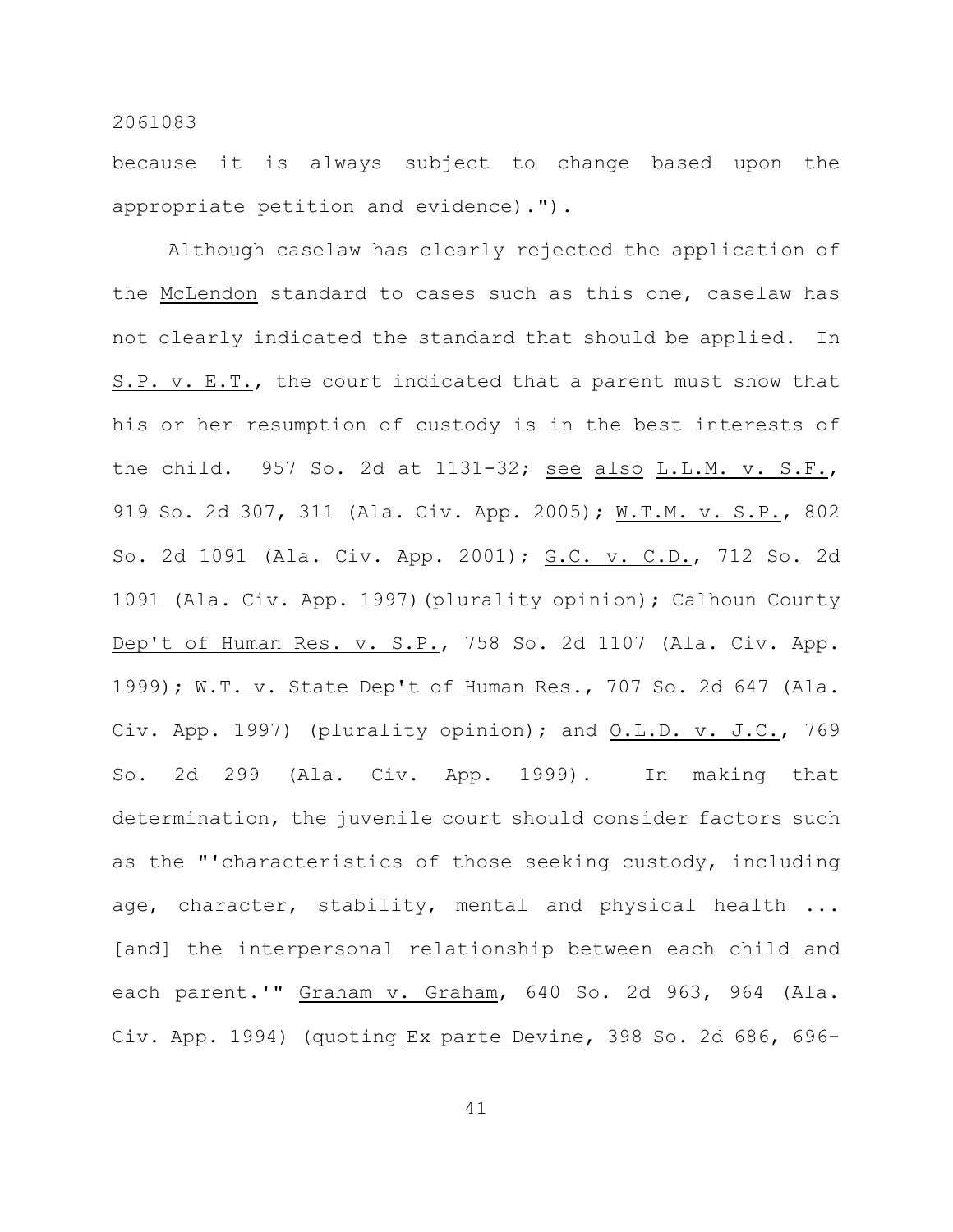because it is always subject to change based upon the appropriate petition and evidence).").

Although caselaw has clearly rejected the application of the _McLendon_ standard to cases such as this one, caselaw has not clearly indicated the standard that should be applied. In _S.P. v. E.T._, the court indicated that a parent must show that his or her resumption of custody is in the best interests of the child. 957 So. 2d at 1131-32; _see also_ _L.L.M. v. S.F._, 919 So. 2d 307, 311 (Ala. Civ. App. 2005); _W.T.M. v. S.P._, 802 So. 2d 1091 (Ala. Civ. App. 2001); _G.C. v. C.D._, 712 So. 2d 1091 (Ala. Civ. App. 1997)(plurality opinion); _Calhoun County Dep't of Human Res. v. S.P._, 758 So. 2d 1107 (Ala. Civ. App. 1999); _W.T. v. State Dep't of Human Res._, 707 So. 2d 647 (Ala. Civ. App. 1997) (plurality opinion); and _O.L.D. v. J.C._, 769 So. 2d 299 (Ala. Civ. App. 1999). In making that determination, the juvenile court should consider factors such as the "'characteristics of those seeking custody, including age, character, stability, mental and physical health ... [and] the interpersonal relationship between each child and each parent.'" _Graham v. Graham_, 640 So. 2d 963, 964 (Ala. Civ. App. 1994) (quoting _Ex parte Devine_, 398 So. 2d 686, 696-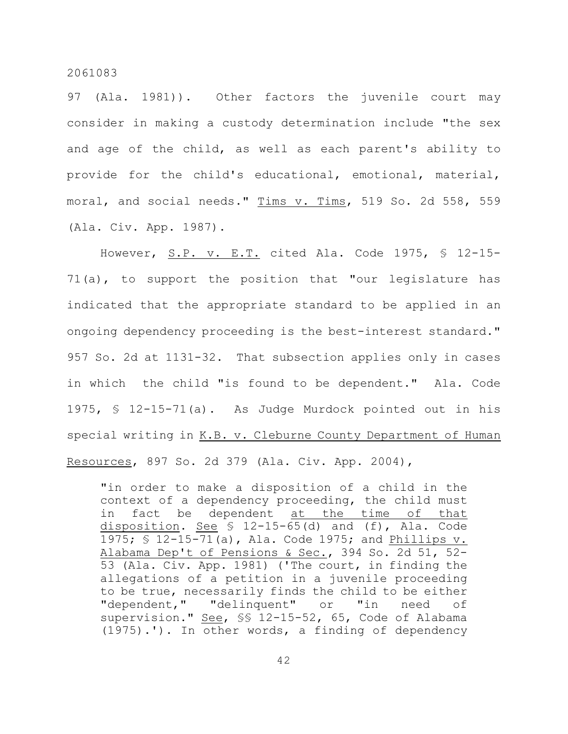97 (Ala. 1981)). Other factors the juvenile court may consider in making a custody determination include "the sex and age of the child, as well as each parent's ability to provide for the child's educational, emotional, material, moral, and social needs." Tims v. Tims, 519 So. 2d 558, 559 (Ala. Civ. App. 1987).

However, S.P. v. E.T. cited Ala. Code 1975, § 12-15-71(a), to support the position that "our legislature has indicated that the appropriate standard to be applied in an ongoing dependency proceeding is the best-interest standard." 957 So. 2d at 1131-32. That subsection applies only in cases in which the child "is found to be dependent." Ala. Code 1975, § 12-15-71(a). As Judge Murdock pointed out in his special writing in K.B. v. Cleburne County Department of Human Resources, 897 So. 2d 379 (Ala. Civ. App. 2004),

> "in order to make a disposition of a child in the context of a dependency proceeding, the child must in fact be dependent at the time of that disposition. See § 12-15-65(d) and (f), Ala. Code 1975; § 12-15-71(a), Ala. Code 1975; and Phillips v. Alabama Dep't of Pensions & Sec., 394 So. 2d 51, 52-53 (Ala. Civ. App. 1981) ('The court, in finding the allegations of a petition in a juvenile proceeding to be true, necessarily finds the child to be either "dependent," "delinquent" or "in need of supervision." See, §§ 12-15-52, 65, Code of Alabama (1975).'). In other words, a finding of dependency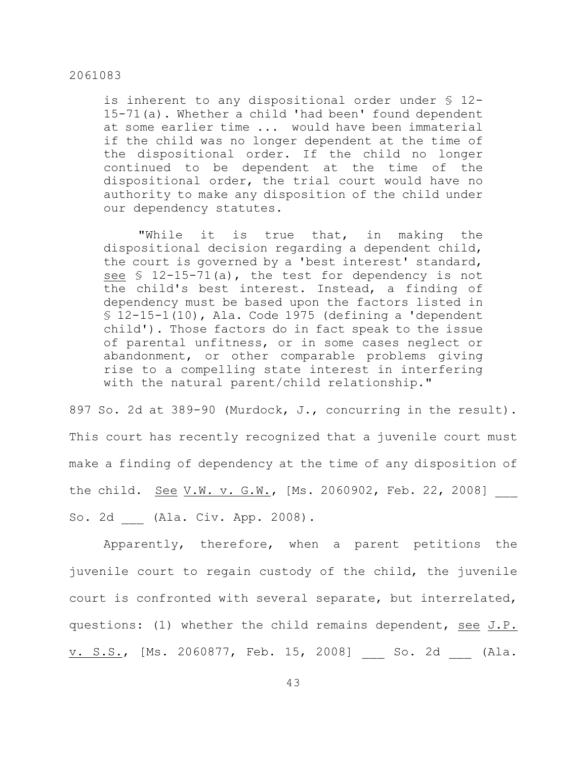> is inherent to any dispositional order under § 12-15-71(a). Whether a child 'had been' found dependent at some earlier time ... would have been immaterial if the child was no longer dependent at the time of the dispositional order. If the child no longer continued to be dependent at the time of the dispositional order, the trial court would have no authority to make any disposition of the child under our dependency statutes.
>
> "While it is true that, in making the dispositional decision regarding a dependent child, the court is governed by a 'best interest' standard, see § 12-15-71(a), the test for dependency is not the child's best interest. Instead, a finding of dependency must be based upon the factors listed in § 12-15-1(10), Ala. Code 1975 (defining a 'dependent child'). Those factors do in fact speak to the issue of parental unfitness, or in some cases neglect or abandonment, or other comparable problems giving rise to a compelling state interest in interfering with the natural parent/child relationship."

897 So. 2d at 389-90 (Murdock, J., concurring in the result). This court has recently recognized that a juvenile court must make a finding of dependency at the time of any disposition of the child. See V.W. v. G.W., [Ms. 2060902, Feb. 22, 2008] ___ So. 2d ___ (Ala. Civ. App. 2008).

Apparently, therefore, when a parent petitions the juvenile court to regain custody of the child, the juvenile court is confronted with several separate, but interrelated, questions: (1) whether the child remains dependent, see J.P. v. S.S., [Ms. 2060877, Feb. 15, 2008] ___ So. 2d ___ (Ala.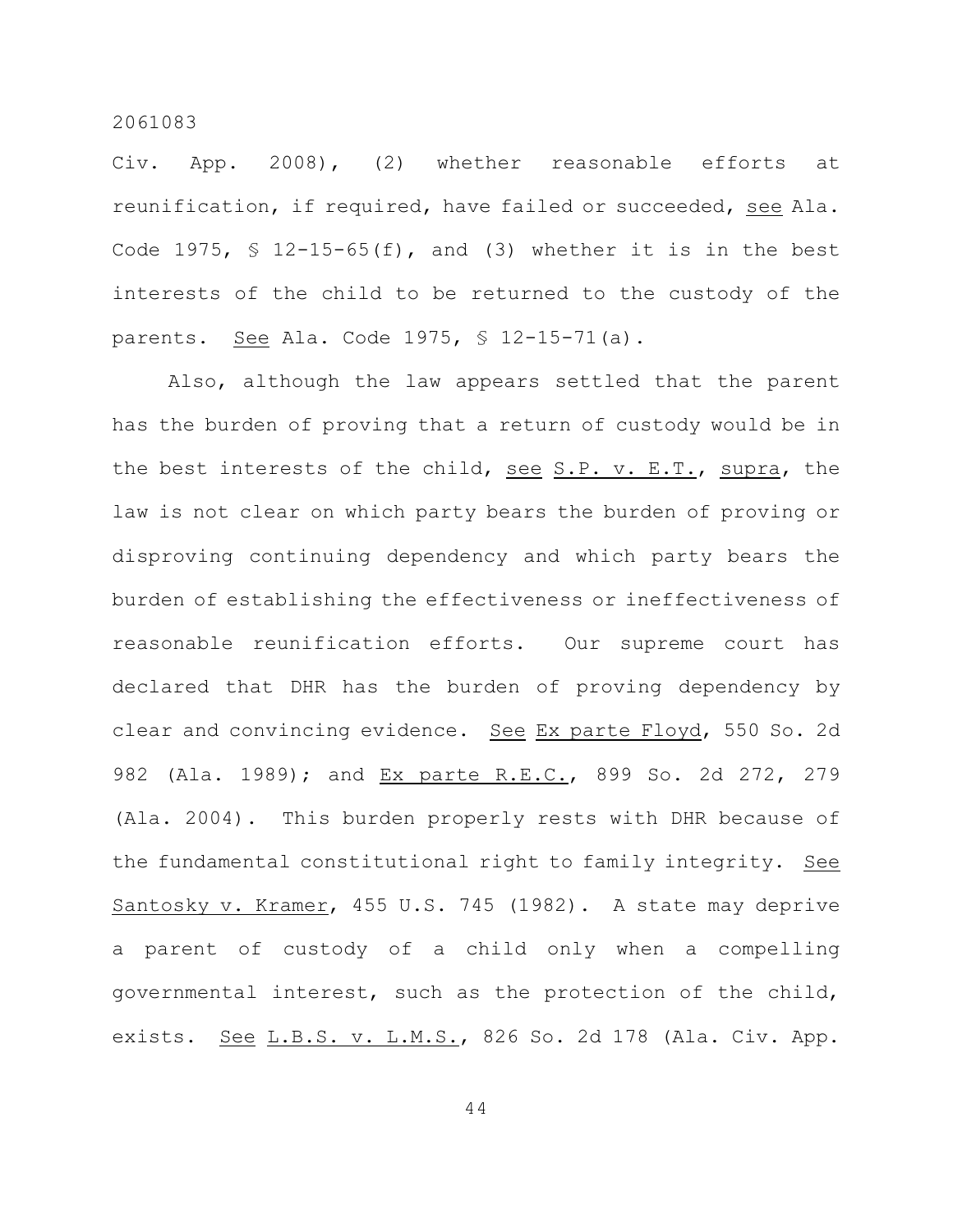Civ. App. 2008), (2) whether reasonable efforts at reunification, if required, have failed or succeeded, see Ala. Code 1975, § 12-15-65(f), and (3) whether it is in the best interests of the child to be returned to the custody of the parents. See Ala. Code 1975, § 12-15-71(a).

Also, although the law appears settled that the parent has the burden of proving that a return of custody would be in the best interests of the child, see S.P. v. E.T., supra, the law is not clear on which party bears the burden of proving or disproving continuing dependency and which party bears the burden of establishing the effectiveness or ineffectiveness of reasonable reunification efforts. Our supreme court has declared that DHR has the burden of proving dependency by clear and convincing evidence. See Ex parte Floyd, 550 So. 2d 982 (Ala. 1989); and Ex parte R.E.C., 899 So. 2d 272, 279 (Ala. 2004). This burden properly rests with DHR because of the fundamental constitutional right to family integrity. See Santosky v. Kramer, 455 U.S. 745 (1982). A state may deprive a parent of custody of a child only when a compelling governmental interest, such as the protection of the child, exists. See L.B.S. v. L.M.S., 826 So. 2d 178 (Ala. Civ. App.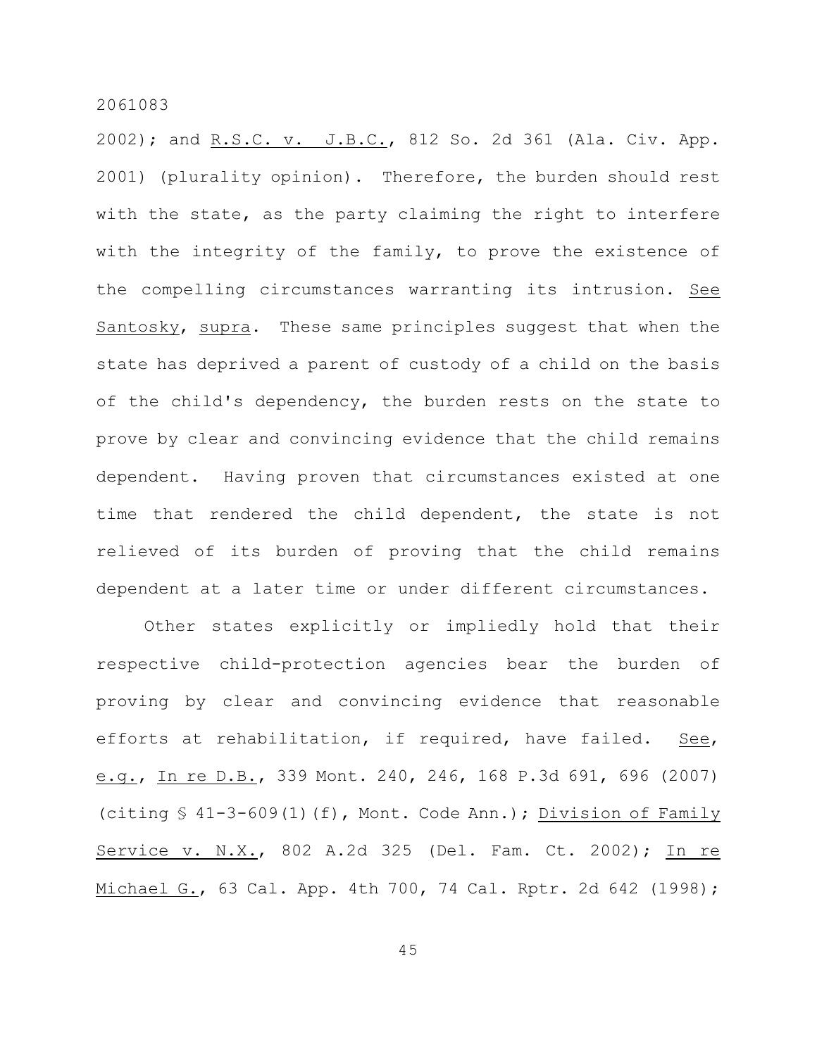2002); and R.S.C. v. J.B.C., 812 So. 2d 361 (Ala. Civ. App. 2001) (plurality opinion). Therefore, the burden should rest with the state, as the party claiming the right to interfere with the integrity of the family, to prove the existence of the compelling circumstances warranting its intrusion. See Santosky, supra. These same principles suggest that when the state has deprived a parent of custody of a child on the basis of the child's dependency, the burden rests on the state to prove by clear and convincing evidence that the child remains dependent. Having proven that circumstances existed at one time that rendered the child dependent, the state is not relieved of its burden of proving that the child remains dependent at a later time or under different circumstances.

Other states explicitly or impliedly hold that their respective child-protection agencies bear the burden of proving by clear and convincing evidence that reasonable efforts at rehabilitation, if required, have failed. See, e.g., In re D.B., 339 Mont. 240, 246, 168 P.3d 691, 696 (2007) (citing § 41-3-609(1)(f), Mont. Code Ann.); Division of Family Service v. N.X., 802 A.2d 325 (Del. Fam. Ct. 2002); In re Michael G., 63 Cal. App. 4th 700, 74 Cal. Rptr. 2d 642 (1998);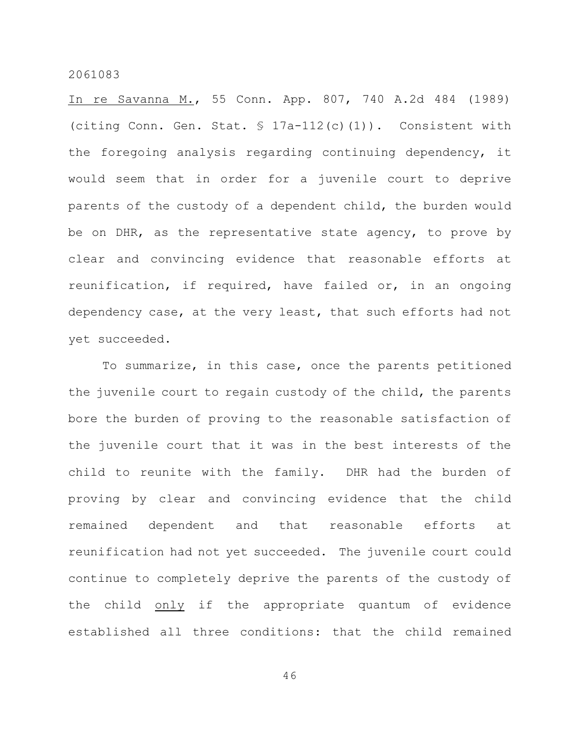In re Savanna M., 55 Conn. App. 807, 740 A.2d 484 (1989) (citing Conn. Gen. Stat. § 17a-112(c)(1)). Consistent with the foregoing analysis regarding continuing dependency, it would seem that in order for a juvenile court to deprive parents of the custody of a dependent child, the burden would be on DHR, as the representative state agency, to prove by clear and convincing evidence that reasonable efforts at reunification, if required, have failed or, in an ongoing dependency case, at the very least, that such efforts had not yet succeeded.

To summarize, in this case, once the parents petitioned the juvenile court to regain custody of the child, the parents bore the burden of proving to the reasonable satisfaction of the juvenile court that it was in the best interests of the child to reunite with the family. DHR had the burden of proving by clear and convincing evidence that the child remained dependent and that reasonable efforts at reunification had not yet succeeded. The juvenile court could continue to completely deprive the parents of the custody of the child <u>only</u> if the appropriate quantum of evidence established all three conditions: that the child remained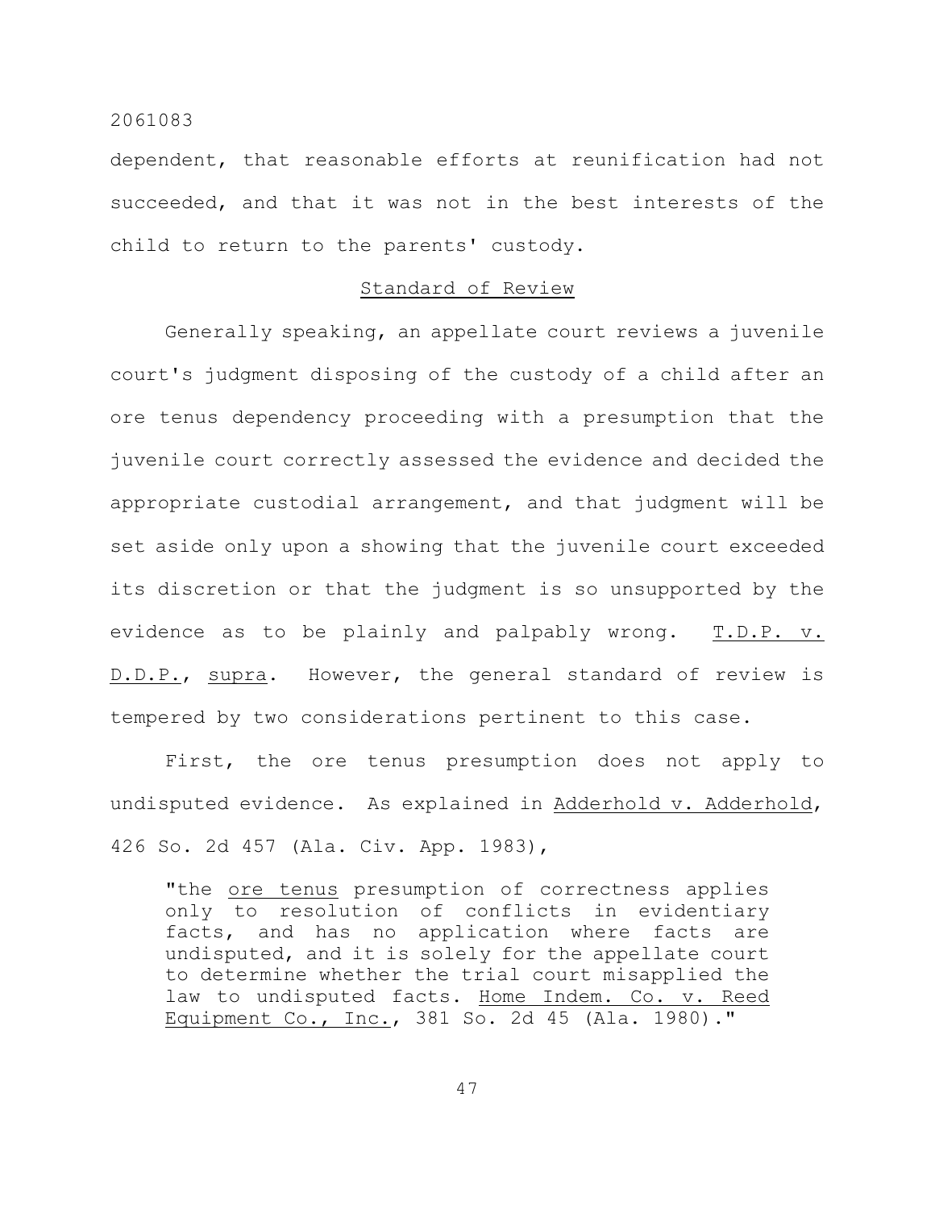dependent, that reasonable efforts at reunification had not succeeded, and that it was not in the best interests of the child to return to the parents' custody.

## Standard of Review

Generally speaking, an appellate court reviews a juvenile court's judgment disposing of the custody of a child after an ore tenus dependency proceeding with a presumption that the juvenile court correctly assessed the evidence and decided the appropriate custodial arrangement, and that judgment will be set aside only upon a showing that the juvenile court exceeded its discretion or that the judgment is so unsupported by the evidence as to be plainly and palpably wrong. T.D.P. v. D.D.P., supra. However, the general standard of review is tempered by two considerations pertinent to this case.

First, the ore tenus presumption does not apply to undisputed evidence. As explained in Adderhold v. Adderhold, 426 So. 2d 457 (Ala. Civ. App. 1983),

> "the ore tenus presumption of correctness applies only to resolution of conflicts in evidentiary facts, and has no application where facts are undisputed, and it is solely for the appellate court to determine whether the trial court misapplied the law to undisputed facts. Home Indem. Co. v. Reed Equipment Co., Inc., 381 So. 2d 45 (Ala. 1980)."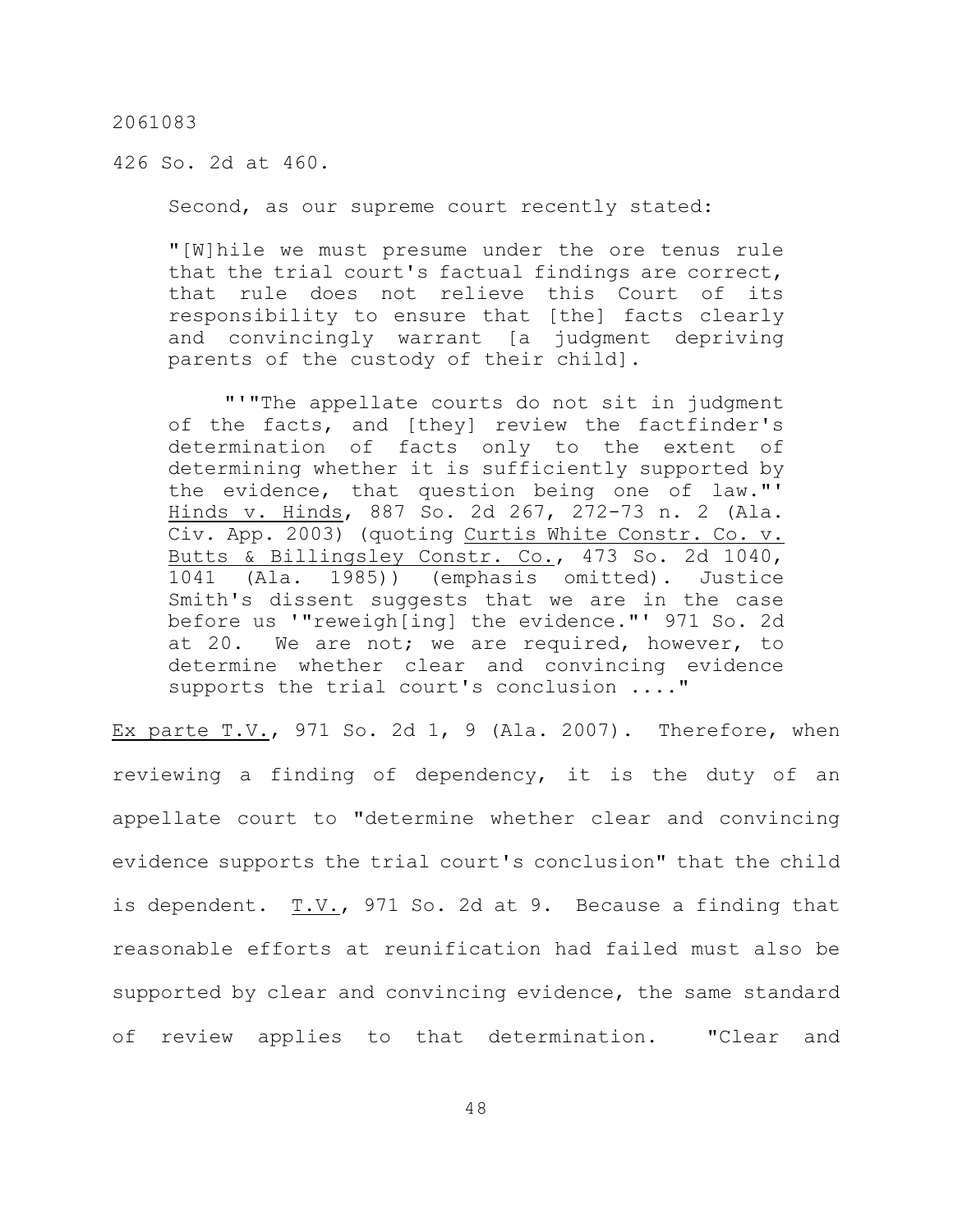426 So. 2d at 460.

Second, as our supreme court recently stated:

> "[W]hile we must presume under the ore tenus rule that the trial court's factual findings are correct, that rule does not relieve this Court of its responsibility to ensure that [the] facts clearly and convincingly warrant [a judgment depriving parents of the custody of their child].
>
> "'"The appellate courts do not sit in judgment of the facts, and [they] review the factfinder's determination of facts only to the extent of determining whether it is sufficiently supported by the evidence, that question being one of law."' Hinds v. Hinds, 887 So. 2d 267, 272-73 n. 2 (Ala. Civ. App. 2003) (quoting Curtis White Constr. Co. v. Butts & Billingsley Constr. Co., 473 So. 2d 1040, 1041 (Ala. 1985)) (emphasis omitted). Justice Smith's dissent suggests that we are in the case before us '"reweigh[ing] the evidence."' 971 So. 2d at 20. We are not; we are required, however, to determine whether clear and convincing evidence supports the trial court's conclusion ...."

Ex parte T.V., 971 So. 2d 1, 9 (Ala. 2007). Therefore, when reviewing a finding of dependency, it is the duty of an appellate court to "determine whether clear and convincing evidence supports the trial court's conclusion" that the child is dependent. T.V., 971 So. 2d at 9. Because a finding that reasonable efforts at reunification had failed must also be supported by clear and convincing evidence, the same standard of review applies to that determination. "Clear and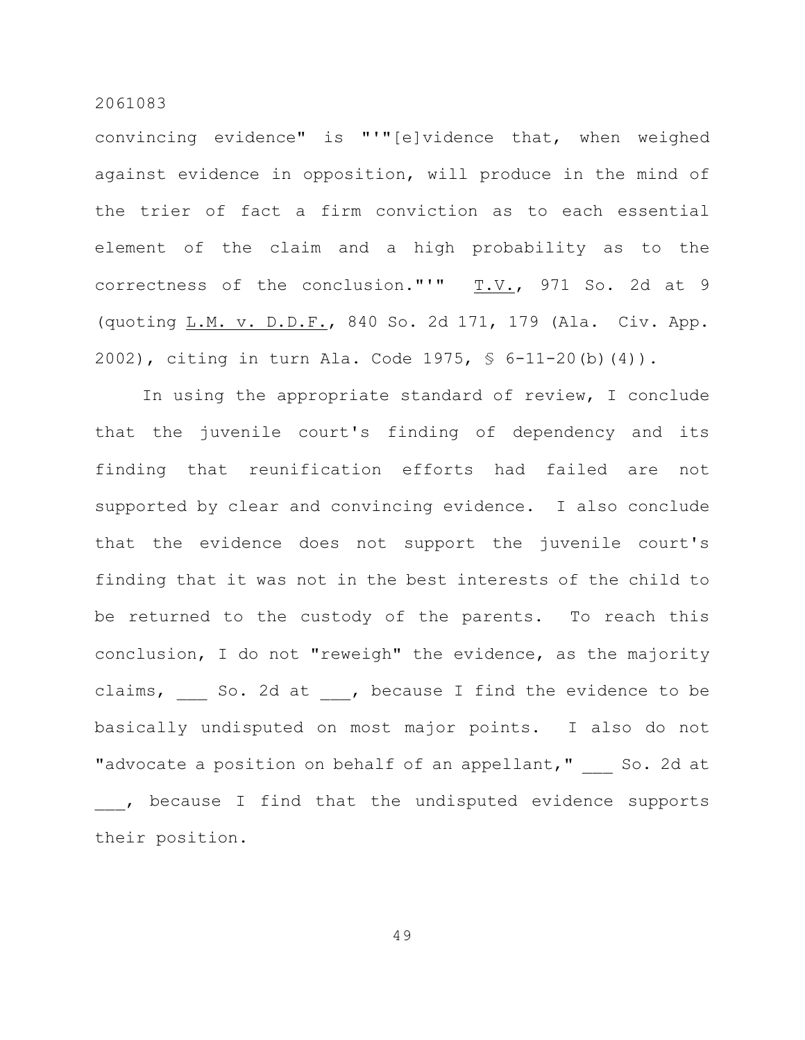convincing evidence" is "'"[e]vidence that, when weighed against evidence in opposition, will produce in the mind of the trier of fact a firm conviction as to each essential element of the claim and a high probability as to the correctness of the conclusion."'" T.V., 971 So. 2d at 9 (quoting L.M. v. D.D.F., 840 So. 2d 171, 179 (Ala. Civ. App. 2002), citing in turn Ala. Code 1975, § 6-11-20(b)(4)).

In using the appropriate standard of review, I conclude that the juvenile court's finding of dependency and its finding that reunification efforts had failed are not supported by clear and convincing evidence. I also conclude that the evidence does not support the juvenile court's finding that it was not in the best interests of the child to be returned to the custody of the parents. To reach this conclusion, I do not "reweigh" the evidence, as the majority claims, ___ So. 2d at ___, because I find the evidence to be basically undisputed on most major points. I also do not "advocate a position on behalf of an appellant," ___ So. 2d at ___, because I find that the undisputed evidence supports their position.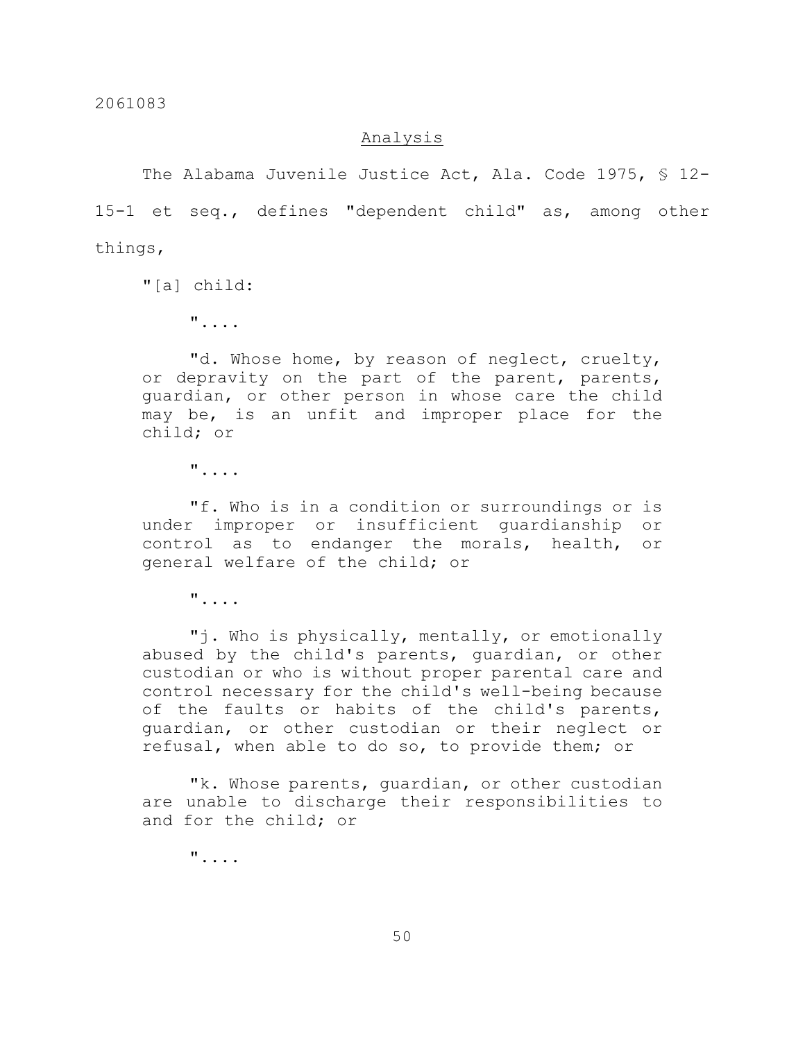## Analysis

The Alabama Juvenile Justice Act, Ala. Code 1975, § 12-15-1 et seq., defines "dependent child" as, among other things,

> "[a] child:
>
> "....
>
> "d. Whose home, by reason of neglect, cruelty, or depravity on the part of the parent, parents, guardian, or other person in whose care the child may be, is an unfit and improper place for the child; or
>
> "....
>
> "f. Who is in a condition or surroundings or is under improper or insufficient guardianship or control as to endanger the morals, health, or general welfare of the child; or
>
> "....
>
> "j. Who is physically, mentally, or emotionally abused by the child's parents, guardian, or other custodian or who is without proper parental care and control necessary for the child's well-being because of the faults or habits of the child's parents, guardian, or other custodian or their neglect or refusal, when able to do so, to provide them; or
>
> "k. Whose parents, guardian, or other custodian are unable to discharge their responsibilities to and for the child; or
>
> "...."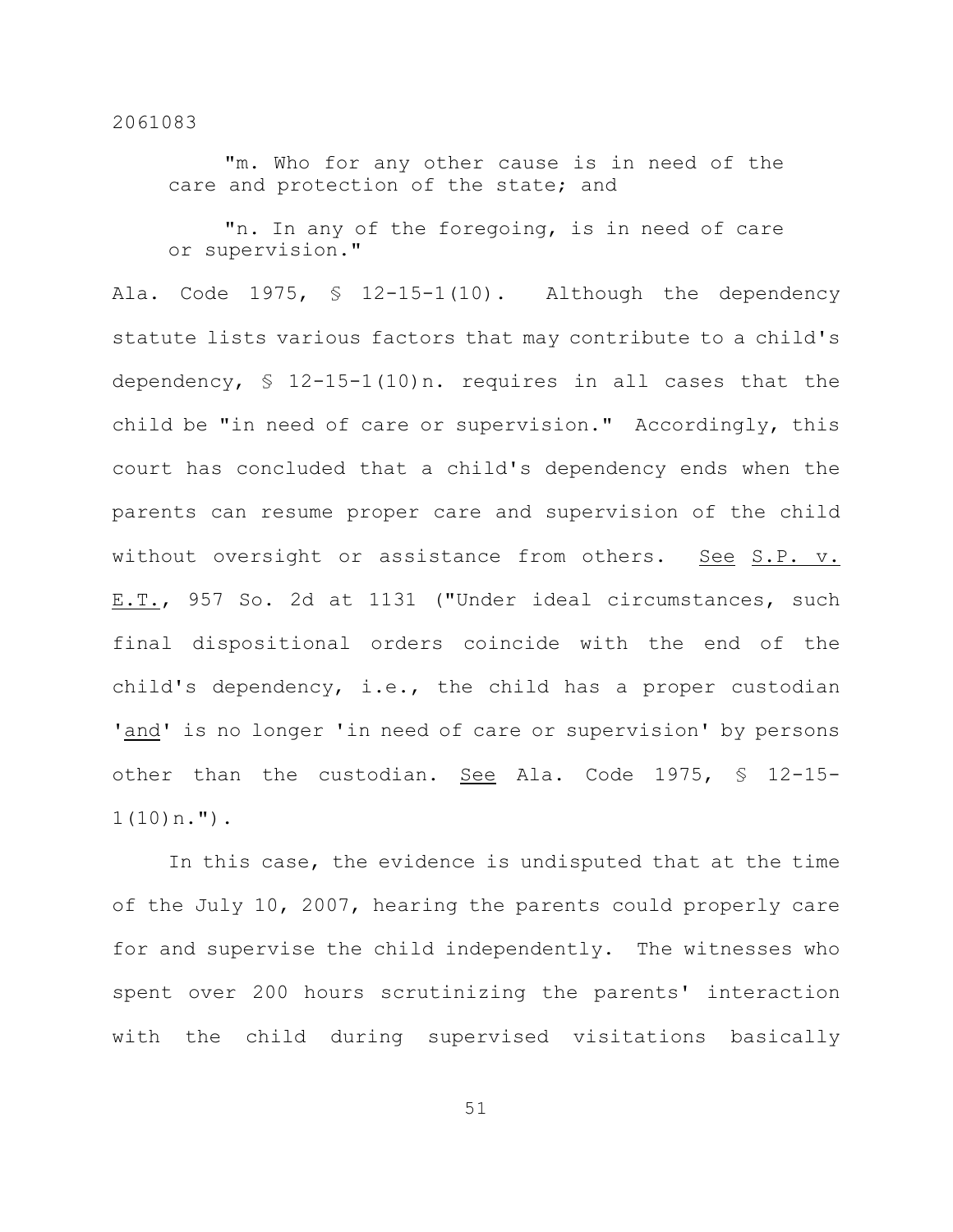> "m. Who for any other cause is in need of the care and protection of the state; and
>
> "n. In any of the foregoing, is in need of care or supervision."

Ala. Code 1975, § 12-15-1(10). Although the dependency statute lists various factors that may contribute to a child's dependency, § 12-15-1(10)n. requires in all cases that the child be "in need of care or supervision." Accordingly, this court has concluded that a child's dependency ends when the parents can resume proper care and supervision of the child without oversight or assistance from others. _See_ _S.P. v. E.T._, 957 So. 2d at 1131 ("Under ideal circumstances, such final dispositional orders coincide with the end of the child's dependency, i.e., the child has a proper custodian '_and_' is no longer 'in need of care or supervision' by persons other than the custodian. _See_ Ala. Code 1975, § 12-15-1(10)n.").

In this case, the evidence is undisputed that at the time of the July 10, 2007, hearing the parents could properly care for and supervise the child independently. The witnesses who spent over 200 hours scrutinizing the parents' interaction with the child during supervised visitations basically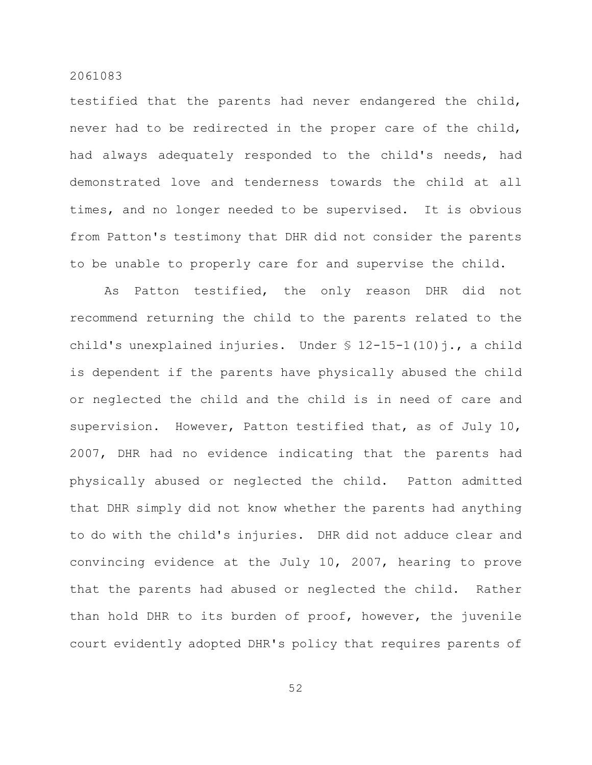testified that the parents had never endangered the child, never had to be redirected in the proper care of the child, had always adequately responded to the child's needs, had demonstrated love and tenderness towards the child at all times, and no longer needed to be supervised. It is obvious from Patton's testimony that DHR did not consider the parents to be unable to properly care for and supervise the child.

As Patton testified, the only reason DHR did not recommend returning the child to the parents related to the child's unexplained injuries. Under § 12-15-1(10)j., a child is dependent if the parents have physically abused the child or neglected the child and the child is in need of care and supervision. However, Patton testified that, as of July 10, 2007, DHR had no evidence indicating that the parents had physically abused or neglected the child. Patton admitted that DHR simply did not know whether the parents had anything to do with the child's injuries. DHR did not adduce clear and convincing evidence at the July 10, 2007, hearing to prove that the parents had abused or neglected the child. Rather than hold DHR to its burden of proof, however, the juvenile court evidently adopted DHR's policy that requires parents of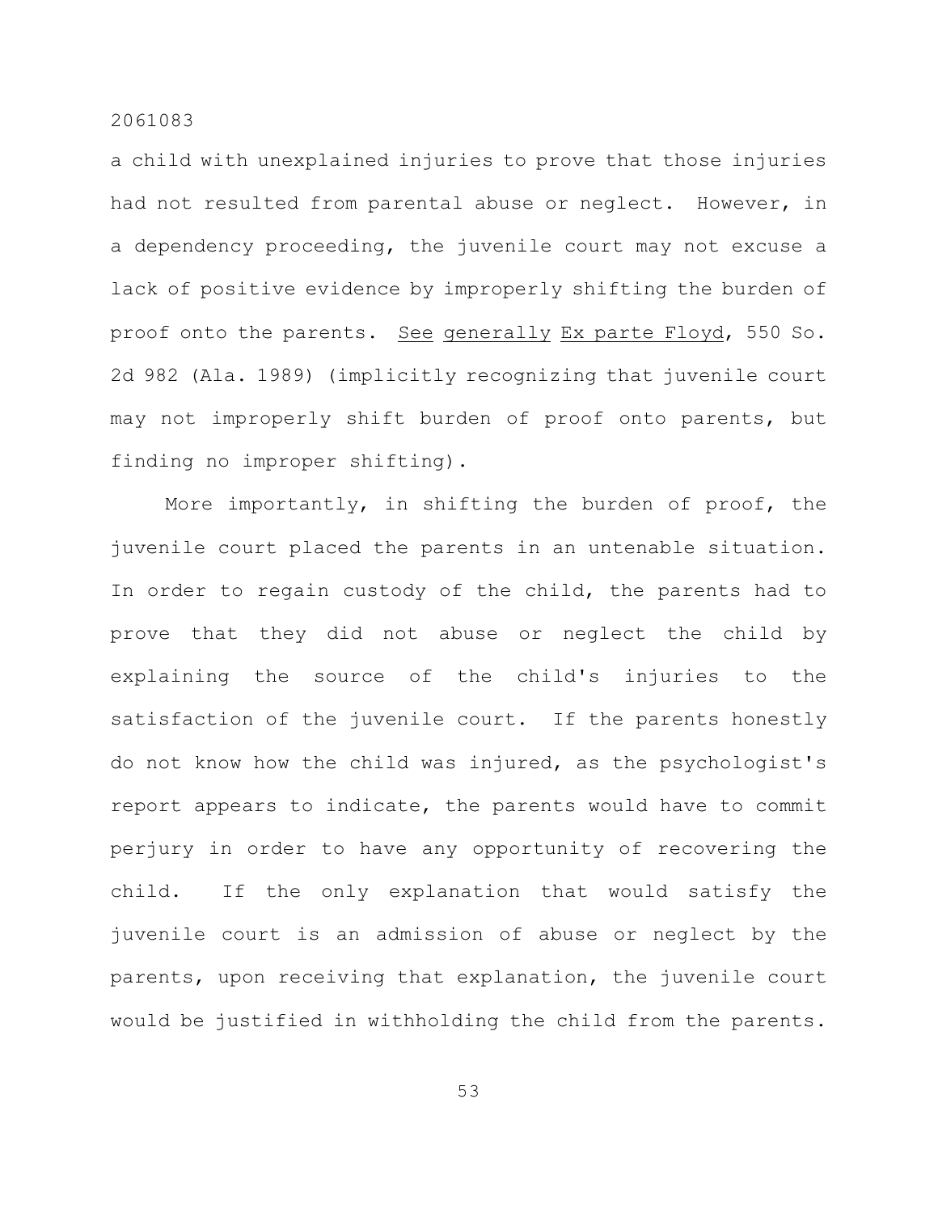a child with unexplained injuries to prove that those injuries had not resulted from parental abuse or neglect. However, in a dependency proceeding, the juvenile court may not excuse a lack of positive evidence by improperly shifting the burden of proof onto the parents. See generally Ex parte Floyd, 550 So. 2d 982 (Ala. 1989) (implicitly recognizing that juvenile court may not improperly shift burden of proof onto parents, but finding no improper shifting).

More importantly, in shifting the burden of proof, the juvenile court placed the parents in an untenable situation. In order to regain custody of the child, the parents had to prove that they did not abuse or neglect the child by explaining the source of the child's injuries to the satisfaction of the juvenile court. If the parents honestly do not know how the child was injured, as the psychologist's report appears to indicate, the parents would have to commit perjury in order to have any opportunity of recovering the child. If the only explanation that would satisfy the juvenile court is an admission of abuse or neglect by the parents, upon receiving that explanation, the juvenile court would be justified in withholding the child from the parents.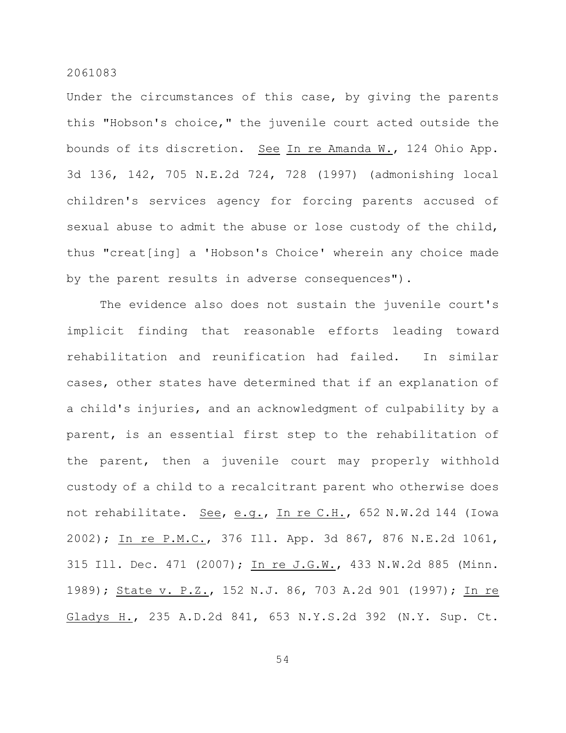Under the circumstances of this case, by giving the parents this "Hobson's choice," the juvenile court acted outside the bounds of its discretion. See In re Amanda W., 124 Ohio App. 3d 136, 142, 705 N.E.2d 724, 728 (1997) (admonishing local children's services agency for forcing parents accused of sexual abuse to admit the abuse or lose custody of the child, thus "creat[ing] a 'Hobson's Choice' wherein any choice made by the parent results in adverse consequences").

The evidence also does not sustain the juvenile court's implicit finding that reasonable efforts leading toward rehabilitation and reunification had failed. In similar cases, other states have determined that if an explanation of a child's injuries, and an acknowledgment of culpability by a parent, is an essential first step to the rehabilitation of the parent, then a juvenile court may properly withhold custody of a child to a recalcitrant parent who otherwise does not rehabilitate. See, e.g., In re C.H., 652 N.W.2d 144 (Iowa 2002); In re P.M.C., 376 Ill. App. 3d 867, 876 N.E.2d 1061, 315 Ill. Dec. 471 (2007); In re J.G.W., 433 N.W.2d 885 (Minn. 1989); State v. P.Z., 152 N.J. 86, 703 A.2d 901 (1997); In re Gladys H., 235 A.D.2d 841, 653 N.Y.S.2d 392 (N.Y. Sup. Ct.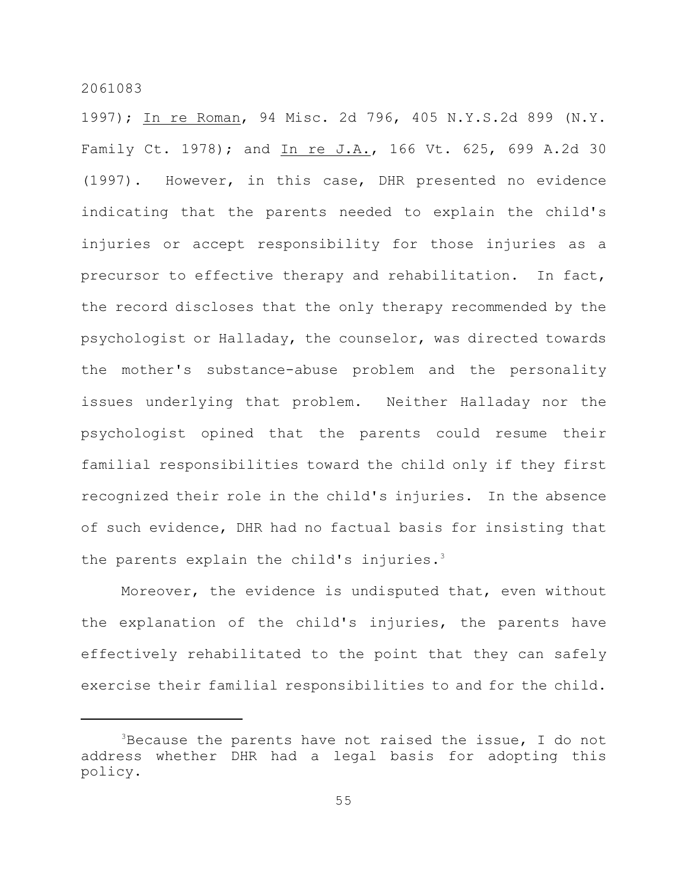1997); In re Roman, 94 Misc. 2d 796, 405 N.Y.S.2d 899 (N.Y. Family Ct. 1978); and In re J.A., 166 Vt. 625, 699 A.2d 30 (1997). However, in this case, DHR presented no evidence indicating that the parents needed to explain the child's injuries or accept responsibility for those injuries as a precursor to effective therapy and rehabilitation. In fact, the record discloses that the only therapy recommended by the psychologist or Halladay, the counselor, was directed towards the mother's substance-abuse problem and the personality issues underlying that problem. Neither Halladay nor the psychologist opined that the parents could resume their familial responsibilities toward the child only if they first recognized their role in the child's injuries. In the absence of such evidence, DHR had no factual basis for insisting that the parents explain the child's injuries.[3]

Moreover, the evidence is undisputed that, even without the explanation of the child's injuries, the parents have effectively rehabilitated to the point that they can safely exercise their familial responsibilities to and for the child.

---

[3] Because the parents have not raised the issue, I do not address whether DHR had a legal basis for adopting this policy.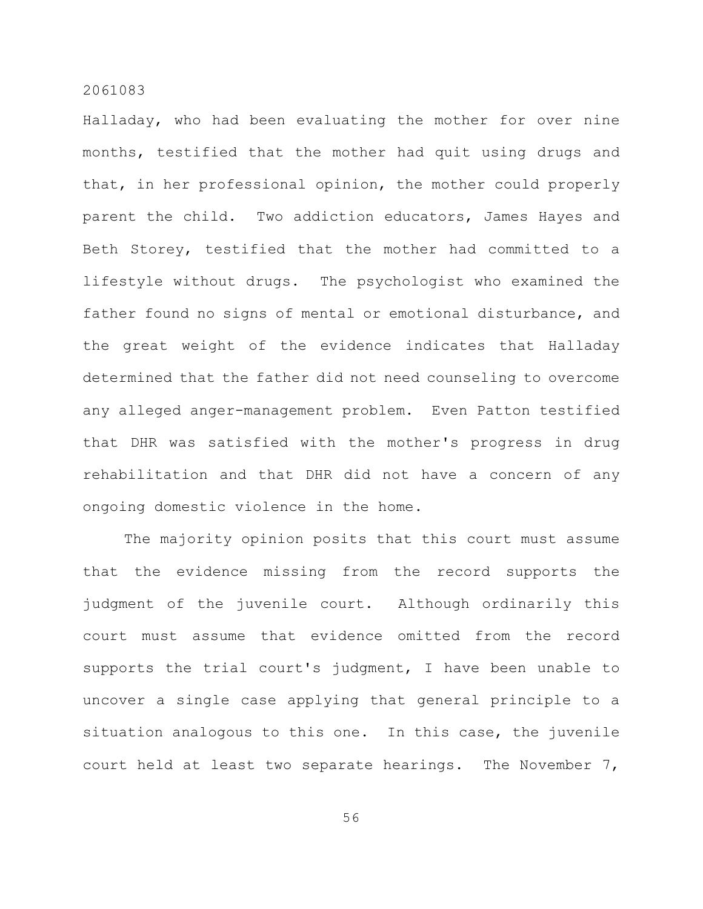Halladay, who had been evaluating the mother for over nine months, testified that the mother had quit using drugs and that, in her professional opinion, the mother could properly parent the child. Two addiction educators, James Hayes and Beth Storey, testified that the mother had committed to a lifestyle without drugs. The psychologist who examined the father found no signs of mental or emotional disturbance, and the great weight of the evidence indicates that Halladay determined that the father did not need counseling to overcome any alleged anger-management problem. Even Patton testified that DHR was satisfied with the mother's progress in drug rehabilitation and that DHR did not have a concern of any ongoing domestic violence in the home.

The majority opinion posits that this court must assume that the evidence missing from the record supports the judgment of the juvenile court. Although ordinarily this court must assume that evidence omitted from the record supports the trial court's judgment, I have been unable to uncover a single case applying that general principle to a situation analogous to this one. In this case, the juvenile court held at least two separate hearings. The November 7,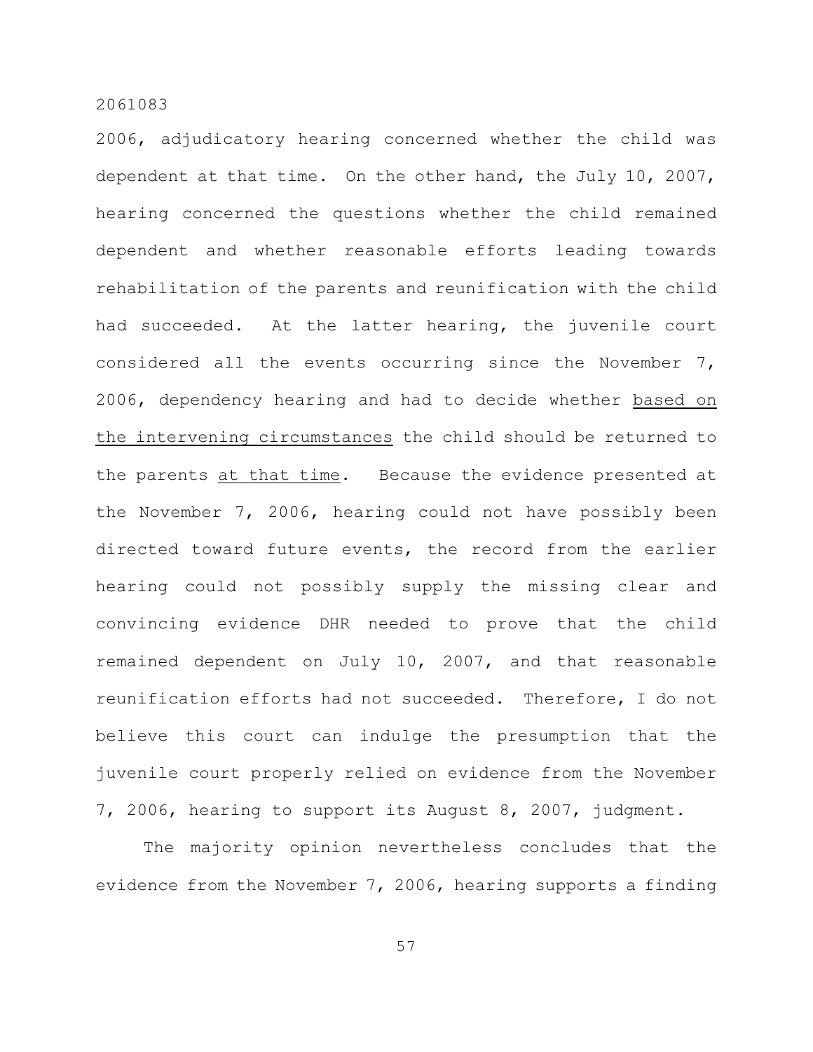2006, adjudicatory hearing concerned whether the child was dependent at that time. On the other hand, the July 10, 2007, hearing concerned the questions whether the child remained dependent and whether reasonable efforts leading towards rehabilitation of the parents and reunification with the child had succeeded. At the latter hearing, the juvenile court considered all the events occurring since the November 7, 2006, dependency hearing and had to decide whether <u>based on the intervening circumstances</u> the child should be returned to the parents <u>at that time</u>. Because the evidence presented at the November 7, 2006, hearing could not have possibly been directed toward future events, the record from the earlier hearing could not possibly supply the missing clear and convincing evidence DHR needed to prove that the child remained dependent on July 10, 2007, and that reasonable reunification efforts had not succeeded. Therefore, I do not believe this court can indulge the presumption that the juvenile court properly relied on evidence from the November 7, 2006, hearing to support its August 8, 2007, judgment.

The majority opinion nevertheless concludes that the evidence from the November 7, 2006, hearing supports a finding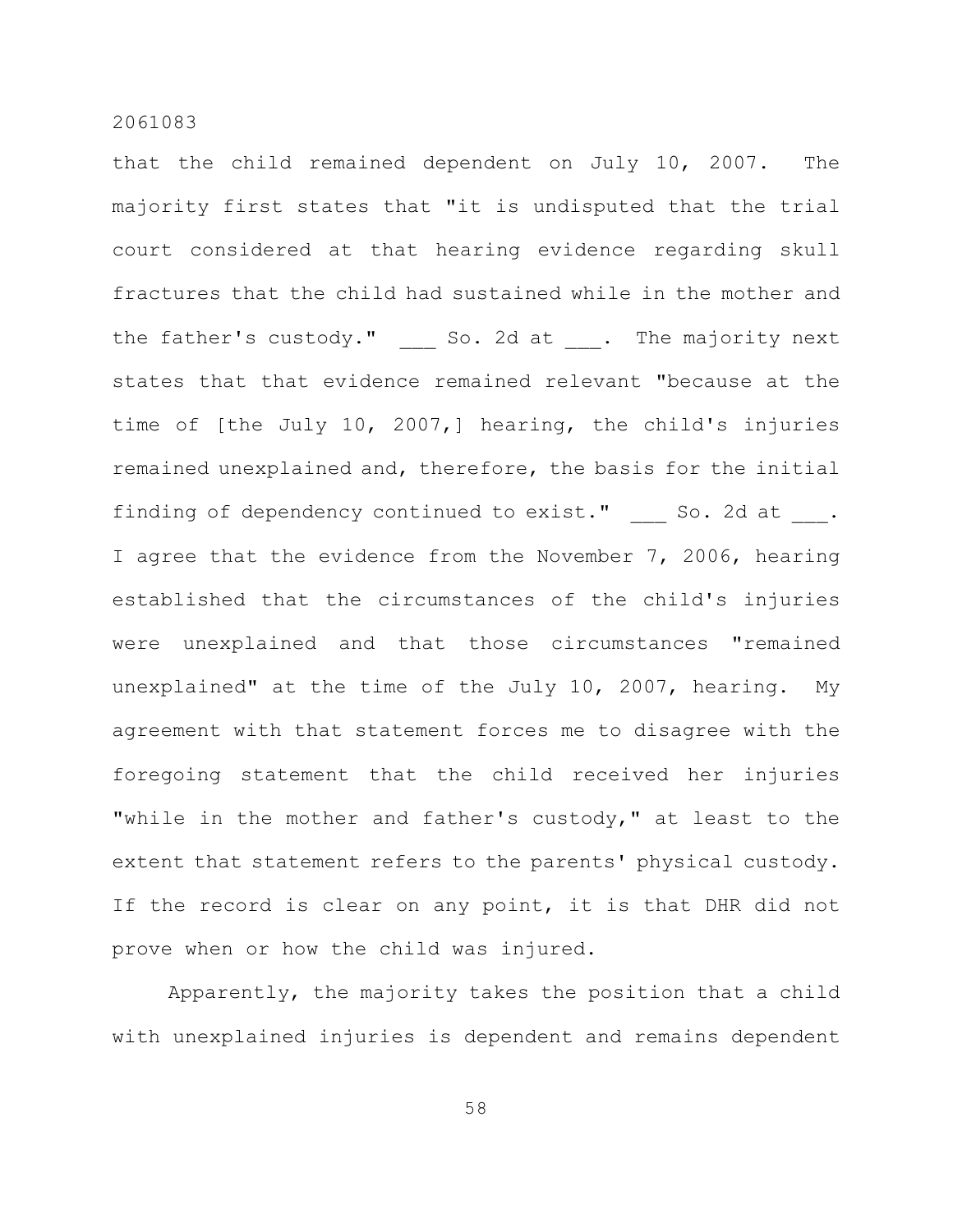that the child remained dependent on July 10, 2007. The majority first states that "it is undisputed that the trial court considered at that hearing evidence regarding skull fractures that the child had sustained while in the mother and the father's custody." ___ So. 2d at ___. The majority next states that that evidence remained relevant "because at the time of [the July 10, 2007,] hearing, the child's injuries remained unexplained and, therefore, the basis for the initial finding of dependency continued to exist." ___ So. 2d at ___. I agree that the evidence from the November 7, 2006, hearing established that the circumstances of the child's injuries were unexplained and that those circumstances "remained unexplained" at the time of the July 10, 2007, hearing. My agreement with that statement forces me to disagree with the foregoing statement that the child received her injuries "while in the mother and father's custody," at least to the extent that statement refers to the parents' physical custody. If the record is clear on any point, it is that DHR did not prove when or how the child was injured.

Apparently, the majority takes the position that a child with unexplained injuries is dependent and remains dependent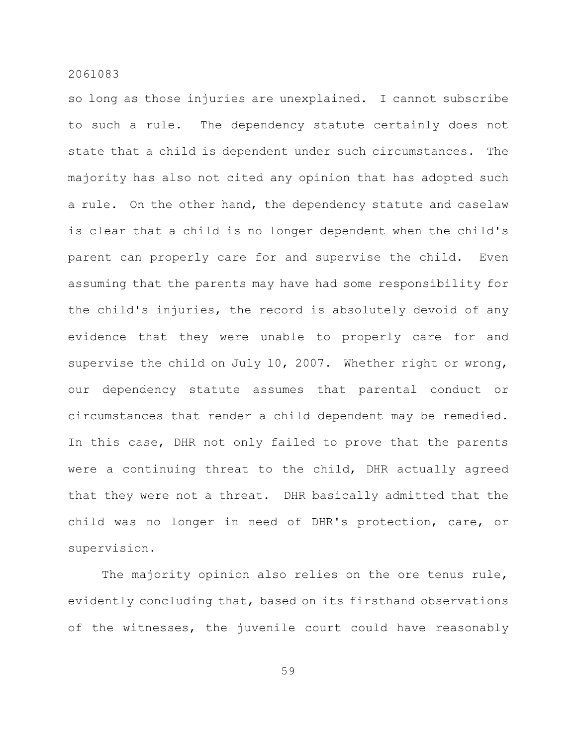so long as those injuries are unexplained. I cannot subscribe to such a rule. The dependency statute certainly does not state that a child is dependent under such circumstances. The majority has also not cited any opinion that has adopted such a rule. On the other hand, the dependency statute and caselaw is clear that a child is no longer dependent when the child's parent can properly care for and supervise the child. Even assuming that the parents may have had some responsibility for the child's injuries, the record is absolutely devoid of any evidence that they were unable to properly care for and supervise the child on July 10, 2007. Whether right or wrong, our dependency statute assumes that parental conduct or circumstances that render a child dependent may be remedied. In this case, DHR not only failed to prove that the parents were a continuing threat to the child, DHR actually agreed that they were not a threat. DHR basically admitted that the child was no longer in need of DHR's protection, care, or supervision.

The majority opinion also relies on the ore tenus rule, evidently concluding that, based on its firsthand observations of the witnesses, the juvenile court could have reasonably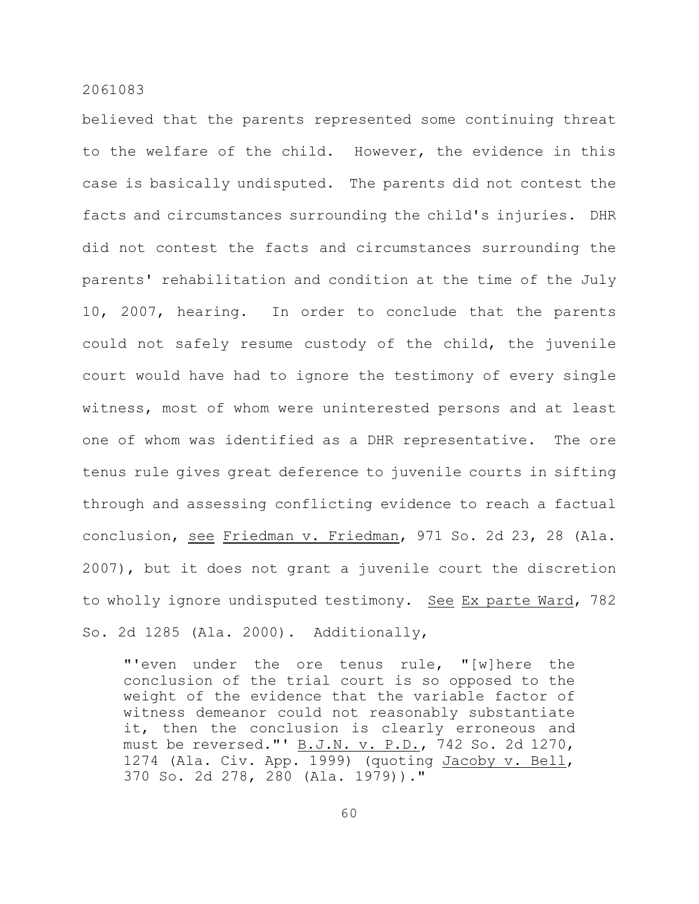believed that the parents represented some continuing threat to the welfare of the child. However, the evidence in this case is basically undisputed. The parents did not contest the facts and circumstances surrounding the child's injuries. DHR did not contest the facts and circumstances surrounding the parents' rehabilitation and condition at the time of the July 10, 2007, hearing. In order to conclude that the parents could not safely resume custody of the child, the juvenile court would have had to ignore the testimony of every single witness, most of whom were uninterested persons and at least one of whom was identified as a DHR representative. The ore tenus rule gives great deference to juvenile courts in sifting through and assessing conflicting evidence to reach a factual conclusion, see Friedman v. Friedman, 971 So. 2d 23, 28 (Ala. 2007), but it does not grant a juvenile court the discretion to wholly ignore undisputed testimony. See Ex parte Ward, 782 So. 2d 1285 (Ala. 2000). Additionally,

> "'even under the ore tenus rule, "[w]here the conclusion of the trial court is so opposed to the weight of the evidence that the variable factor of witness demeanor could not reasonably substantiate it, then the conclusion is clearly erroneous and must be reversed."' B.J.N. v. P.D., 742 So. 2d 1270, 1274 (Ala. Civ. App. 1999) (quoting Jacoby v. Bell, 370 So. 2d 278, 280 (Ala. 1979))."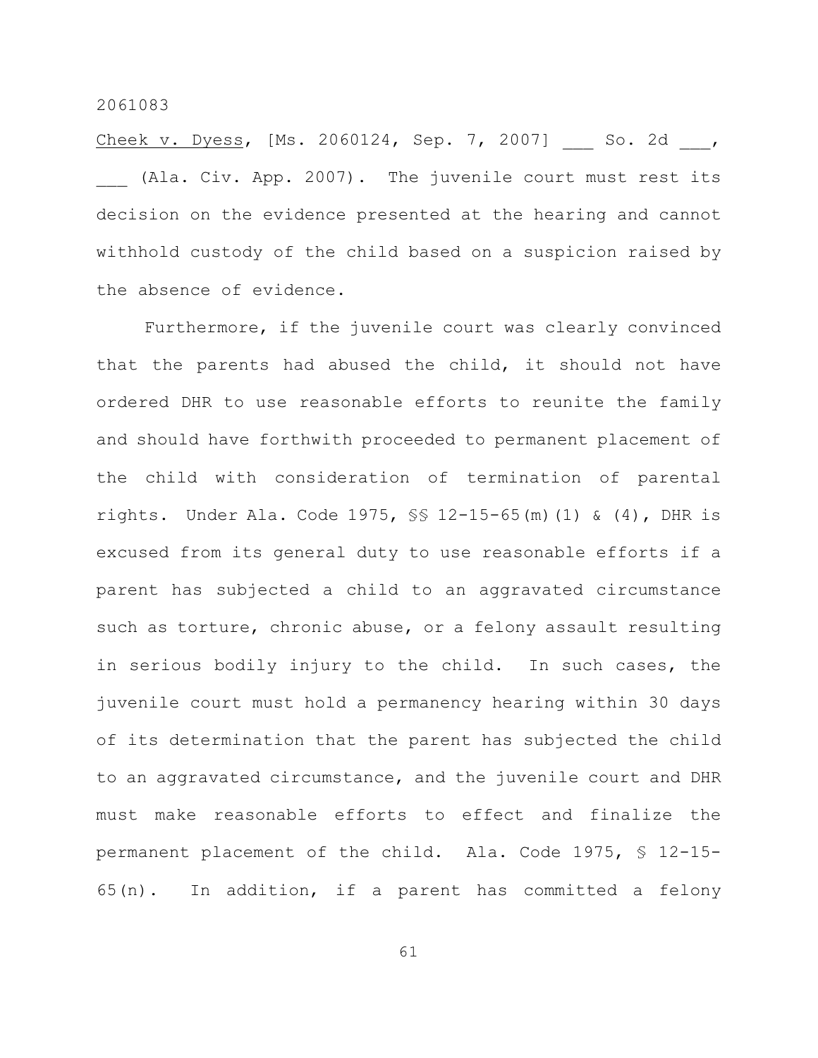Cheek v. Dyess, [Ms. 2060124, Sep. 7, 2007] ___ So. 2d ___, ___ (Ala. Civ. App. 2007). The juvenile court must rest its decision on the evidence presented at the hearing and cannot withhold custody of the child based on a suspicion raised by the absence of evidence.

Furthermore, if the juvenile court was clearly convinced that the parents had abused the child, it should not have ordered DHR to use reasonable efforts to reunite the family and should have forthwith proceeded to permanent placement of the child with consideration of termination of parental rights. Under Ala. Code 1975, §§ 12-15-65(m)(1) & (4), DHR is excused from its general duty to use reasonable efforts if a parent has subjected a child to an aggravated circumstance such as torture, chronic abuse, or a felony assault resulting in serious bodily injury to the child. In such cases, the juvenile court must hold a permanency hearing within 30 days of its determination that the parent has subjected the child to an aggravated circumstance, and the juvenile court and DHR must make reasonable efforts to effect and finalize the permanent placement of the child. Ala. Code 1975, § 12-15-65(n). In addition, if a parent has committed a felony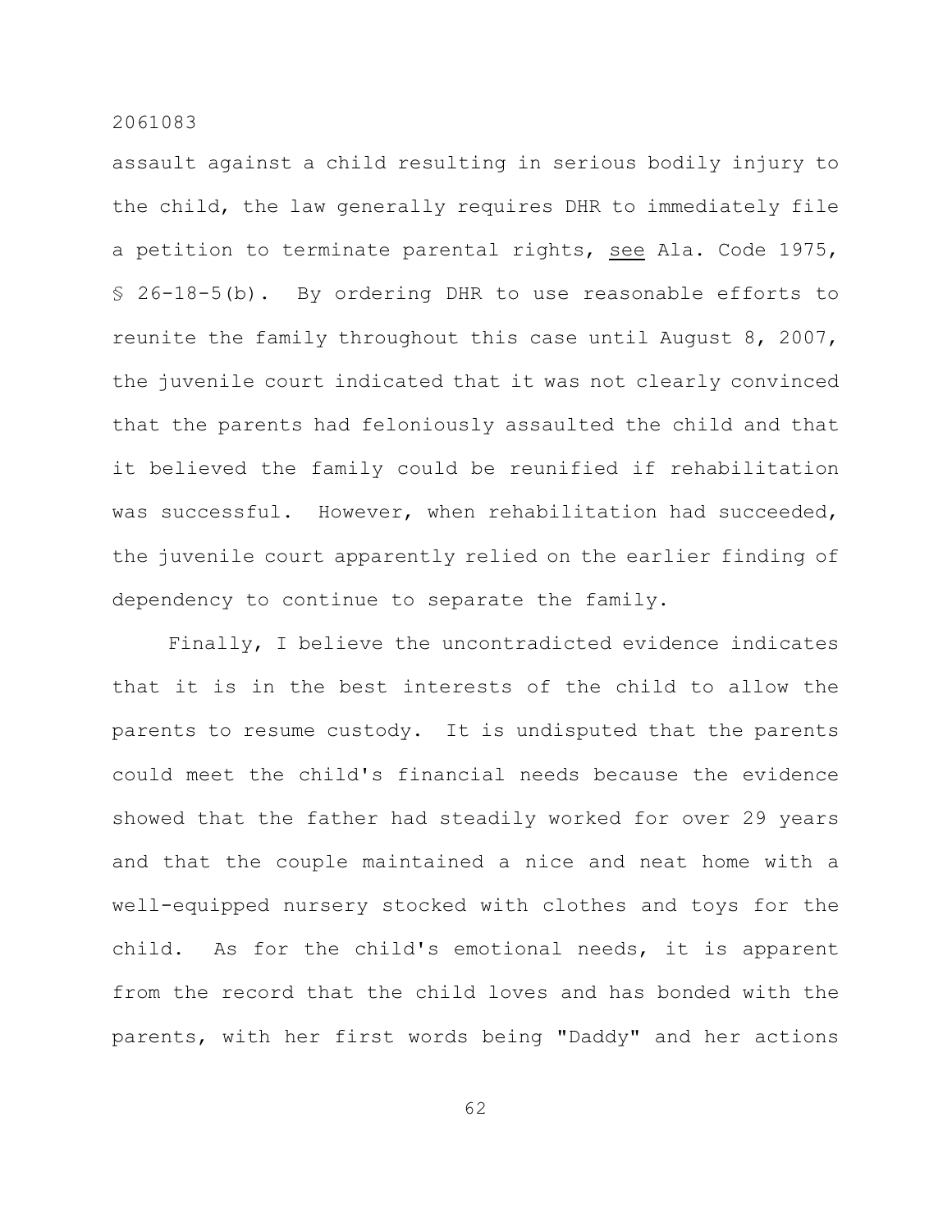assault against a child resulting in serious bodily injury to the child, the law generally requires DHR to immediately file a petition to terminate parental rights, see Ala. Code 1975, § 26-18-5(b). By ordering DHR to use reasonable efforts to reunite the family throughout this case until August 8, 2007, the juvenile court indicated that it was not clearly convinced that the parents had feloniously assaulted the child and that it believed the family could be reunified if rehabilitation was successful. However, when rehabilitation had succeeded, the juvenile court apparently relied on the earlier finding of dependency to continue to separate the family.

Finally, I believe the uncontradicted evidence indicates that it is in the best interests of the child to allow the parents to resume custody. It is undisputed that the parents could meet the child's financial needs because the evidence showed that the father had steadily worked for over 29 years and that the couple maintained a nice and neat home with a well-equipped nursery stocked with clothes and toys for the child. As for the child's emotional needs, it is apparent from the record that the child loves and has bonded with the parents, with her first words being "Daddy" and her actions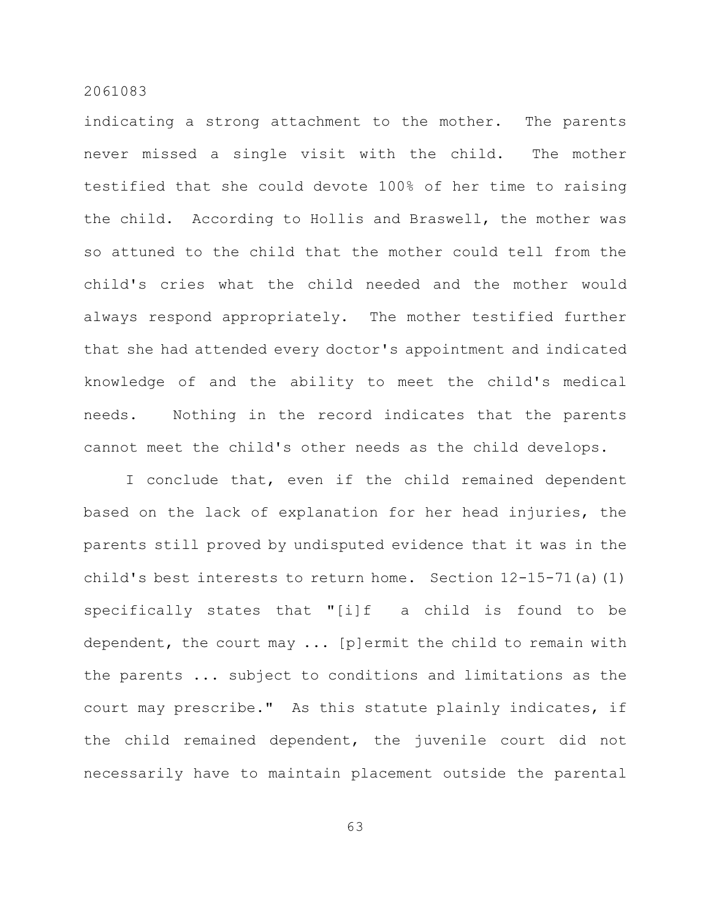indicating a strong attachment to the mother. The parents never missed a single visit with the child. The mother testified that she could devote 100% of her time to raising the child. According to Hollis and Braswell, the mother was so attuned to the child that the mother could tell from the child's cries what the child needed and the mother would always respond appropriately. The mother testified further that she had attended every doctor's appointment and indicated knowledge of and the ability to meet the child's medical needs. Nothing in the record indicates that the parents cannot meet the child's other needs as the child develops.

I conclude that, even if the child remained dependent based on the lack of explanation for her head injuries, the parents still proved by undisputed evidence that it was in the child's best interests to return home. Section 12-15-71(a)(1) specifically states that "[i]f a child is found to be dependent, the court may ... [p]ermit the child to remain with the parents ... subject to conditions and limitations as the court may prescribe." As this statute plainly indicates, if the child remained dependent, the juvenile court did not necessarily have to maintain placement outside the parental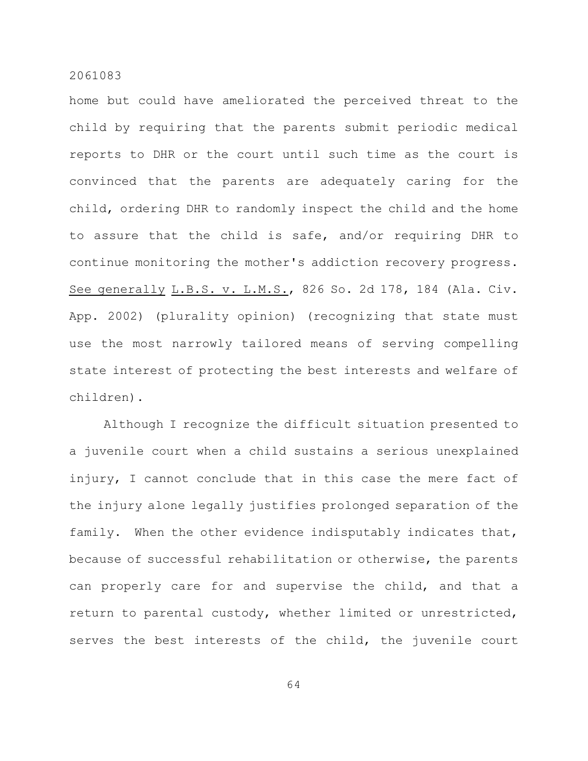home but could have ameliorated the perceived threat to the child by requiring that the parents submit periodic medical reports to DHR or the court until such time as the court is convinced that the parents are adequately caring for the child, ordering DHR to randomly inspect the child and the home to assure that the child is safe, and/or requiring DHR to continue monitoring the mother's addiction recovery progress. See generally L.B.S. v. L.M.S., 826 So. 2d 178, 184 (Ala. Civ. App. 2002) (plurality opinion) (recognizing that state must use the most narrowly tailored means of serving compelling state interest of protecting the best interests and welfare of children).

Although I recognize the difficult situation presented to a juvenile court when a child sustains a serious unexplained injury, I cannot conclude that in this case the mere fact of the injury alone legally justifies prolonged separation of the family. When the other evidence indisputably indicates that, because of successful rehabilitation or otherwise, the parents can properly care for and supervise the child, and that a return to parental custody, whether limited or unrestricted, serves the best interests of the child, the juvenile court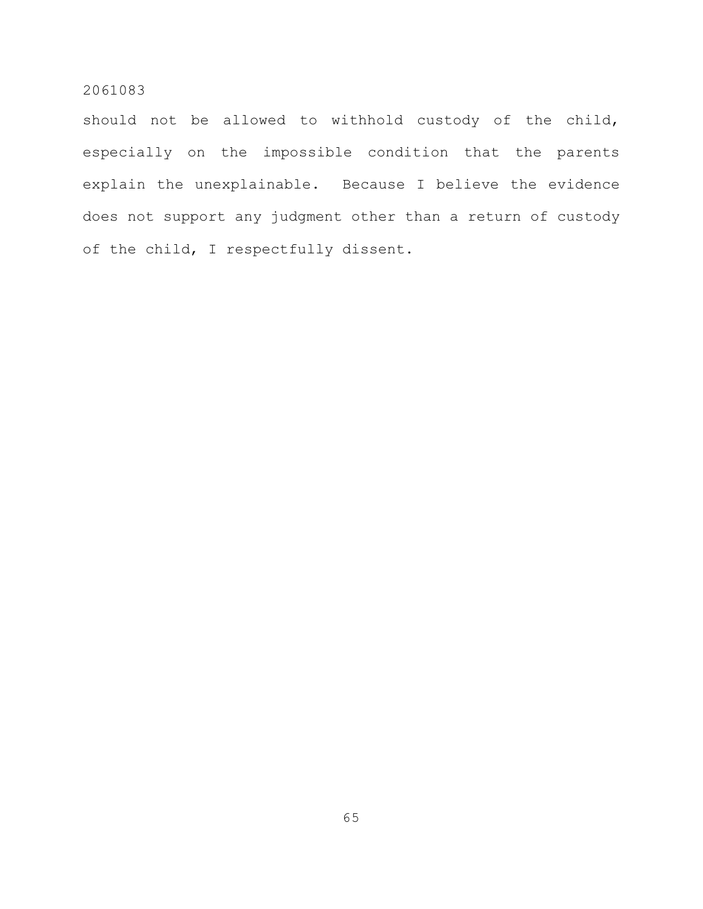should not be allowed to withhold custody of the child, especially on the impossible condition that the parents explain the unexplainable. Because I believe the evidence does not support any judgment other than a return of custody of the child, I respectfully dissent.